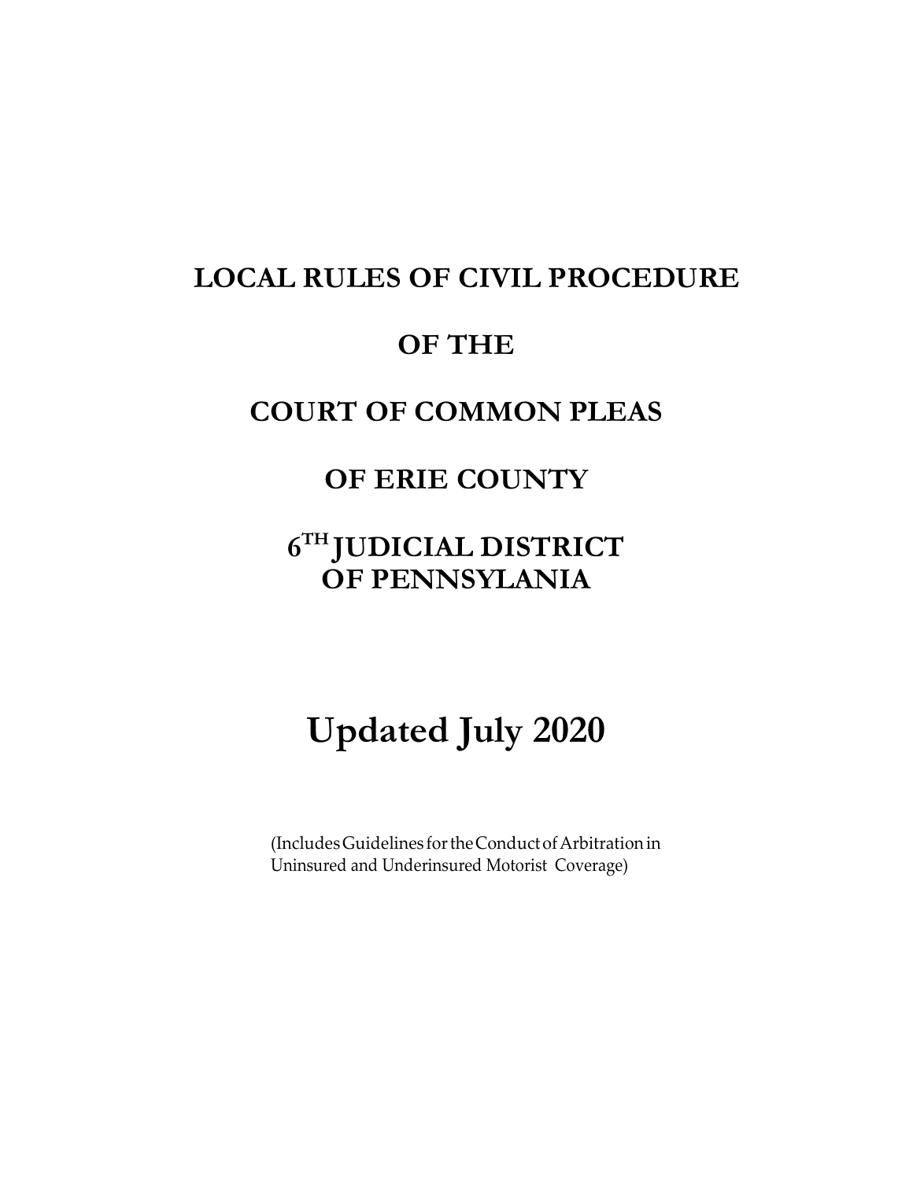# LOCAL RULES OF CIVIL PROCEDURE

# OF THE

# COURT OF COMMON PLEAS

# OF ERIE COUNTY

# 6TH JUDICIAL DISTRICT OF PENNSYLANIA

# Updated July 2020

(Includes Guidelines for the Conduct of Arbitration in Uninsured and Underinsured Motorist Coverage)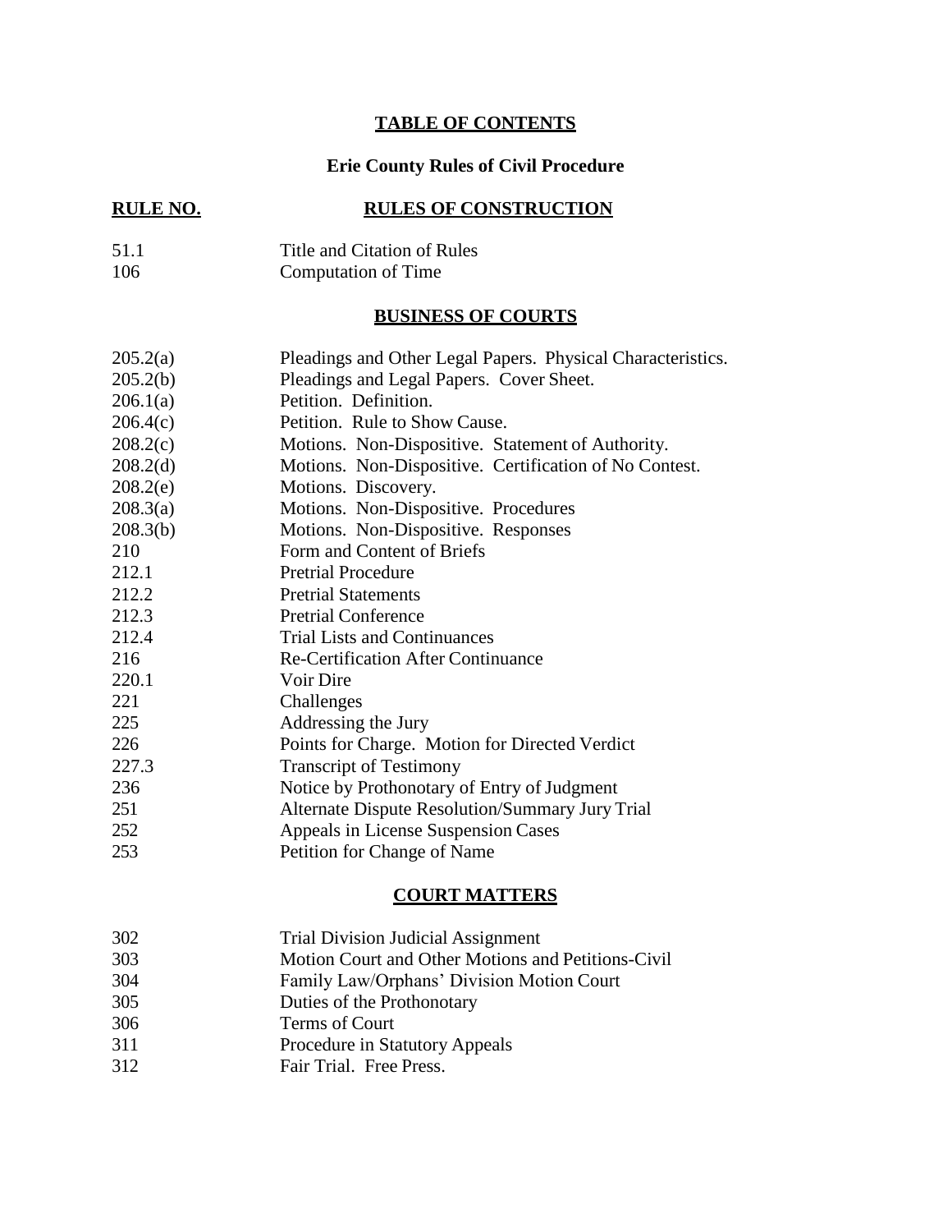# TABLE OF CONTENTS

## Erie County Rules of Civil Procedure

| RULE NO. | RULES OF CONSTRUCTION |
|---|---|
| 51.1 | Title and Citation of Rules |
| 106 | Computation of Time |

### BUSINESS OF COURTS

| | |
|---|---|
| 205.2(a) | Pleadings and Other Legal Papers. Physical Characteristics. |
| 205.2(b) | Pleadings and Legal Papers. Cover Sheet. |
| 206.1(a) | Petition. Definition. |
| 206.4(c) | Petition. Rule to Show Cause. |
| 208.2(c) | Motions. Non-Dispositive. Statement of Authority. |
| 208.2(d) | Motions. Non-Dispositive. Certification of No Contest. |
| 208.2(e) | Motions. Discovery. |
| 208.3(a) | Motions. Non-Dispositive. Procedures |
| 208.3(b) | Motions. Non-Dispositive. Responses |
| 210 | Form and Content of Briefs |
| 212.1 | Pretrial Procedure |
| 212.2 | Pretrial Statements |
| 212.3 | Pretrial Conference |
| 212.4 | Trial Lists and Continuances |
| 216 | Re-Certification After Continuance |
| 220.1 | Voir Dire |
| 221 | Challenges |
| 225 | Addressing the Jury |
| 226 | Points for Charge. Motion for Directed Verdict |
| 227.3 | Transcript of Testimony |
| 236 | Notice by Prothonotary of Entry of Judgment |
| 251 | Alternate Dispute Resolution/Summary Jury Trial |
| 252 | Appeals in License Suspension Cases |
| 253 | Petition for Change of Name |

### COURT MATTERS

| | |
|---|---|
| 302 | Trial Division Judicial Assignment |
| 303 | Motion Court and Other Motions and Petitions-Civil |
| 304 | Family Law/Orphans' Division Motion Court |
| 305 | Duties of the Prothonotary |
| 306 | Terms of Court |
| 311 | Procedure in Statutory Appeals |
| 312 | Fair Trial. Free Press. |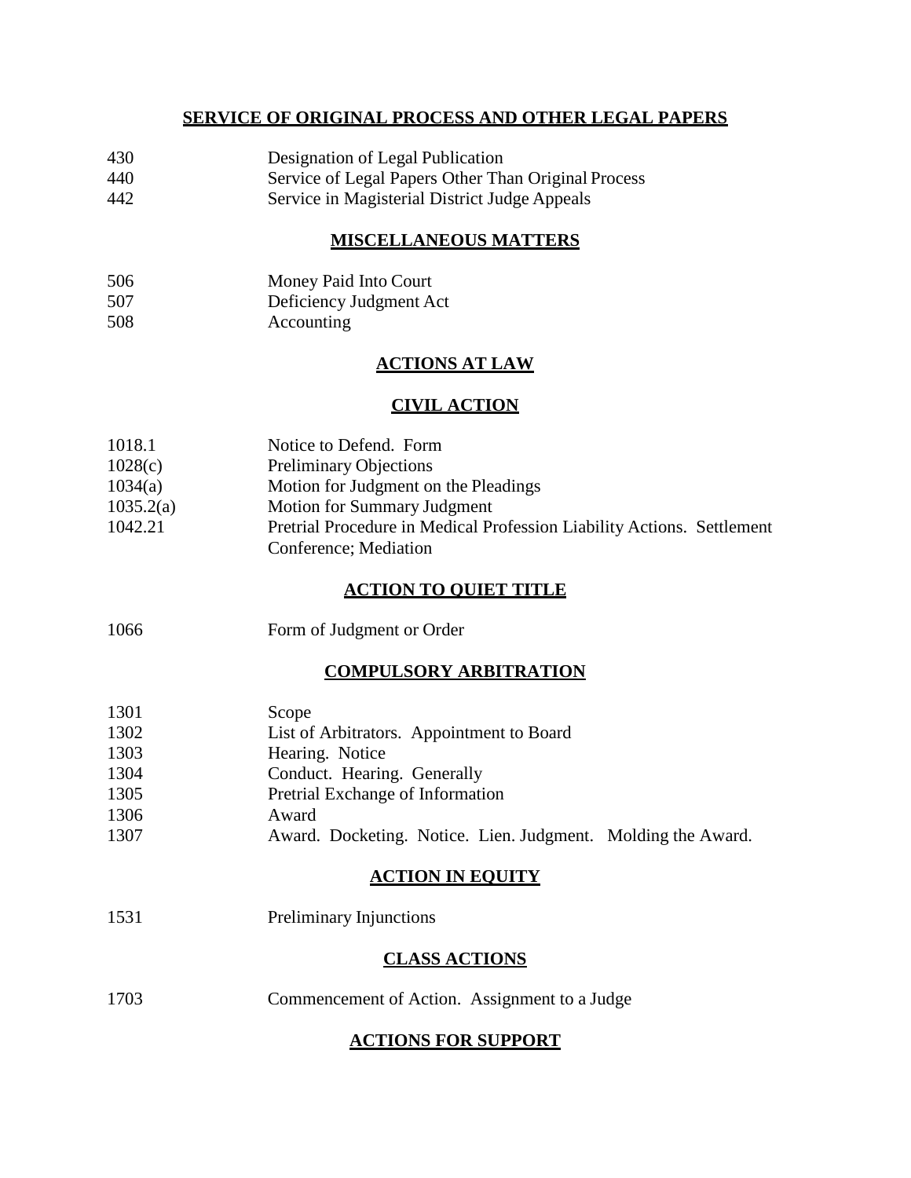## SERVICE OF ORIGINAL PROCESS AND OTHER LEGAL PAPERS

| | |
|---|---|
| 430 | Designation of Legal Publication |
| 440 | Service of Legal Papers Other Than Original Process |
| 442 | Service in Magisterial District Judge Appeals |

## MISCELLANEOUS MATTERS

| | |
|---|---|
| 506 | Money Paid Into Court |
| 507 | Deficiency Judgment Act |
| 508 | Accounting |

## ACTIONS AT LAW

## CIVIL ACTION

| | |
|---|---|
| 1018.1 | Notice to Defend. Form |
| 1028(c) | Preliminary Objections |
| 1034(a) | Motion for Judgment on the Pleadings |
| 1035.2(a) | Motion for Summary Judgment |
| 1042.21 | Pretrial Procedure in Medical Profession Liability Actions. Settlement Conference; Mediation |

## ACTION TO QUIET TITLE

| | |
|---|---|
| 1066 | Form of Judgment or Order |

## COMPULSORY ARBITRATION

| | |
|---|---|
| 1301 | Scope |
| 1302 | List of Arbitrators. Appointment to Board |
| 1303 | Hearing. Notice |
| 1304 | Conduct. Hearing. Generally |
| 1305 | Pretrial Exchange of Information |
| 1306 | Award |
| 1307 | Award. Docketing. Notice. Lien. Judgment. Molding the Award. |

## ACTION IN EQUITY

| | |
|---|---|
| 1531 | Preliminary Injunctions |

## CLASS ACTIONS

| | |
|---|---|
| 1703 | Commencement of Action. Assignment to a Judge |

## ACTIONS FOR SUPPORT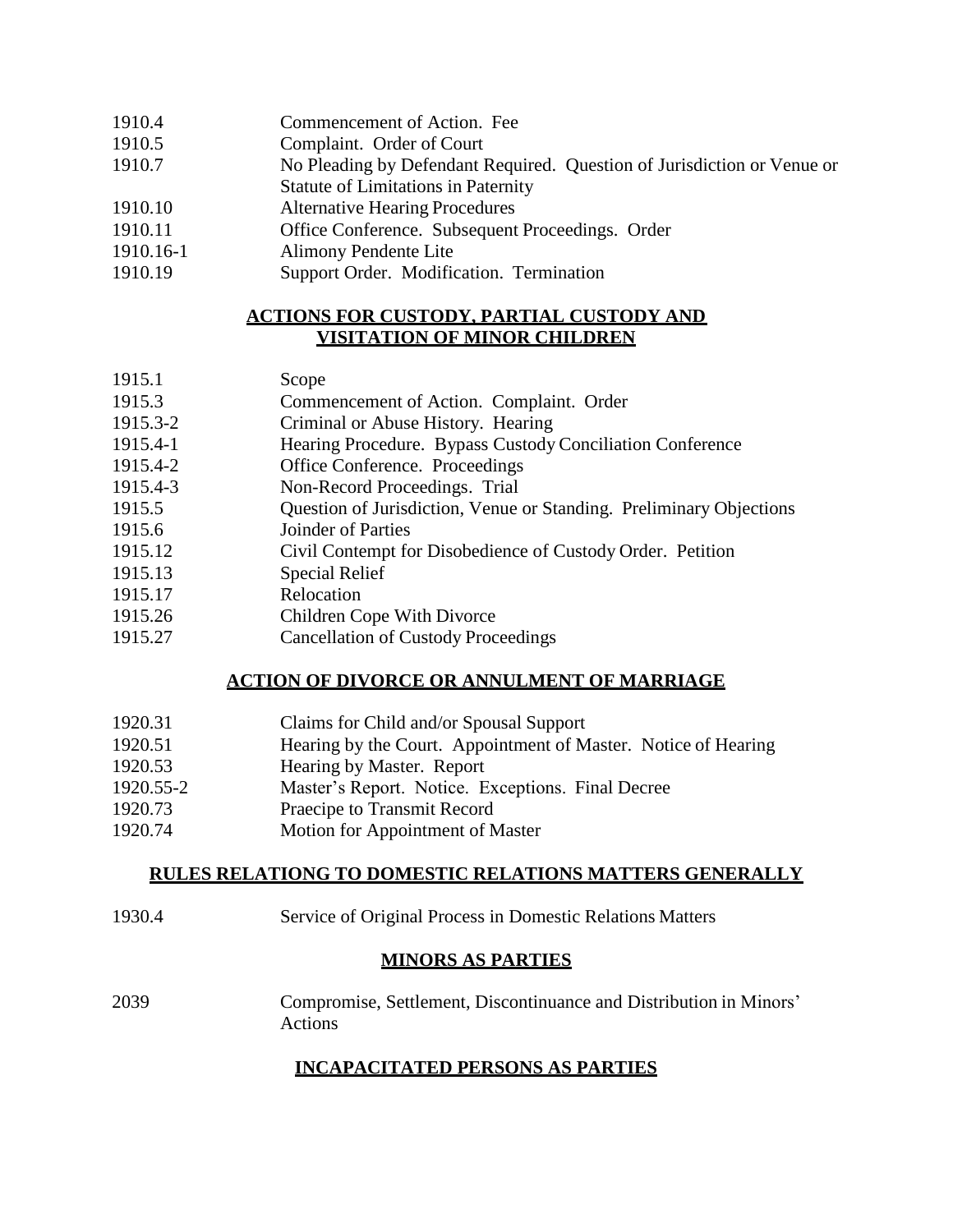| | |
|---|---|
| 1910.4 | Commencement of Action. Fee |
| 1910.5 | Complaint. Order of Court |
| 1910.7 | No Pleading by Defendant Required. Question of Jurisdiction or Venue or Statute of Limitations in Paternity |
| 1910.10 | Alternative Hearing Procedures |
| 1910.11 | Office Conference. Subsequent Proceedings. Order |
| 1910.16-1 | Alimony Pendente Lite |
| 1910.19 | Support Order. Modification. Termination |

## ACTIONS FOR CUSTODY, PARTIAL CUSTODY AND VISITATION OF MINOR CHILDREN

| | |
|---|---|
| 1915.1 | Scope |
| 1915.3 | Commencement of Action. Complaint. Order |
| 1915.3-2 | Criminal or Abuse History. Hearing |
| 1915.4-1 | Hearing Procedure. Bypass Custody Conciliation Conference |
| 1915.4-2 | Office Conference. Proceedings |
| 1915.4-3 | Non-Record Proceedings. Trial |
| 1915.5 | Question of Jurisdiction, Venue or Standing. Preliminary Objections |
| 1915.6 | Joinder of Parties |
| 1915.12 | Civil Contempt for Disobedience of Custody Order. Petition |
| 1915.13 | Special Relief |
| 1915.17 | Relocation |
| 1915.26 | Children Cope With Divorce |
| 1915.27 | Cancellation of Custody Proceedings |

## ACTION OF DIVORCE OR ANNULMENT OF MARRIAGE

| | |
|---|---|
| 1920.31 | Claims for Child and/or Spousal Support |
| 1920.51 | Hearing by the Court. Appointment of Master. Notice of Hearing |
| 1920.53 | Hearing by Master. Report |
| 1920.55-2 | Master's Report. Notice. Exceptions. Final Decree |
| 1920.73 | Praecipe to Transmit Record |
| 1920.74 | Motion for Appointment of Master |

## RULES RELATIONG TO DOMESTIC RELATIONS MATTERS GENERALLY

| | |
|---|---|
| 1930.4 | Service of Original Process in Domestic Relations Matters |

## MINORS AS PARTIES

| | |
|---|---|
| 2039 | Compromise, Settlement, Discontinuance and Distribution in Minors' Actions |

## INCAPACITATED PERSONS AS PARTIES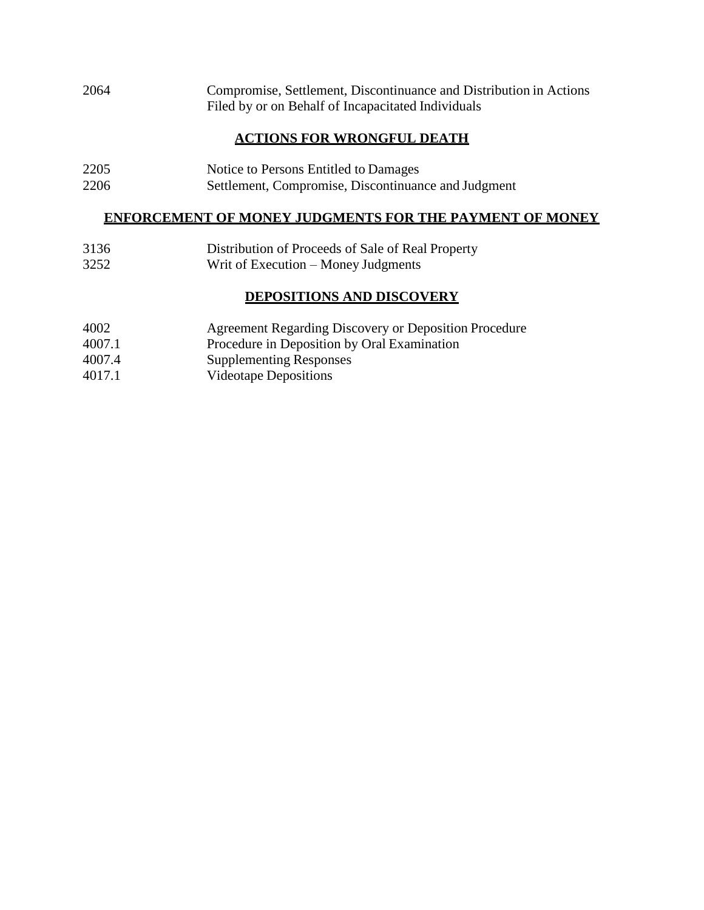| | |
|---|---|
| 2064 | Compromise, Settlement, Discontinuance and Distribution in Actions Filed by or on Behalf of Incapacitated Individuals |

## ACTIONS FOR WRONGFUL DEATH

| | |
|---|---|
| 2205 | Notice to Persons Entitled to Damages |
| 2206 | Settlement, Compromise, Discontinuance and Judgment |

## ENFORCEMENT OF MONEY JUDGMENTS FOR THE PAYMENT OF MONEY

| | |
|---|---|
| 3136 | Distribution of Proceeds of Sale of Real Property |
| 3252 | Writ of Execution – Money Judgments |

## DEPOSITIONS AND DISCOVERY

| | |
|---|---|
| 4002 | Agreement Regarding Discovery or Deposition Procedure |
| 4007.1 | Procedure in Deposition by Oral Examination |
| 4007.4 | Supplementing Responses |
| 4017.1 | Videotape Depositions |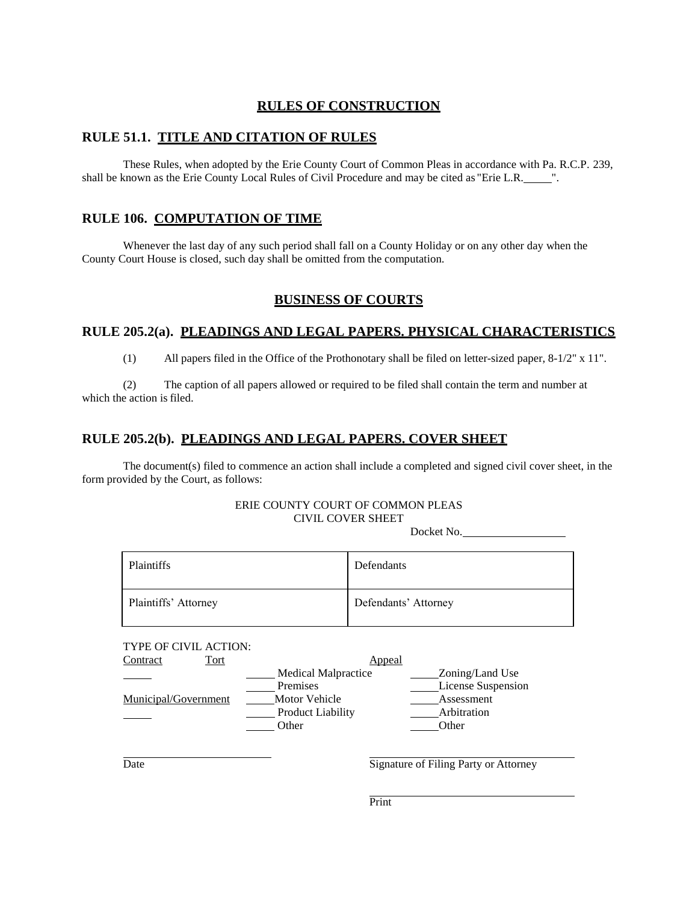## RULES OF CONSTRUCTION

### RULE 51.1. TITLE AND CITATION OF RULES

These Rules, when adopted by the Erie County Court of Common Pleas in accordance with Pa. R.C.P. 239, shall be known as the Erie County Local Rules of Civil Procedure and may be cited as "Erie L.R.\_\_\_\_\_".

### RULE 106. COMPUTATION OF TIME

Whenever the last day of any such period shall fall on a County Holiday or on any other day when the County Court House is closed, such day shall be omitted from the computation.

## BUSINESS OF COURTS

### RULE 205.2(a). PLEADINGS AND LEGAL PAPERS. PHYSICAL CHARACTERISTICS

(1) All papers filed in the Office of the Prothonotary shall be filed on letter-sized paper, 8-1/2" x 11".

(2) The caption of all papers allowed or required to be filed shall contain the term and number at which the action is filed.

### RULE 205.2(b). PLEADINGS AND LEGAL PAPERS. COVER SHEET

The document(s) filed to commence an action shall include a completed and signed civil cover sheet, in the form provided by the Court, as follows:

ERIE COUNTY COURT OF COMMON PLEAS
CIVIL COVER SHEET

Docket No.\_\_\_\_\_\_\_\_\_\_\_\_\_\_\_\_\_\_

| Plaintiffs | Defendants |
|---|---|
| Plaintiffs' Attorney | Defendants' Attorney |

TYPE OF CIVIL ACTION:

| Contract | Tort | | Appeal |
|---|---|---|---|
| \_\_\_\_\_ | | \_\_\_\_\_ Medical Malpractice | \_\_\_\_\_ Zoning/Land Use |
| | | \_\_\_\_\_ Premises | \_\_\_\_\_ License Suspension |
| Municipal/Government | | \_\_\_\_\_ Motor Vehicle | \_\_\_\_\_ Assessment |
| \_\_\_\_\_ | | \_\_\_\_\_ Product Liability | \_\_\_\_\_ Arbitration |
| | | \_\_\_\_\_ Other | \_\_\_\_\_ Other |

\_\_\_\_\_\_\_\_\_\_\_\_\_\_\_\_\_\_\_\_\_\_\_\_\_
Date

\_\_\_\_\_\_\_\_\_\_\_\_\_\_\_\_\_\_\_\_\_\_\_\_\_\_\_\_\_\_\_\_\_\_\_\_
Signature of Filing Party or Attorney

\_\_\_\_\_\_\_\_\_\_\_\_\_\_\_\_\_\_\_\_\_\_\_\_\_\_\_\_\_\_\_\_\_\_\_\_
Print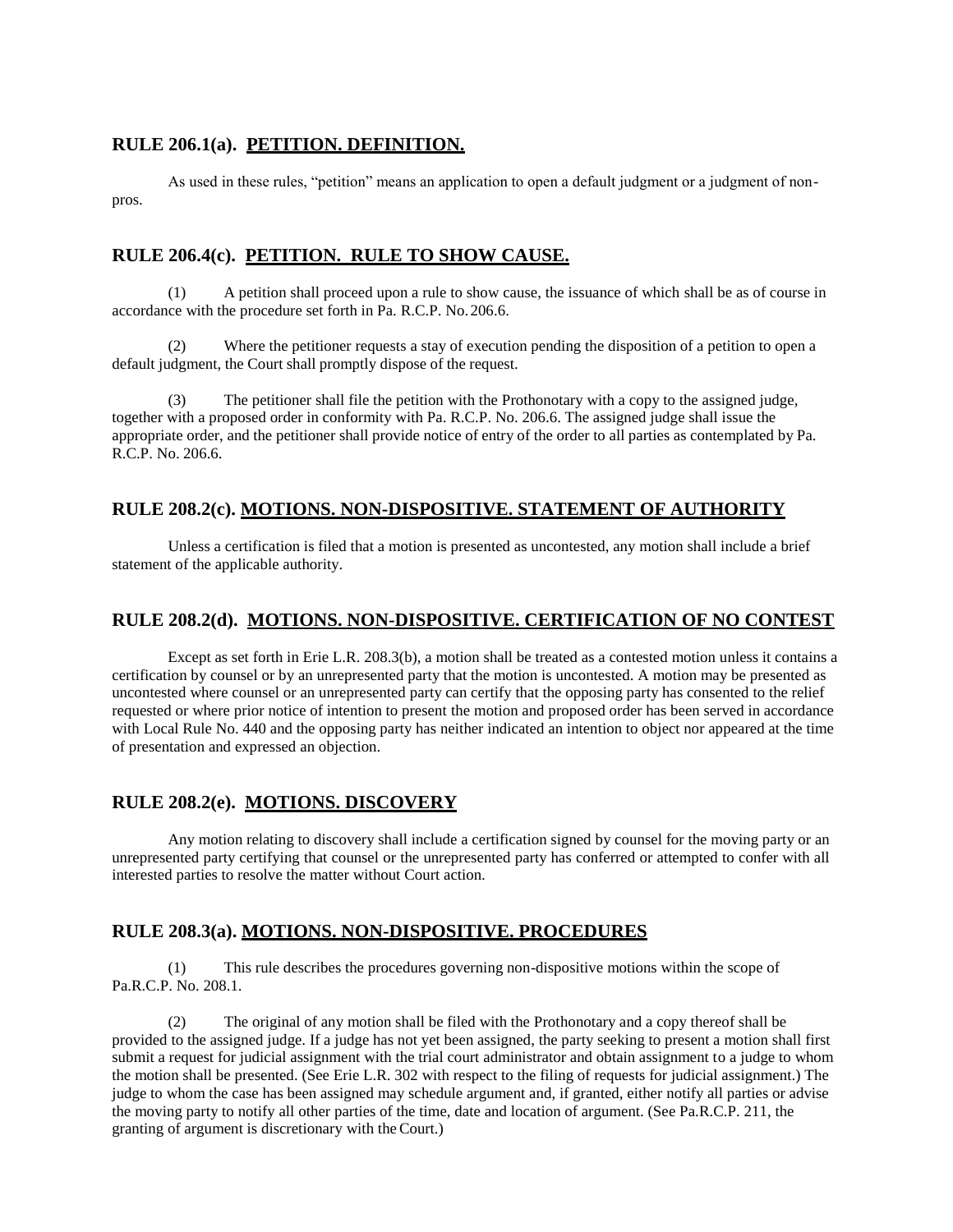## RULE 206.1(a). PETITION. DEFINITION.

As used in these rules, "petition" means an application to open a default judgment or a judgment of non-pros.

## RULE 206.4(c). PETITION. RULE TO SHOW CAUSE.

(1) A petition shall proceed upon a rule to show cause, the issuance of which shall be as of course in accordance with the procedure set forth in Pa. R.C.P. No. 206.6.

(2) Where the petitioner requests a stay of execution pending the disposition of a petition to open a default judgment, the Court shall promptly dispose of the request.

(3) The petitioner shall file the petition with the Prothonotary with a copy to the assigned judge, together with a proposed order in conformity with Pa. R.C.P. No. 206.6. The assigned judge shall issue the appropriate order, and the petitioner shall provide notice of entry of the order to all parties as contemplated by Pa. R.C.P. No. 206.6.

## RULE 208.2(c). MOTIONS. NON-DISPOSITIVE. STATEMENT OF AUTHORITY

Unless a certification is filed that a motion is presented as uncontested, any motion shall include a brief statement of the applicable authority.

## RULE 208.2(d). MOTIONS. NON-DISPOSITIVE. CERTIFICATION OF NO CONTEST

Except as set forth in Erie L.R. 208.3(b), a motion shall be treated as a contested motion unless it contains a certification by counsel or by an unrepresented party that the motion is uncontested. A motion may be presented as uncontested where counsel or an unrepresented party can certify that the opposing party has consented to the relief requested or where prior notice of intention to present the motion and proposed order has been served in accordance with Local Rule No. 440 and the opposing party has neither indicated an intention to object nor appeared at the time of presentation and expressed an objection.

## RULE 208.2(e). MOTIONS. DISCOVERY

Any motion relating to discovery shall include a certification signed by counsel for the moving party or an unrepresented party certifying that counsel or the unrepresented party has conferred or attempted to confer with all interested parties to resolve the matter without Court action.

## RULE 208.3(a). MOTIONS. NON-DISPOSITIVE. PROCEDURES

(1) This rule describes the procedures governing non-dispositive motions within the scope of Pa.R.C.P. No. 208.1.

(2) The original of any motion shall be filed with the Prothonotary and a copy thereof shall be provided to the assigned judge. If a judge has not yet been assigned, the party seeking to present a motion shall first submit a request for judicial assignment with the trial court administrator and obtain assignment to a judge to whom the motion shall be presented. (See Erie L.R. 302 with respect to the filing of requests for judicial assignment.) The judge to whom the case has been assigned may schedule argument and, if granted, either notify all parties or advise the moving party to notify all other parties of the time, date and location of argument. (See Pa.R.C.P. 211, the granting of argument is discretionary with the Court.)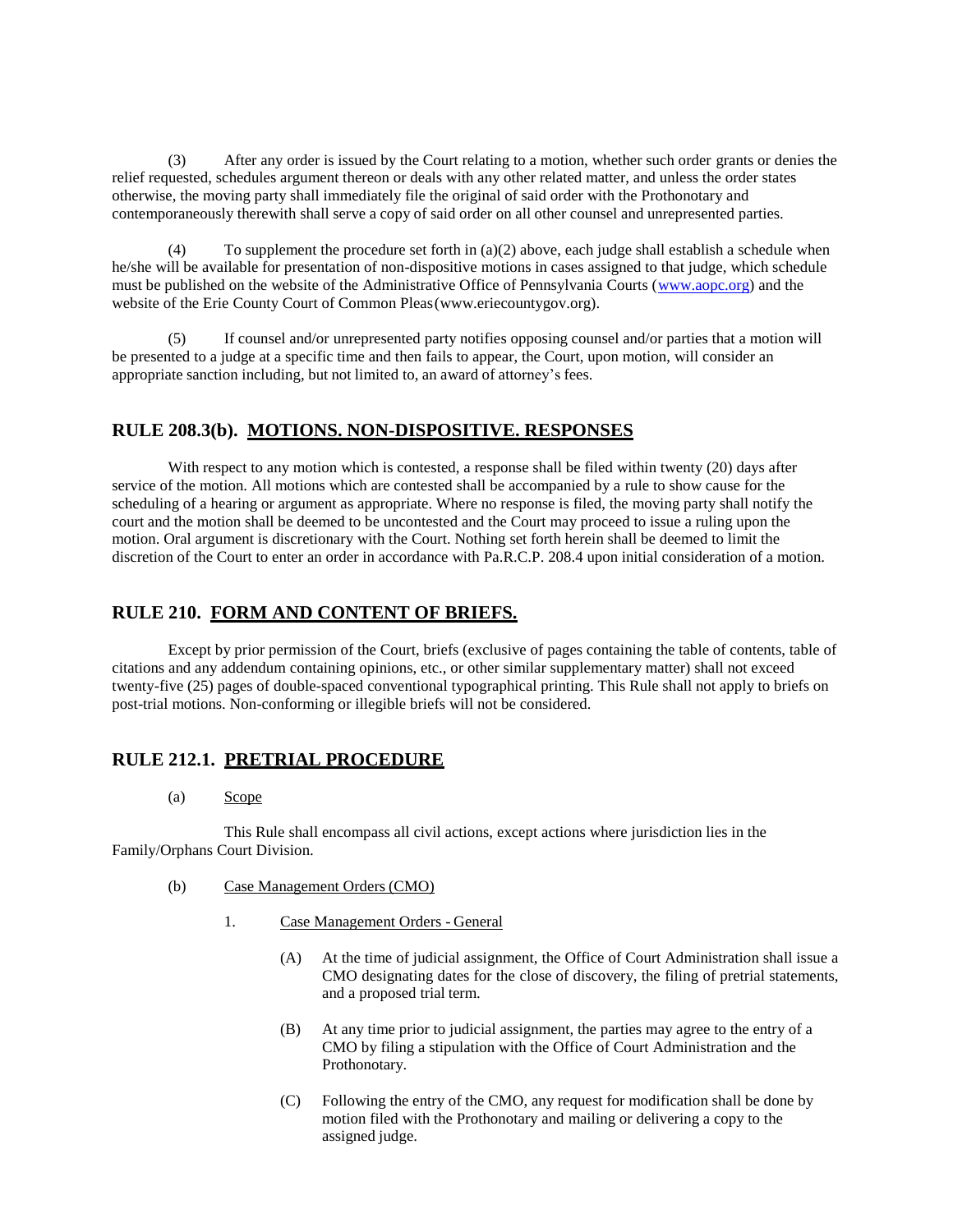(3) After any order is issued by the Court relating to a motion, whether such order grants or denies the relief requested, schedules argument thereon or deals with any other related matter, and unless the order states otherwise, the moving party shall immediately file the original of said order with the Prothonotary and contemporaneously therewith shall serve a copy of said order on all other counsel and unrepresented parties.

(4) To supplement the procedure set forth in (a)(2) above, each judge shall establish a schedule when he/she will be available for presentation of non-dispositive motions in cases assigned to that judge, which schedule must be published on the website of the Administrative Office of Pennsylvania Courts (www.aopc.org) and the website of the Erie County Court of Common Pleas (www.eriecountygov.org).

(5) If counsel and/or unrepresented party notifies opposing counsel and/or parties that a motion will be presented to a judge at a specific time and then fails to appear, the Court, upon motion, will consider an appropriate sanction including, but not limited to, an award of attorney's fees.

## RULE 208.3(b). MOTIONS. NON-DISPOSITIVE. RESPONSES

With respect to any motion which is contested, a response shall be filed within twenty (20) days after service of the motion. All motions which are contested shall be accompanied by a rule to show cause for the scheduling of a hearing or argument as appropriate. Where no response is filed, the moving party shall notify the court and the motion shall be deemed to be uncontested and the Court may proceed to issue a ruling upon the motion. Oral argument is discretionary with the Court. Nothing set forth herein shall be deemed to limit the discretion of the Court to enter an order in accordance with Pa.R.C.P. 208.4 upon initial consideration of a motion.

## RULE 210. FORM AND CONTENT OF BRIEFS.

Except by prior permission of the Court, briefs (exclusive of pages containing the table of contents, table of citations and any addendum containing opinions, etc., or other similar supplementary matter) shall not exceed twenty-five (25) pages of double-spaced conventional typographical printing. This Rule shall not apply to briefs on post-trial motions. Non-conforming or illegible briefs will not be considered.

## RULE 212.1. PRETRIAL PROCEDURE

(a) Scope

This Rule shall encompass all civil actions, except actions where jurisdiction lies in the Family/Orphans Court Division.

(b) Case Management Orders (CMO)

1. Case Management Orders - General

(A) At the time of judicial assignment, the Office of Court Administration shall issue a CMO designating dates for the close of discovery, the filing of pretrial statements, and a proposed trial term.

(B) At any time prior to judicial assignment, the parties may agree to the entry of a CMO by filing a stipulation with the Office of Court Administration and the Prothonotary.

(C) Following the entry of the CMO, any request for modification shall be done by motion filed with the Prothonotary and mailing or delivering a copy to the assigned judge.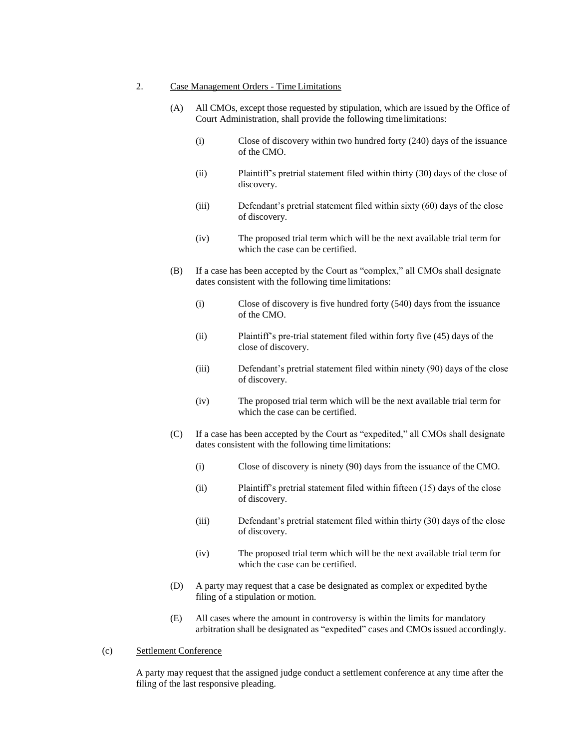2. <u>Case Management Orders - Time Limitations</u>

   (A) All CMOs, except those requested by stipulation, which are issued by the Office of Court Administration, shall provide the following time limitations:

      (i) Close of discovery within two hundred forty (240) days of the issuance of the CMO.

      (ii) Plaintiff's pretrial statement filed within thirty (30) days of the close of discovery.

      (iii) Defendant's pretrial statement filed within sixty (60) days of the close of discovery.

      (iv) The proposed trial term which will be the next available trial term for which the case can be certified.

   (B) If a case has been accepted by the Court as "complex," all CMOs shall designate dates consistent with the following time limitations:

      (i) Close of discovery is five hundred forty (540) days from the issuance of the CMO.

      (ii) Plaintiff's pre-trial statement filed within forty five (45) days of the close of discovery.

      (iii) Defendant's pretrial statement filed within ninety (90) days of the close of discovery.

      (iv) The proposed trial term which will be the next available trial term for which the case can be certified.

   (C) If a case has been accepted by the Court as "expedited," all CMOs shall designate dates consistent with the following time limitations:

      (i) Close of discovery is ninety (90) days from the issuance of the CMO.

      (ii) Plaintiff's pretrial statement filed within fifteen (15) days of the close of discovery.

      (iii) Defendant's pretrial statement filed within thirty (30) days of the close of discovery.

      (iv) The proposed trial term which will be the next available trial term for which the case can be certified.

   (D) A party may request that a case be designated as complex or expedited by the filing of a stipulation or motion.

   (E) All cases where the amount in controversy is within the limits for mandatory arbitration shall be designated as "expedited" cases and CMOs issued accordingly.

(c) <u>Settlement Conference</u>

A party may request that the assigned judge conduct a settlement conference at any time after the filing of the last responsive pleading.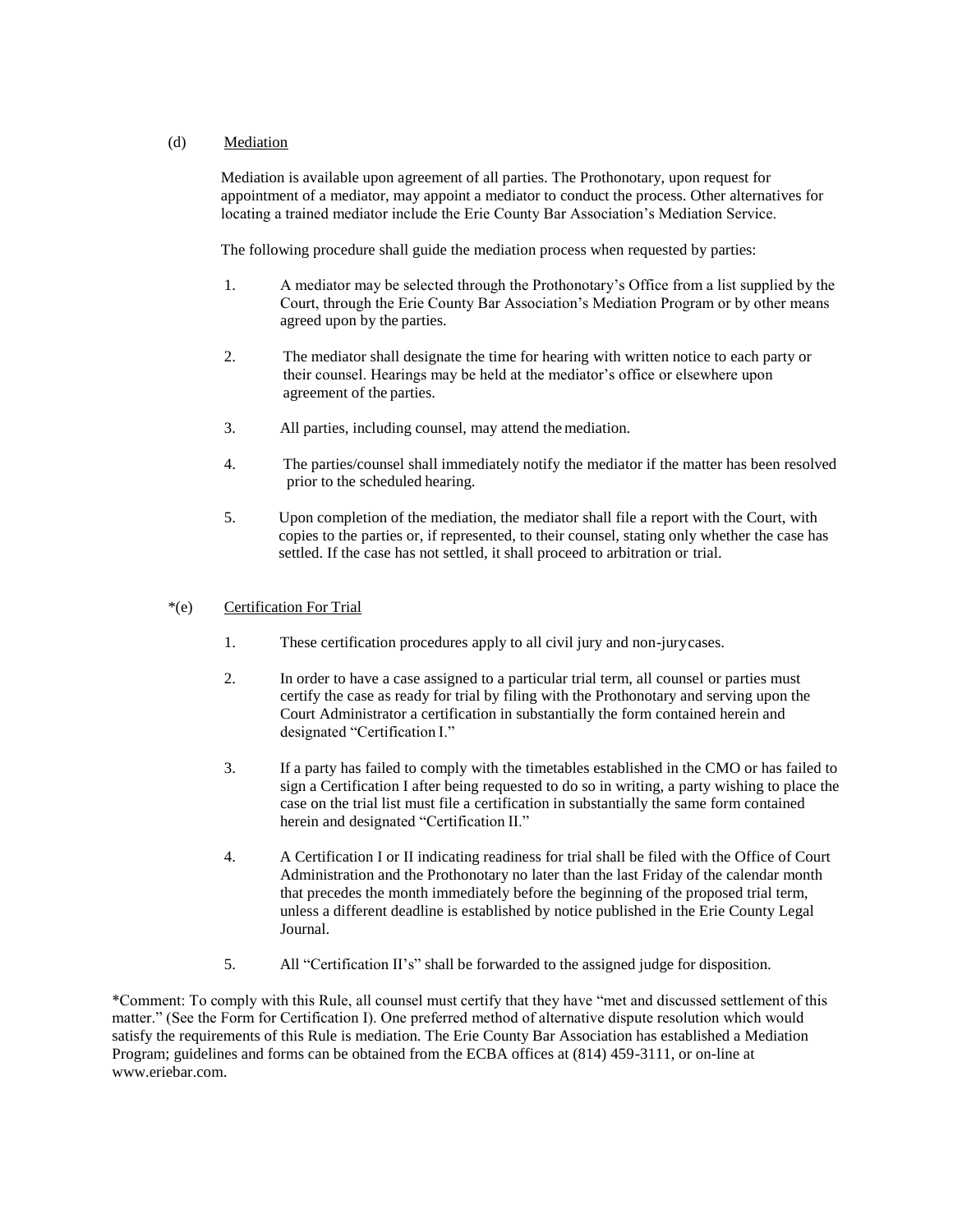(d) Mediation

Mediation is available upon agreement of all parties. The Prothonotary, upon request for appointment of a mediator, may appoint a mediator to conduct the process. Other alternatives for locating a trained mediator include the Erie County Bar Association's Mediation Service.

The following procedure shall guide the mediation process when requested by parties:

1. A mediator may be selected through the Prothonotary's Office from a list supplied by the Court, through the Erie County Bar Association's Mediation Program or by other means agreed upon by the parties.

2. The mediator shall designate the time for hearing with written notice to each party or their counsel. Hearings may be held at the mediator's office or elsewhere upon agreement of the parties.

3. All parties, including counsel, may attend the mediation.

4. The parties/counsel shall immediately notify the mediator if the matter has been resolved prior to the scheduled hearing.

5. Upon completion of the mediation, the mediator shall file a report with the Court, with copies to the parties or, if represented, to their counsel, stating only whether the case has settled. If the case has not settled, it shall proceed to arbitration or trial.

*(e) Certification For Trial

1. These certification procedures apply to all civil jury and non-jury cases.

2. In order to have a case assigned to a particular trial term, all counsel or parties must certify the case as ready for trial by filing with the Prothonotary and serving upon the Court Administrator a certification in substantially the form contained herein and designated "Certification I."

3. If a party has failed to comply with the timetables established in the CMO or has failed to sign a Certification I after being requested to do so in writing, a party wishing to place the case on the trial list must file a certification in substantially the same form contained herein and designated "Certification II."

4. A Certification I or II indicating readiness for trial shall be filed with the Office of Court Administration and the Prothonotary no later than the last Friday of the calendar month that precedes the month immediately before the beginning of the proposed trial term, unless a different deadline is established by notice published in the Erie County Legal Journal.

5. All "Certification II's" shall be forwarded to the assigned judge for disposition.

*Comment: To comply with this Rule, all counsel must certify that they have "met and discussed settlement of this matter." (See the Form for Certification I). One preferred method of alternative dispute resolution which would satisfy the requirements of this Rule is mediation. The Erie County Bar Association has established a Mediation Program; guidelines and forms can be obtained from the ECBA offices at (814) 459-3111, or on-line at www.eriebar.com.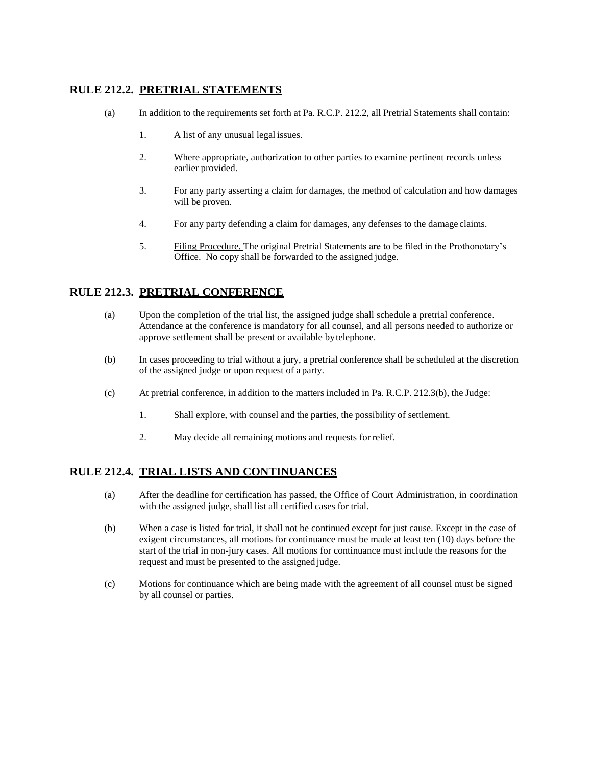## RULE 212.2. PRETRIAL STATEMENTS

(a) In addition to the requirements set forth at Pa. R.C.P. 212.2, all Pretrial Statements shall contain:

1. A list of any unusual legal issues.

2. Where appropriate, authorization to other parties to examine pertinent records unless earlier provided.

3. For any party asserting a claim for damages, the method of calculation and how damages will be proven.

4. For any party defending a claim for damages, any defenses to the damage claims.

5. Filing Procedure. The original Pretrial Statements are to be filed in the Prothonotary's Office. No copy shall be forwarded to the assigned judge.

## RULE 212.3. PRETRIAL CONFERENCE

(a) Upon the completion of the trial list, the assigned judge shall schedule a pretrial conference. Attendance at the conference is mandatory for all counsel, and all persons needed to authorize or approve settlement shall be present or available by telephone.

(b) In cases proceeding to trial without a jury, a pretrial conference shall be scheduled at the discretion of the assigned judge or upon request of a party.

(c) At pretrial conference, in addition to the matters included in Pa. R.C.P. 212.3(b), the Judge:

1. Shall explore, with counsel and the parties, the possibility of settlement.

2. May decide all remaining motions and requests for relief.

## RULE 212.4. TRIAL LISTS AND CONTINUANCES

(a) After the deadline for certification has passed, the Office of Court Administration, in coordination with the assigned judge, shall list all certified cases for trial.

(b) When a case is listed for trial, it shall not be continued except for just cause. Except in the case of exigent circumstances, all motions for continuance must be made at least ten (10) days before the start of the trial in non-jury cases. All motions for continuance must include the reasons for the request and must be presented to the assigned judge.

(c) Motions for continuance which are being made with the agreement of all counsel must be signed by all counsel or parties.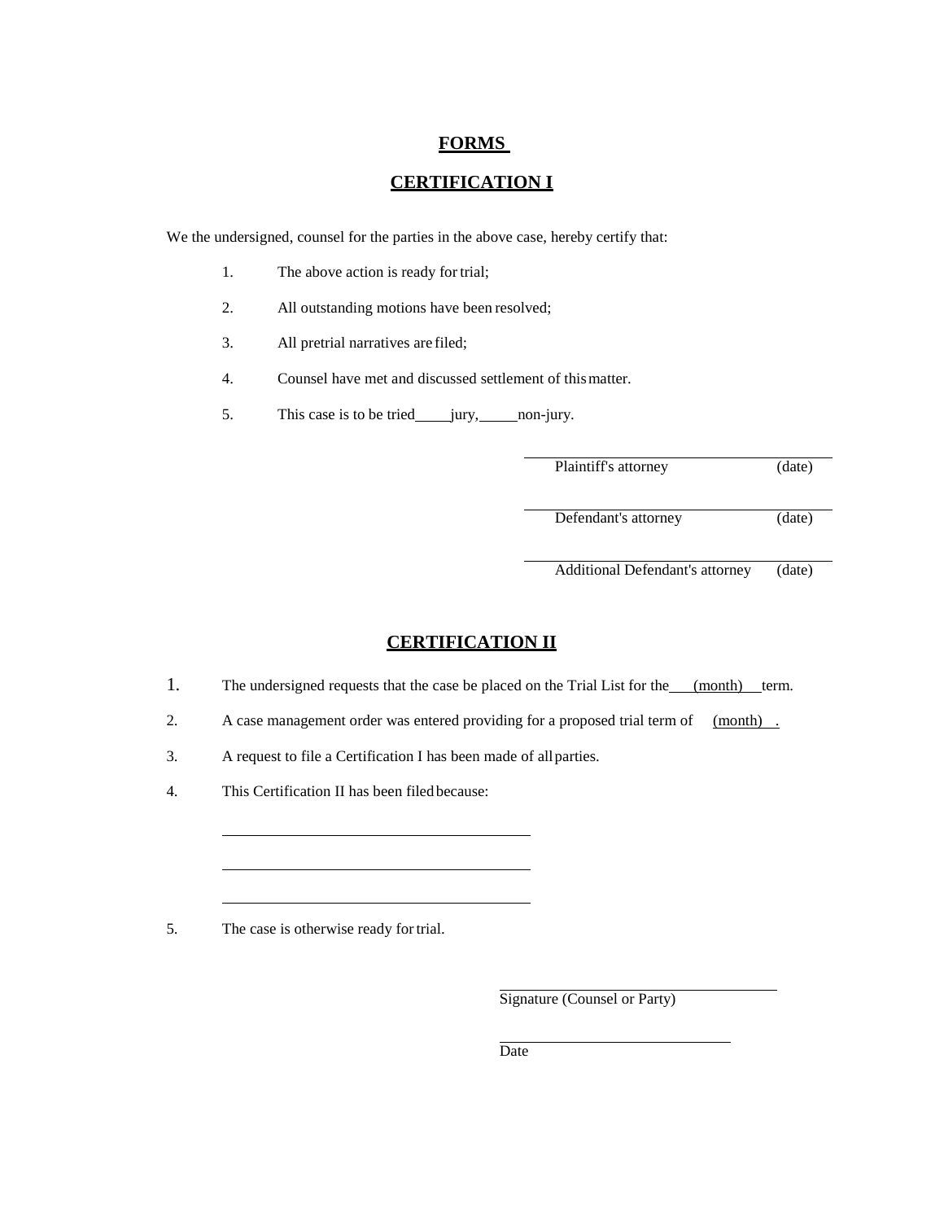# FORMS

## CERTIFICATION I

We the undersigned, counsel for the parties in the above case, hereby certify that:

1. The above action is ready for trial;
2. All outstanding motions have been resolved;
3. All pretrial narratives are filed;
4. Counsel have met and discussed settlement of this matter.
5. This case is to be tried_____jury,_____non-jury.

______________________________________
Plaintiff's attorney (date)

______________________________________
Defendant's attorney (date)

______________________________________
Additional Defendant's attorney (date)

## CERTIFICATION II

1. The undersigned requests that the case be placed on the Trial List for the___(month)___term.
2. A case management order was entered providing for a proposed trial term of (month) .
3. A request to file a Certification I has been made of all parties.
4. This Certification II has been filed because:

______________________________________

______________________________________

______________________________________

5. The case is otherwise ready for trial.

______________________________________
Signature (Counsel or Party)

______________________________________
Date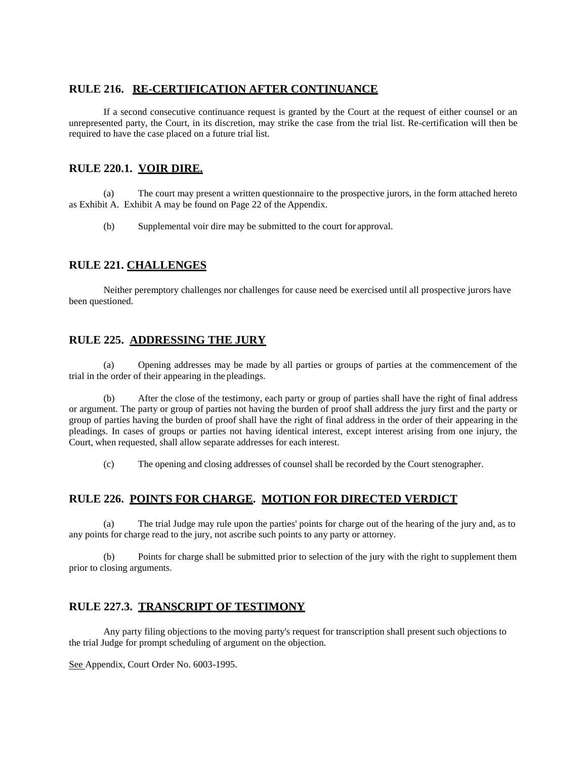## RULE 216. RE-CERTIFICATION AFTER CONTINUANCE

If a second consecutive continuance request is granted by the Court at the request of either counsel or an unrepresented party, the Court, in its discretion, may strike the case from the trial list. Re-certification will then be required to have the case placed on a future trial list.

## RULE 220.1. VOIR DIRE.

(a) The court may present a written questionnaire to the prospective jurors, in the form attached hereto as Exhibit A. Exhibit A may be found on Page 22 of the Appendix.

(b) Supplemental voir dire may be submitted to the court for approval.

## RULE 221. CHALLENGES

Neither peremptory challenges nor challenges for cause need be exercised until all prospective jurors have been questioned.

## RULE 225. ADDRESSING THE JURY

(a) Opening addresses may be made by all parties or groups of parties at the commencement of the trial in the order of their appearing in the pleadings.

(b) After the close of the testimony, each party or group of parties shall have the right of final address or argument. The party or group of parties not having the burden of proof shall address the jury first and the party or group of parties having the burden of proof shall have the right of final address in the order of their appearing in the pleadings. In cases of groups or parties not having identical interest, except interest arising from one injury, the Court, when requested, shall allow separate addresses for each interest.

(c) The opening and closing addresses of counsel shall be recorded by the Court stenographer.

## RULE 226. POINTS FOR CHARGE. MOTION FOR DIRECTED VERDICT

(a) The trial Judge may rule upon the parties' points for charge out of the hearing of the jury and, as to any points for charge read to the jury, not ascribe such points to any party or attorney.

(b) Points for charge shall be submitted prior to selection of the jury with the right to supplement them prior to closing arguments.

## RULE 227.3. TRANSCRIPT OF TESTIMONY

Any party filing objections to the moving party's request for transcription shall present such objections to the trial Judge for prompt scheduling of argument on the objection.

See Appendix, Court Order No. 6003-1995.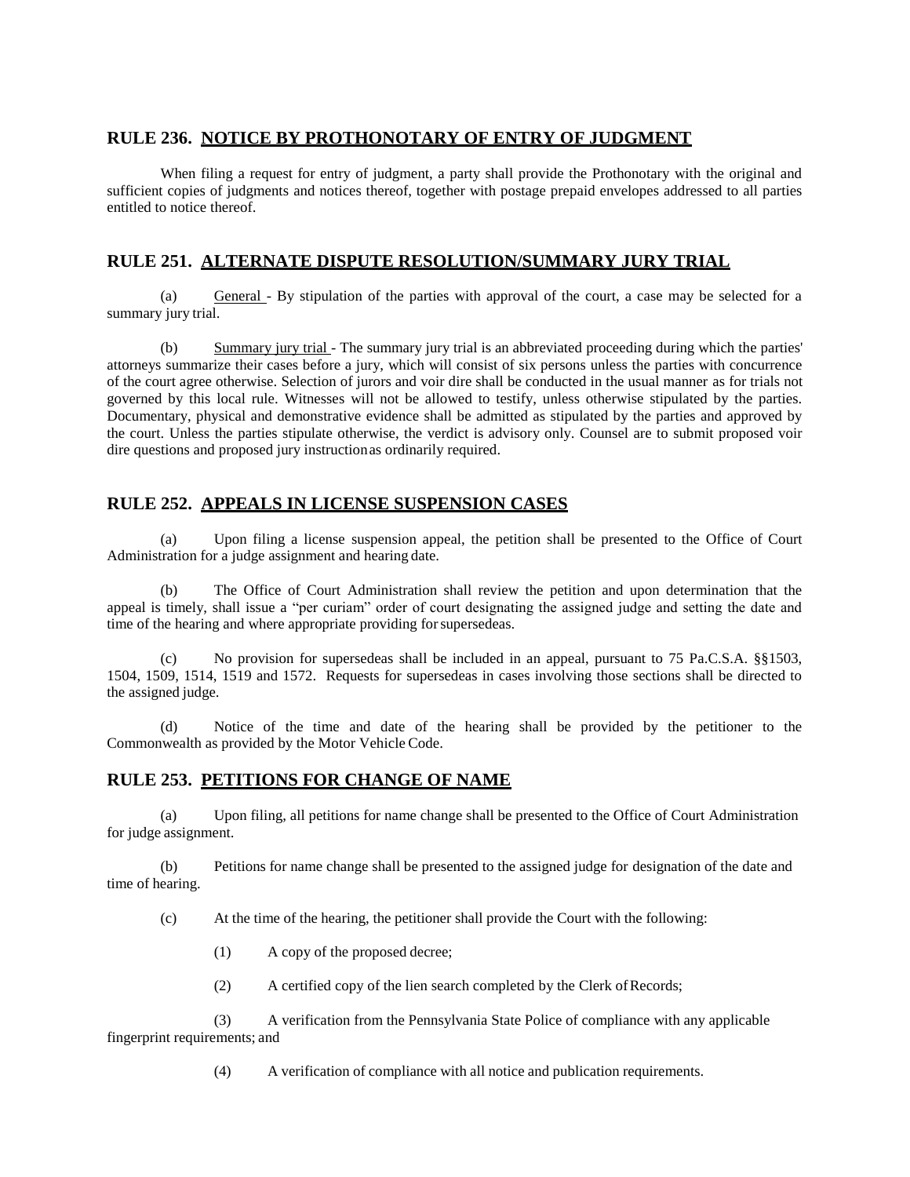## RULE 236. NOTICE BY PROTHONOTARY OF ENTRY OF JUDGMENT

When filing a request for entry of judgment, a party shall provide the Prothonotary with the original and sufficient copies of judgments and notices thereof, together with postage prepaid envelopes addressed to all parties entitled to notice thereof.

## RULE 251. ALTERNATE DISPUTE RESOLUTION/SUMMARY JURY TRIAL

(a) General - By stipulation of the parties with approval of the court, a case may be selected for a summary jury trial.

(b) Summary jury trial - The summary jury trial is an abbreviated proceeding during which the parties' attorneys summarize their cases before a jury, which will consist of six persons unless the parties with concurrence of the court agree otherwise. Selection of jurors and voir dire shall be conducted in the usual manner as for trials not governed by this local rule. Witnesses will not be allowed to testify, unless otherwise stipulated by the parties. Documentary, physical and demonstrative evidence shall be admitted as stipulated by the parties and approved by the court. Unless the parties stipulate otherwise, the verdict is advisory only. Counsel are to submit proposed voir dire questions and proposed jury instruction as ordinarily required.

## RULE 252. APPEALS IN LICENSE SUSPENSION CASES

(a) Upon filing a license suspension appeal, the petition shall be presented to the Office of Court Administration for a judge assignment and hearing date.

(b) The Office of Court Administration shall review the petition and upon determination that the appeal is timely, shall issue a "per curiam" order of court designating the assigned judge and setting the date and time of the hearing and where appropriate providing for supersedeas.

(c) No provision for supersedeas shall be included in an appeal, pursuant to 75 Pa.C.S.A. §§1503, 1504, 1509, 1514, 1519 and 1572. Requests for supersedeas in cases involving those sections shall be directed to the assigned judge.

(d) Notice of the time and date of the hearing shall be provided by the petitioner to the Commonwealth as provided by the Motor Vehicle Code.

## RULE 253. PETITIONS FOR CHANGE OF NAME

(a) Upon filing, all petitions for name change shall be presented to the Office of Court Administration for judge assignment.

(b) Petitions for name change shall be presented to the assigned judge for designation of the date and time of hearing.

(c) At the time of the hearing, the petitioner shall provide the Court with the following:

(1) A copy of the proposed decree;

(2) A certified copy of the lien search completed by the Clerk of Records;

(3) A verification from the Pennsylvania State Police of compliance with any applicable fingerprint requirements; and

(4) A verification of compliance with all notice and publication requirements.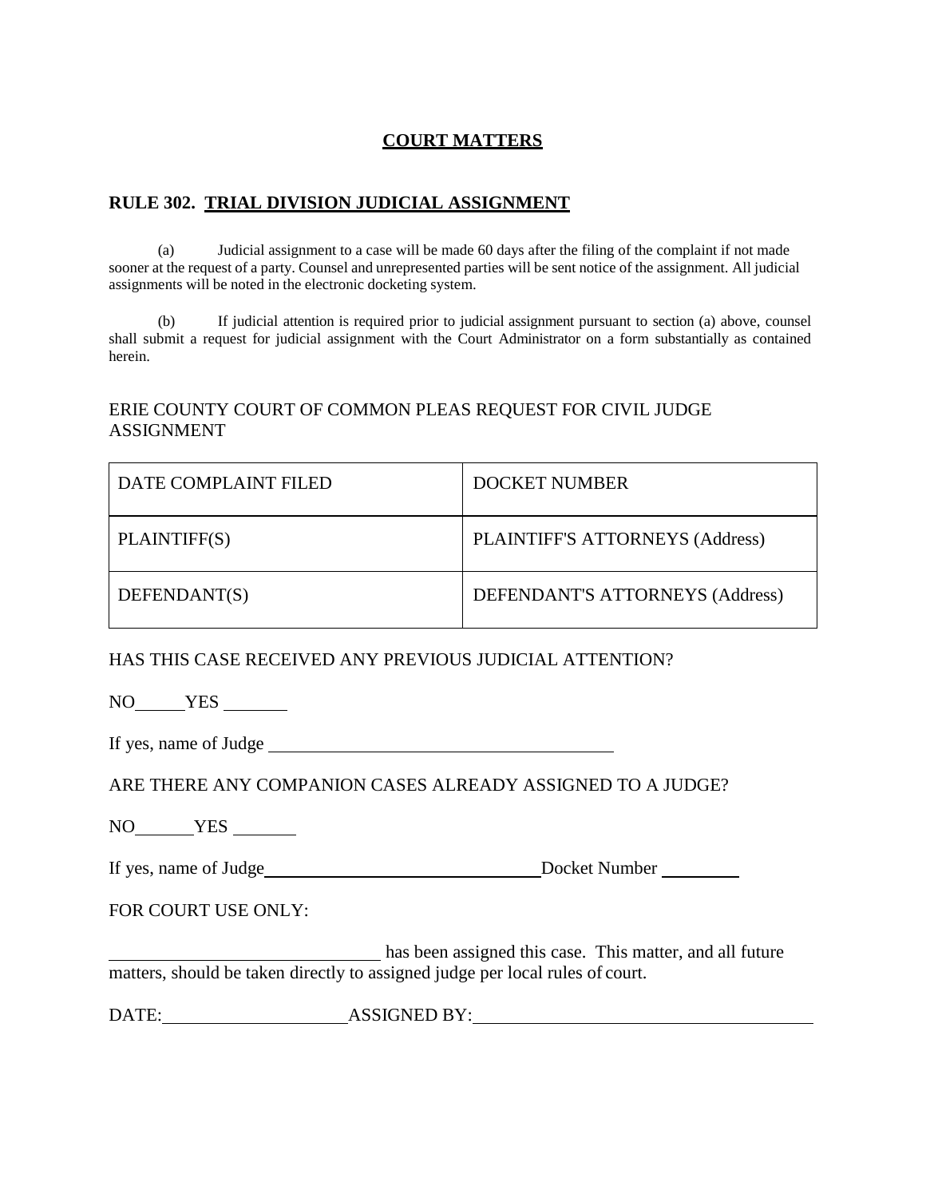# **COURT MATTERS**

## **RULE 302. TRIAL DIVISION JUDICIAL ASSIGNMENT**

(a) Judicial assignment to a case will be made 60 days after the filing of the complaint if not made sooner at the request of a party. Counsel and unrepresented parties will be sent notice of the assignment. All judicial assignments will be noted in the electronic docketing system.

(b) If judicial attention is required prior to judicial assignment pursuant to section (a) above, counsel shall submit a request for judicial assignment with the Court Administrator on a form substantially as contained herein.

ERIE COUNTY COURT OF COMMON PLEAS REQUEST FOR CIVIL JUDGE ASSIGNMENT

| DATE COMPLAINT FILED | DOCKET NUMBER |
|---|---|
| PLAINTIFF(S) | PLAINTIFF'S ATTORNEYS (Address) |
| DEFENDANT(S) | DEFENDANT'S ATTORNEYS (Address) |

HAS THIS CASE RECEIVED ANY PREVIOUS JUDICIAL ATTENTION?

NO______ YES ________

If yes, name of Judge ____________________________________________

ARE THERE ANY COMPANION CASES ALREADY ASSIGNED TO A JUDGE?

NO________ YES ________

If yes, name of Judge____________________________________ Docket Number __________

FOR COURT USE ONLY:

________________________________ has been assigned this case. This matter, and all future matters, should be taken directly to assigned judge per local rules of court.

DATE:______________________ ASSIGNED BY:__________________________________________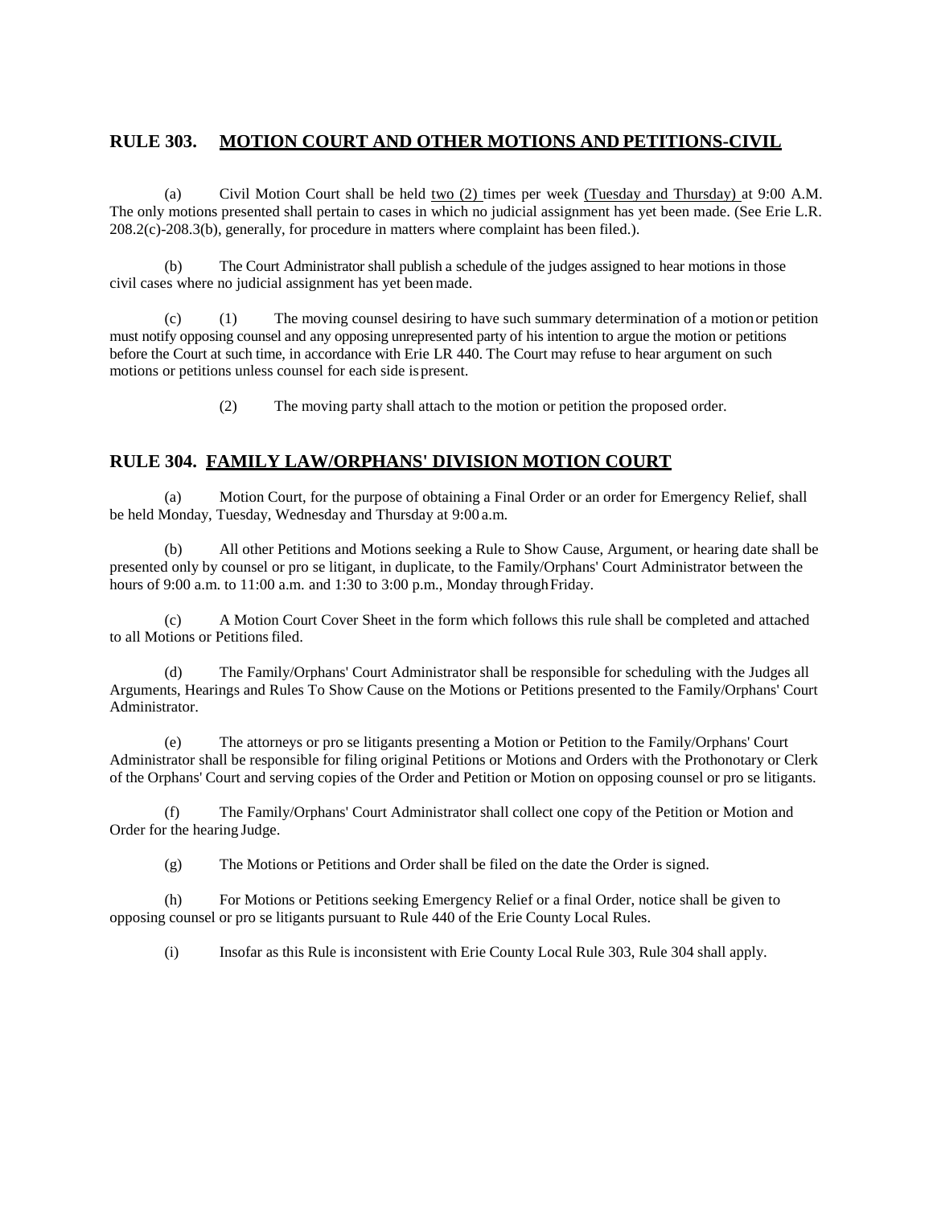## RULE 303. MOTION COURT AND OTHER MOTIONS AND PETITIONS-CIVIL

(a) Civil Motion Court shall be held two (2) times per week (Tuesday and Thursday) at 9:00 A.M. The only motions presented shall pertain to cases in which no judicial assignment has yet been made. (See Erie L.R. 208.2(c)-208.3(b), generally, for procedure in matters where complaint has been filed.).

(b) The Court Administrator shall publish a schedule of the judges assigned to hear motions in those civil cases where no judicial assignment has yet been made.

(c) (1) The moving counsel desiring to have such summary determination of a motion or petition must notify opposing counsel and any opposing unrepresented party of his intention to argue the motion or petitions before the Court at such time, in accordance with Erie LR 440. The Court may refuse to hear argument on such motions or petitions unless counsel for each side is present.

(2) The moving party shall attach to the motion or petition the proposed order.

## RULE 304. FAMILY LAW/ORPHANS' DIVISION MOTION COURT

(a) Motion Court, for the purpose of obtaining a Final Order or an order for Emergency Relief, shall be held Monday, Tuesday, Wednesday and Thursday at 9:00 a.m.

(b) All other Petitions and Motions seeking a Rule to Show Cause, Argument, or hearing date shall be presented only by counsel or pro se litigant, in duplicate, to the Family/Orphans' Court Administrator between the hours of 9:00 a.m. to 11:00 a.m. and 1:30 to 3:00 p.m., Monday through Friday.

(c) A Motion Court Cover Sheet in the form which follows this rule shall be completed and attached to all Motions or Petitions filed.

(d) The Family/Orphans' Court Administrator shall be responsible for scheduling with the Judges all Arguments, Hearings and Rules To Show Cause on the Motions or Petitions presented to the Family/Orphans' Court Administrator.

(e) The attorneys or pro se litigants presenting a Motion or Petition to the Family/Orphans' Court Administrator shall be responsible for filing original Petitions or Motions and Orders with the Prothonotary or Clerk of the Orphans' Court and serving copies of the Order and Petition or Motion on opposing counsel or pro se litigants.

(f) The Family/Orphans' Court Administrator shall collect one copy of the Petition or Motion and Order for the hearing Judge.

(g) The Motions or Petitions and Order shall be filed on the date the Order is signed.

(h) For Motions or Petitions seeking Emergency Relief or a final Order, notice shall be given to opposing counsel or pro se litigants pursuant to Rule 440 of the Erie County Local Rules.

(i) Insofar as this Rule is inconsistent with Erie County Local Rule 303, Rule 304 shall apply.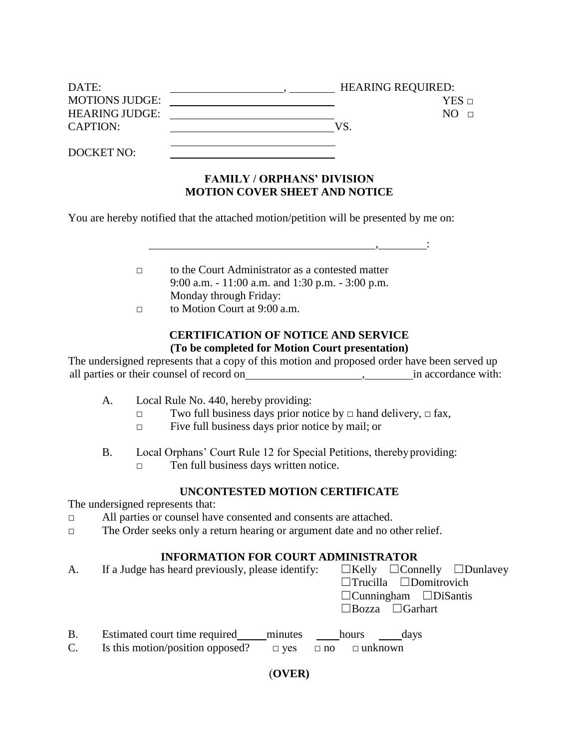DATE: \_\_\_\_\_\_\_\_\_\_\_\_\_\_\_\_\_\_\_\_, \_\_\_\_\_\_\_\_ HEARING REQUIRED:

MOTIONS JUDGE: \_\_\_\_\_\_\_\_\_\_\_\_\_\_\_\_\_\_\_\_\_\_\_\_\_\_\_\_ YES □

HEARING JUDGE: \_\_\_\_\_\_\_\_\_\_\_\_\_\_\_\_\_\_\_\_\_\_\_\_\_\_\_\_ NO □

CAPTION: \_\_\_\_\_\_\_\_\_\_\_\_\_\_\_\_\_\_\_\_\_\_\_\_\_\_\_\_ VS.

\_\_\_\_\_\_\_\_\_\_\_\_\_\_\_\_\_\_\_\_\_\_\_\_\_\_\_\_

DOCKET NO: \_\_\_\_\_\_\_\_\_\_\_\_\_\_\_\_\_\_\_\_\_\_\_\_\_\_\_\_

**FAMILY / ORPHANS' DIVISION**
**MOTION COVER SHEET AND NOTICE**

You are hereby notified that the attached motion/petition will be presented by me on:

\_\_\_\_\_\_\_\_\_\_\_\_\_\_\_\_\_\_\_\_\_\_\_\_\_\_\_\_\_\_\_\_\_\_\_\_\_\_\_\_, \_\_\_\_\_\_\_\_:

□ to the Court Administrator as a contested matter
9:00 a.m. - 11:00 a.m. and 1:30 p.m. - 3:00 p.m.
Monday through Friday:

□ to Motion Court at 9:00 a.m.

**CERTIFICATION OF NOTICE AND SERVICE**
**(To be completed for Motion Court presentation)**

The undersigned represents that a copy of this motion and proposed order have been served up all parties or their counsel of record on \_\_\_\_\_\_\_\_\_\_\_\_\_\_\_\_\_\_\_\_, \_\_\_\_\_\_\_\_ in accordance with:

A. Local Rule No. 440, hereby providing:
   - □ Two full business days prior notice by □ hand delivery, □ fax,
   - □ Five full business days prior notice by mail; or

B. Local Orphans' Court Rule 12 for Special Petitions, thereby providing:
   - □ Ten full business days written notice.

**UNCONTESTED MOTION CERTIFICATE**

The undersigned represents that:

□ All parties or counsel have consented and consents are attached.

□ The Order seeks only a return hearing or argument date and no other relief.

**INFORMATION FOR COURT ADMINISTRATOR**

A. If a Judge has heard previously, please identify: ☐Kelly ☐Connelly ☐Dunlavey ☐Trucilla ☐Domitrovich ☐Cunningham ☐DiSantis ☐Bozza ☐Garhart

B. Estimated court time required \_\_\_\_\_ minutes \_\_\_\_ hours \_\_\_\_ days

C. Is this motion/position opposed? □ yes □ no □ unknown

(**OVER)**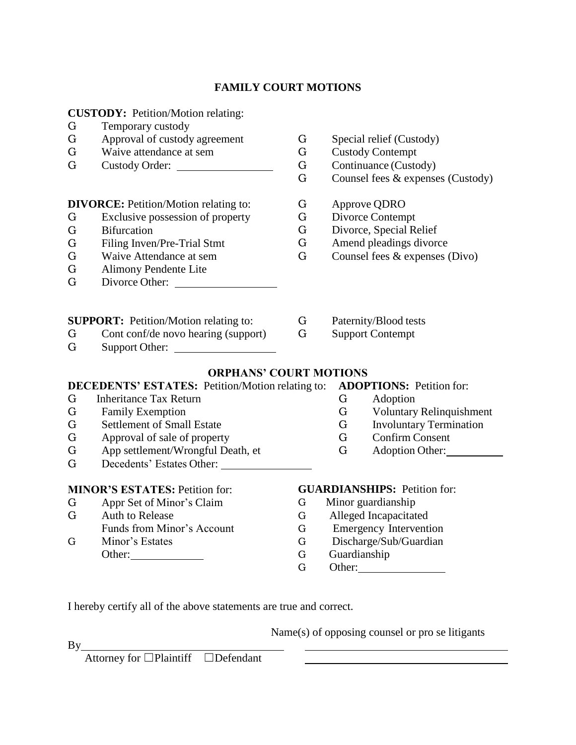## FAMILY COURT MOTIONS

**CUSTODY:** Petition/Motion relating:

- G Temporary custody
- G Approval of custody agreement
- G Waive attendance at sem
- G Custody Order: \_\_\_\_\_\_\_\_\_\_\_\_\_\_\_\_
- G Special relief (Custody)
- G Custody Contempt
- G Continuance (Custody)
- G Counsel fees & expenses (Custody)

**DIVORCE:** Petition/Motion relating to:

- G Exclusive possession of property
- G Bifurcation
- G Filing Inven/Pre-Trial Stmt
- G Waive Attendance at sem
- G Alimony Pendente Lite
- G Divorce Other: \_\_\_\_\_\_\_\_\_\_\_\_\_\_\_\_
- G Approve QDRO
- G Divorce Contempt
- G Divorce, Special Relief
- G Amend pleadings divorce
- G Counsel fees & expenses (Divo)

**SUPPORT:** Petition/Motion relating to:

- G Cont conf/de novo hearing (support)
- G Support Other: \_\_\_\_\_\_\_\_\_\_\_\_\_\_\_\_
- G Paternity/Blood tests
- G Support Contempt

## ORPHANS' COURT MOTIONS

**DECEDENTS' ESTATES:** Petition/Motion relating to:

- G Inheritance Tax Return
- G Family Exemption
- G Settlement of Small Estate
- G Approval of sale of property
- G App settlement/Wrongful Death, et
- G Decedents' Estates Other: \_\_\_\_\_\_\_\_\_\_\_\_\_\_\_\_

**ADOPTIONS:** Petition for:

- G Adoption
- G Voluntary Relinquishment
- G Involuntary Termination
- G Confirm Consent
- G Adoption Other: \_\_\_\_\_\_\_\_\_\_

**MINOR'S ESTATES:** Petition for:

- G Appr Set of Minor's Claim
- G Auth to Release Funds from Minor's Account
- G Minor's Estates Other: \_\_\_\_\_\_\_\_\_\_\_\_

**GUARDIANSHIPS:** Petition for:

- G Minor guardianship
- G Alleged Incapacitated
- G Emergency Intervention
- G Discharge/Sub/Guardian
- G Guardianship
- G Other: \_\_\_\_\_\_\_\_\_\_\_\_\_\_\_\_

I hereby certify all of the above statements are true and correct.

By \_\_\_\_\_\_\_\_\_\_\_\_\_\_\_\_\_\_\_\_\_\_\_\_\_\_\_\_\_\_\_\_\_\_\_\_

Attorney for ☐Plaintiff ☐Defendant

Name(s) of opposing counsel or pro se litigants

\_\_\_\_\_\_\_\_\_\_\_\_\_\_\_\_\_\_\_\_\_\_\_\_\_\_\_\_\_\_\_\_\_\_\_\_

\_\_\_\_\_\_\_\_\_\_\_\_\_\_\_\_\_\_\_\_\_\_\_\_\_\_\_\_\_\_\_\_\_\_\_\_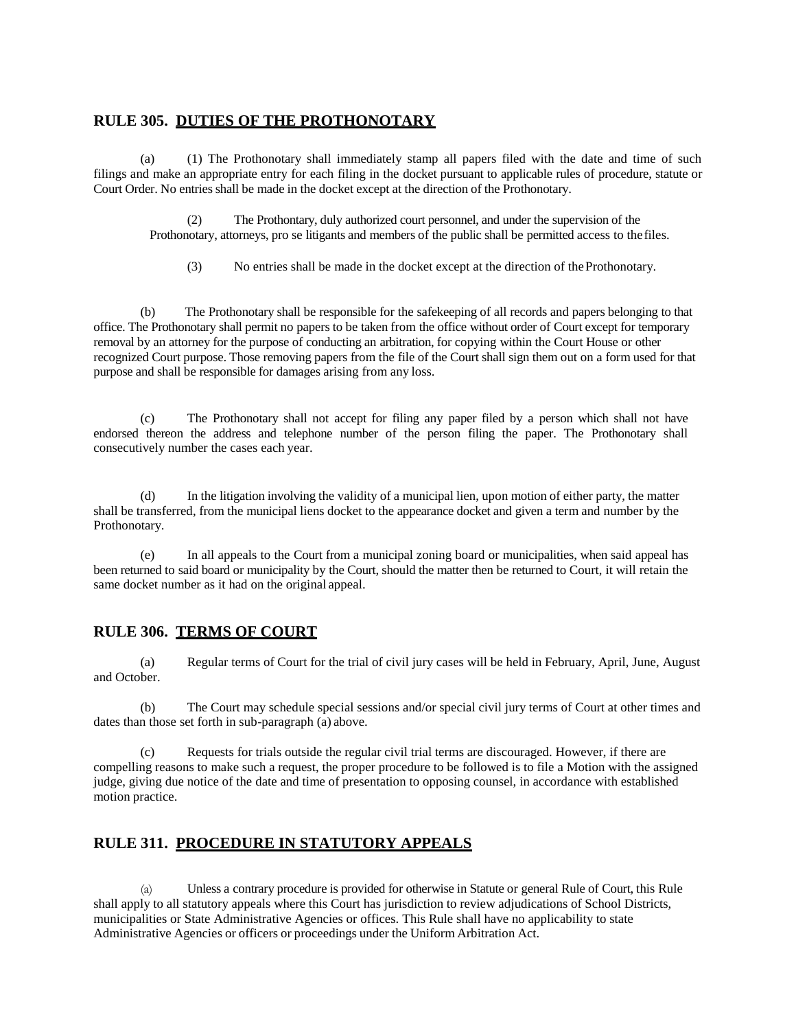## RULE 305. DUTIES OF THE PROTHONOTARY

(a) (1) The Prothonotary shall immediately stamp all papers filed with the date and time of such filings and make an appropriate entry for each filing in the docket pursuant to applicable rules of procedure, statute or Court Order. No entries shall be made in the docket except at the direction of the Prothonotary.

(2) The Prothontary, duly authorized court personnel, and under the supervision of the Prothonotary, attorneys, pro se litigants and members of the public shall be permitted access to the files.

(3) No entries shall be made in the docket except at the direction of the Prothonotary.

(b) The Prothonotary shall be responsible for the safekeeping of all records and papers belonging to that office. The Prothonotary shall permit no papers to be taken from the office without order of Court except for temporary removal by an attorney for the purpose of conducting an arbitration, for copying within the Court House or other recognized Court purpose. Those removing papers from the file of the Court shall sign them out on a form used for that purpose and shall be responsible for damages arising from any loss.

(c) The Prothonotary shall not accept for filing any paper filed by a person which shall not have endorsed thereon the address and telephone number of the person filing the paper. The Prothonotary shall consecutively number the cases each year.

(d) In the litigation involving the validity of a municipal lien, upon motion of either party, the matter shall be transferred, from the municipal liens docket to the appearance docket and given a term and number by the Prothonotary.

(e) In all appeals to the Court from a municipal zoning board or municipalities, when said appeal has been returned to said board or municipality by the Court, should the matter then be returned to Court, it will retain the same docket number as it had on the original appeal.

## RULE 306. TERMS OF COURT

(a) Regular terms of Court for the trial of civil jury cases will be held in February, April, June, August and October.

(b) The Court may schedule special sessions and/or special civil jury terms of Court at other times and dates than those set forth in sub-paragraph (a) above.

(c) Requests for trials outside the regular civil trial terms are discouraged. However, if there are compelling reasons to make such a request, the proper procedure to be followed is to file a Motion with the assigned judge, giving due notice of the date and time of presentation to opposing counsel, in accordance with established motion practice.

## RULE 311. PROCEDURE IN STATUTORY APPEALS

(a) Unless a contrary procedure is provided for otherwise in Statute or general Rule of Court, this Rule shall apply to all statutory appeals where this Court has jurisdiction to review adjudications of School Districts, municipalities or State Administrative Agencies or offices. This Rule shall have no applicability to state Administrative Agencies or officers or proceedings under the Uniform Arbitration Act.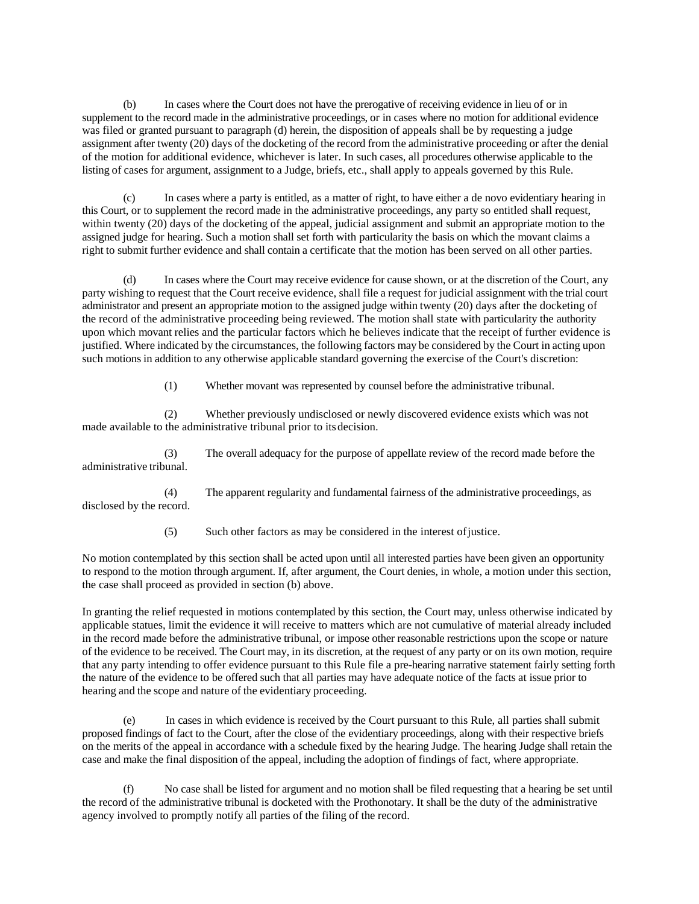(b) In cases where the Court does not have the prerogative of receiving evidence in lieu of or in supplement to the record made in the administrative proceedings, or in cases where no motion for additional evidence was filed or granted pursuant to paragraph (d) herein, the disposition of appeals shall be by requesting a judge assignment after twenty (20) days of the docketing of the record from the administrative proceeding or after the denial of the motion for additional evidence, whichever is later. In such cases, all procedures otherwise applicable to the listing of cases for argument, assignment to a Judge, briefs, etc., shall apply to appeals governed by this Rule.

(c) In cases where a party is entitled, as a matter of right, to have either a de novo evidentiary hearing in this Court, or to supplement the record made in the administrative proceedings, any party so entitled shall request, within twenty (20) days of the docketing of the appeal, judicial assignment and submit an appropriate motion to the assigned judge for hearing. Such a motion shall set forth with particularity the basis on which the movant claims a right to submit further evidence and shall contain a certificate that the motion has been served on all other parties.

(d) In cases where the Court may receive evidence for cause shown, or at the discretion of the Court, any party wishing to request that the Court receive evidence, shall file a request for judicial assignment with the trial court administrator and present an appropriate motion to the assigned judge within twenty (20) days after the docketing of the record of the administrative proceeding being reviewed. The motion shall state with particularity the authority upon which movant relies and the particular factors which he believes indicate that the receipt of further evidence is justified. Where indicated by the circumstances, the following factors may be considered by the Court in acting upon such motions in addition to any otherwise applicable standard governing the exercise of the Court's discretion:

(1) Whether movant was represented by counsel before the administrative tribunal.

(2) Whether previously undisclosed or newly discovered evidence exists which was not made available to the administrative tribunal prior to its decision.

(3) The overall adequacy for the purpose of appellate review of the record made before the administrative tribunal.

(4) The apparent regularity and fundamental fairness of the administrative proceedings, as disclosed by the record.

(5) Such other factors as may be considered in the interest of justice.

No motion contemplated by this section shall be acted upon until all interested parties have been given an opportunity to respond to the motion through argument. If, after argument, the Court denies, in whole, a motion under this section, the case shall proceed as provided in section (b) above.

In granting the relief requested in motions contemplated by this section, the Court may, unless otherwise indicated by applicable statues, limit the evidence it will receive to matters which are not cumulative of material already included in the record made before the administrative tribunal, or impose other reasonable restrictions upon the scope or nature of the evidence to be received. The Court may, in its discretion, at the request of any party or on its own motion, require that any party intending to offer evidence pursuant to this Rule file a pre-hearing narrative statement fairly setting forth the nature of the evidence to be offered such that all parties may have adequate notice of the facts at issue prior to hearing and the scope and nature of the evidentiary proceeding.

(e) In cases in which evidence is received by the Court pursuant to this Rule, all parties shall submit proposed findings of fact to the Court, after the close of the evidentiary proceedings, along with their respective briefs on the merits of the appeal in accordance with a schedule fixed by the hearing Judge. The hearing Judge shall retain the case and make the final disposition of the appeal, including the adoption of findings of fact, where appropriate.

(f) No case shall be listed for argument and no motion shall be filed requesting that a hearing be set until the record of the administrative tribunal is docketed with the Prothonotary. It shall be the duty of the administrative agency involved to promptly notify all parties of the filing of the record.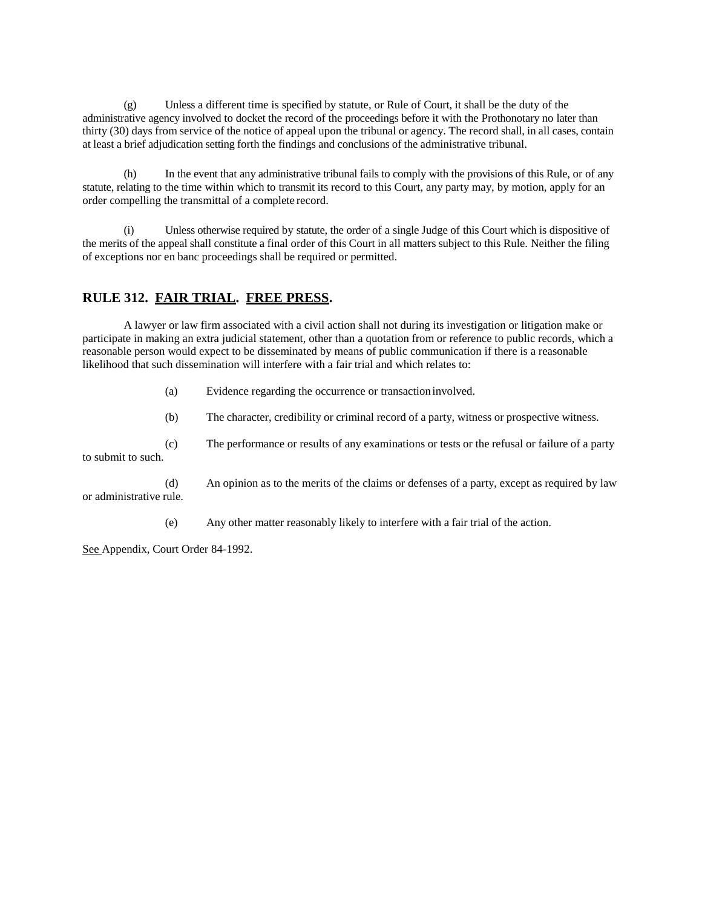(g) Unless a different time is specified by statute, or Rule of Court, it shall be the duty of the administrative agency involved to docket the record of the proceedings before it with the Prothonotary no later than thirty (30) days from service of the notice of appeal upon the tribunal or agency. The record shall, in all cases, contain at least a brief adjudication setting forth the findings and conclusions of the administrative tribunal.

(h) In the event that any administrative tribunal fails to comply with the provisions of this Rule, or of any statute, relating to the time within which to transmit its record to this Court, any party may, by motion, apply for an order compelling the transmittal of a complete record.

(i) Unless otherwise required by statute, the order of a single Judge of this Court which is dispositive of the merits of the appeal shall constitute a final order of this Court in all matters subject to this Rule. Neither the filing of exceptions nor en banc proceedings shall be required or permitted.

## RULE 312. FAIR TRIAL. FREE PRESS.

A lawyer or law firm associated with a civil action shall not during its investigation or litigation make or participate in making an extra judicial statement, other than a quotation from or reference to public records, which a reasonable person would expect to be disseminated by means of public communication if there is a reasonable likelihood that such dissemination will interfere with a fair trial and which relates to:

(a) Evidence regarding the occurrence or transaction involved.

(b) The character, credibility or criminal record of a party, witness or prospective witness.

(c) The performance or results of any examinations or tests or the refusal or failure of a party to submit to such.

(d) An opinion as to the merits of the claims or defenses of a party, except as required by law or administrative rule.

(e) Any other matter reasonably likely to interfere with a fair trial of the action.

See Appendix, Court Order 84-1992.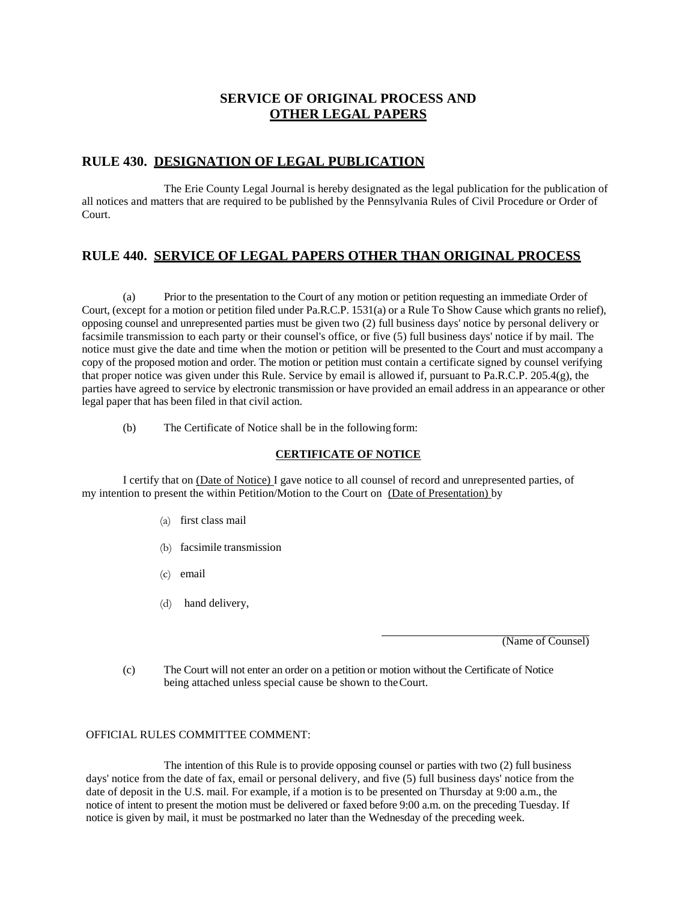# SERVICE OF ORIGINAL PROCESS AND OTHER LEGAL PAPERS

## RULE 430. DESIGNATION OF LEGAL PUBLICATION

The Erie County Legal Journal is hereby designated as the legal publication for the publication of all notices and matters that are required to be published by the Pennsylvania Rules of Civil Procedure or Order of Court.

## RULE 440. SERVICE OF LEGAL PAPERS OTHER THAN ORIGINAL PROCESS

(a) Prior to the presentation to the Court of any motion or petition requesting an immediate Order of Court, (except for a motion or petition filed under Pa.R.C.P. 1531(a) or a Rule To Show Cause which grants no relief), opposing counsel and unrepresented parties must be given two (2) full business days' notice by personal delivery or facsimile transmission to each party or their counsel's office, or five (5) full business days' notice if by mail. The notice must give the date and time when the motion or petition will be presented to the Court and must accompany a copy of the proposed motion and order. The motion or petition must contain a certificate signed by counsel verifying that proper notice was given under this Rule. Service by email is allowed if, pursuant to Pa.R.C.P. 205.4(g), the parties have agreed to service by electronic transmission or have provided an email address in an appearance or other legal paper that has been filed in that civil action.

(b) The Certificate of Notice shall be in the following form:

**CERTIFICATE OF NOTICE**

I certify that on (Date of Notice) I gave notice to all counsel of record and unrepresented parties, of my intention to present the within Petition/Motion to the Court on (Date of Presentation) by

(a) first class mail

(b) facsimile transmission

(c) email

(d) hand delivery,

\_\_\_\_\_\_\_\_\_\_\_\_\_\_\_\_\_\_\_\_\_\_\_\_
(Name of Counsel)

(c) The Court will not enter an order on a petition or motion without the Certificate of Notice being attached unless special cause be shown to the Court.

OFFICIAL RULES COMMITTEE COMMENT:

The intention of this Rule is to provide opposing counsel or parties with two (2) full business days' notice from the date of fax, email or personal delivery, and five (5) full business days' notice from the date of deposit in the U.S. mail. For example, if a motion is to be presented on Thursday at 9:00 a.m., the notice of intent to present the motion must be delivered or faxed before 9:00 a.m. on the preceding Tuesday. If notice is given by mail, it must be postmarked no later than the Wednesday of the preceding week.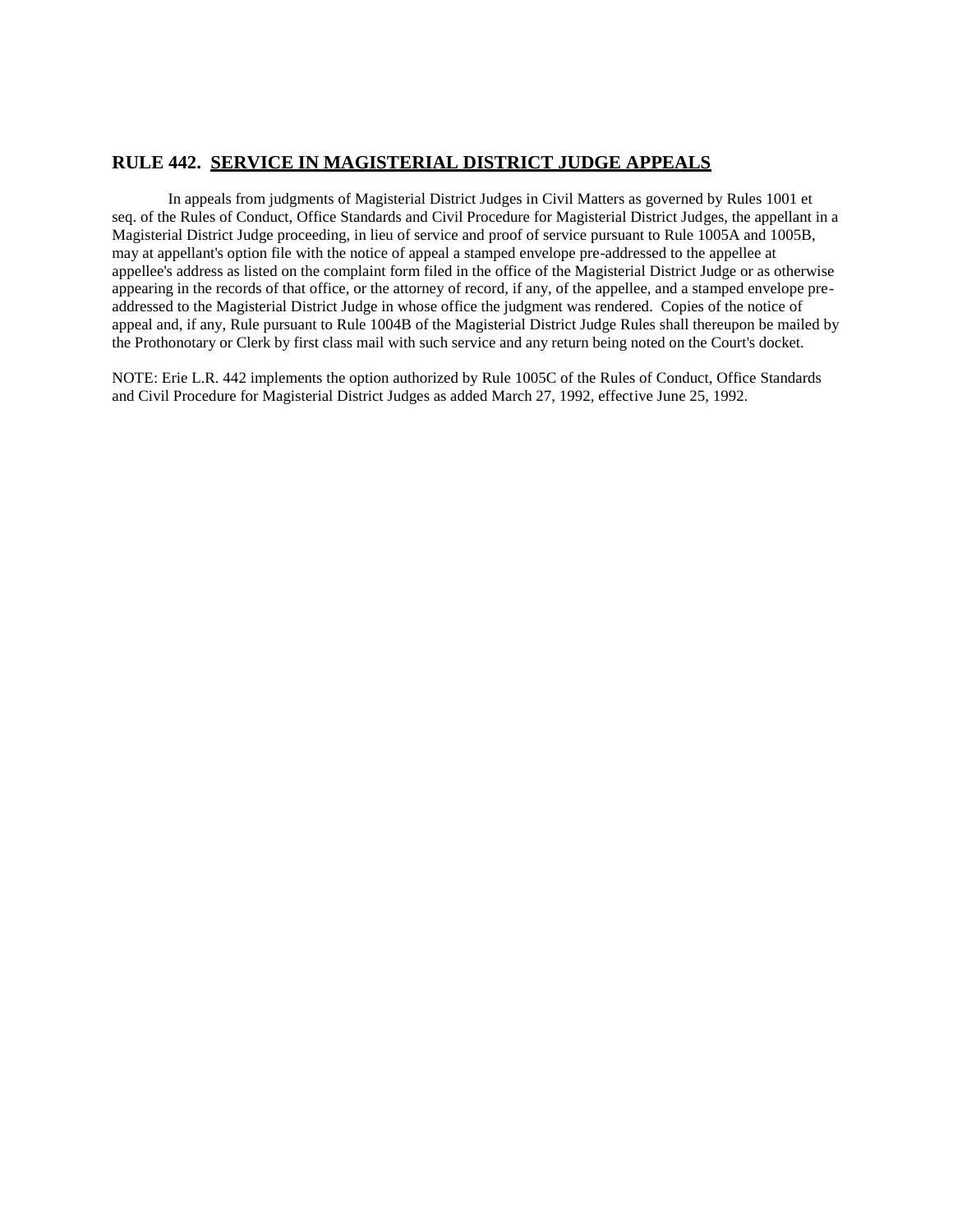## RULE 442. SERVICE IN MAGISTERIAL DISTRICT JUDGE APPEALS

In appeals from judgments of Magisterial District Judges in Civil Matters as governed by Rules 1001 et seq. of the Rules of Conduct, Office Standards and Civil Procedure for Magisterial District Judges, the appellant in a Magisterial District Judge proceeding, in lieu of service and proof of service pursuant to Rule 1005A and 1005B, may at appellant's option file with the notice of appeal a stamped envelope pre-addressed to the appellee at appellee's address as listed on the complaint form filed in the office of the Magisterial District Judge or as otherwise appearing in the records of that office, or the attorney of record, if any, of the appellee, and a stamped envelope pre-addressed to the Magisterial District Judge in whose office the judgment was rendered. Copies of the notice of appeal and, if any, Rule pursuant to Rule 1004B of the Magisterial District Judge Rules shall thereupon be mailed by the Prothonotary or Clerk by first class mail with such service and any return being noted on the Court's docket.

NOTE: Erie L.R. 442 implements the option authorized by Rule 1005C of the Rules of Conduct, Office Standards and Civil Procedure for Magisterial District Judges as added March 27, 1992, effective June 25, 1992.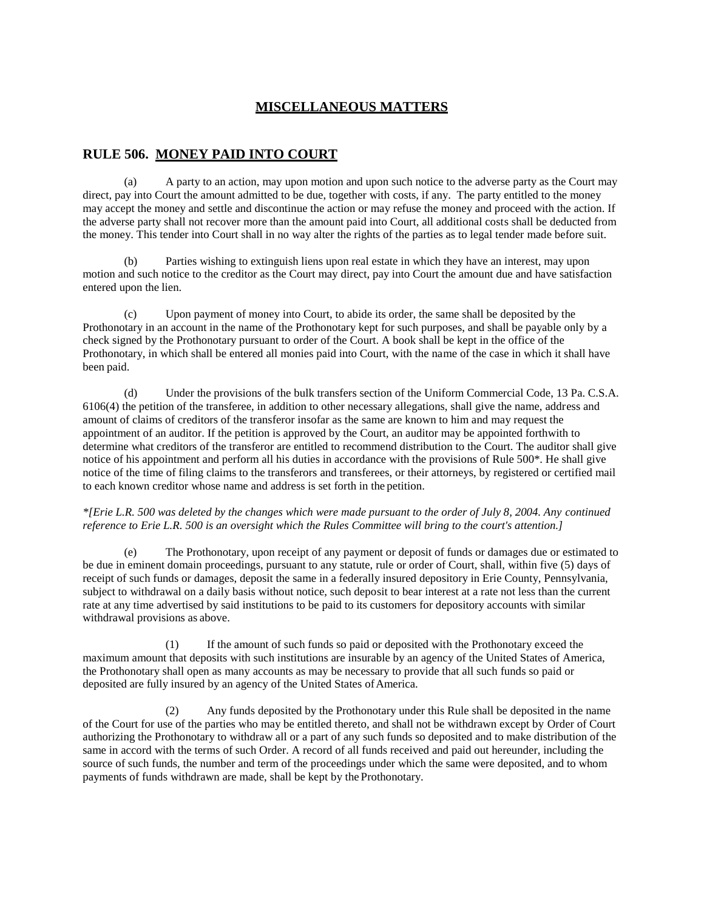## MISCELLANEOUS MATTERS

## RULE 506. MONEY PAID INTO COURT

(a) A party to an action, may upon motion and upon such notice to the adverse party as the Court may direct, pay into Court the amount admitted to be due, together with costs, if any. The party entitled to the money may accept the money and settle and discontinue the action or may refuse the money and proceed with the action. If the adverse party shall not recover more than the amount paid into Court, all additional costs shall be deducted from the money. This tender into Court shall in no way alter the rights of the parties as to legal tender made before suit.

(b) Parties wishing to extinguish liens upon real estate in which they have an interest, may upon motion and such notice to the creditor as the Court may direct, pay into Court the amount due and have satisfaction entered upon the lien.

(c) Upon payment of money into Court, to abide its order, the same shall be deposited by the Prothonotary in an account in the name of the Prothonotary kept for such purposes, and shall be payable only by a check signed by the Prothonotary pursuant to order of the Court. A book shall be kept in the office of the Prothonotary, in which shall be entered all monies paid into Court, with the name of the case in which it shall have been paid.

(d) Under the provisions of the bulk transfers section of the Uniform Commercial Code, 13 Pa. C.S.A. 6106(4) the petition of the transferee, in addition to other necessary allegations, shall give the name, address and amount of claims of creditors of the transferor insofar as the same are known to him and may request the appointment of an auditor. If the petition is approved by the Court, an auditor may be appointed forthwith to determine what creditors of the transferor are entitled to recommend distribution to the Court. The auditor shall give notice of his appointment and perform all his duties in accordance with the provisions of Rule 500*. He shall give notice of the time of filing claims to the transferors and transferees, or their attorneys, by registered or certified mail to each known creditor whose name and address is set forth in the petition.

*\*[Erie L.R. 500 was deleted by the changes which were made pursuant to the order of July 8, 2004. Any continued reference to Erie L.R. 500 is an oversight which the Rules Committee will bring to the court's attention.]*

(e) The Prothonotary, upon receipt of any payment or deposit of funds or damages due or estimated to be due in eminent domain proceedings, pursuant to any statute, rule or order of Court, shall, within five (5) days of receipt of such funds or damages, deposit the same in a federally insured depository in Erie County, Pennsylvania, subject to withdrawal on a daily basis without notice, such deposit to bear interest at a rate not less than the current rate at any time advertised by said institutions to be paid to its customers for depository accounts with similar withdrawal provisions as above.

(1) If the amount of such funds so paid or deposited with the Prothonotary exceed the maximum amount that deposits with such institutions are insurable by an agency of the United States of America, the Prothonotary shall open as many accounts as may be necessary to provide that all such funds so paid or deposited are fully insured by an agency of the United States of America.

(2) Any funds deposited by the Prothonotary under this Rule shall be deposited in the name of the Court for use of the parties who may be entitled thereto, and shall not be withdrawn except by Order of Court authorizing the Prothonotary to withdraw all or a part of any such funds so deposited and to make distribution of the same in accord with the terms of such Order. A record of all funds received and paid out hereunder, including the source of such funds, the number and term of the proceedings under which the same were deposited, and to whom payments of funds withdrawn are made, shall be kept by the Prothonotary.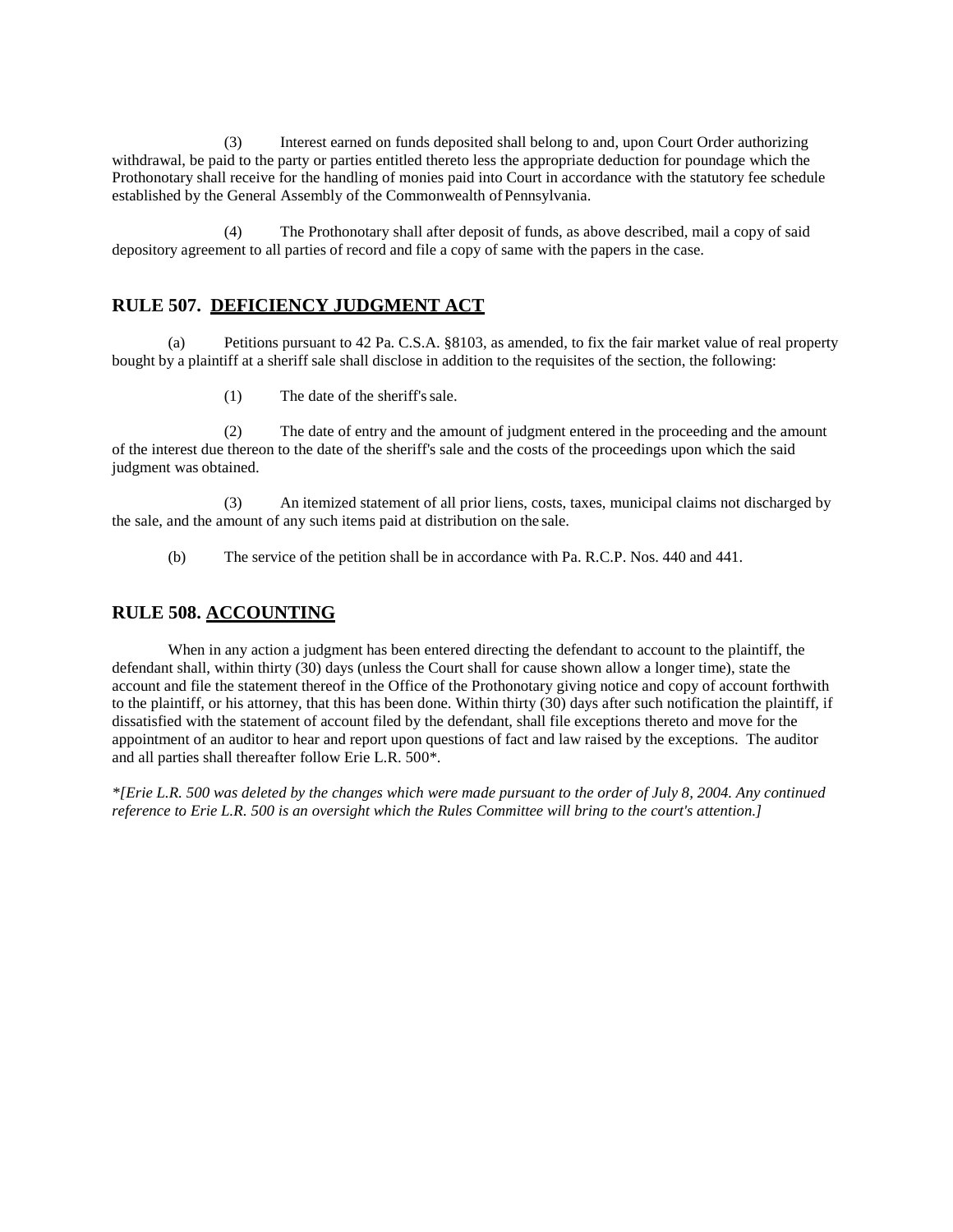(3) Interest earned on funds deposited shall belong to and, upon Court Order authorizing withdrawal, be paid to the party or parties entitled thereto less the appropriate deduction for poundage which the Prothonotary shall receive for the handling of monies paid into Court in accordance with the statutory fee schedule established by the General Assembly of the Commonwealth of Pennsylvania.

(4) The Prothonotary shall after deposit of funds, as above described, mail a copy of said depository agreement to all parties of record and file a copy of same with the papers in the case.

## RULE 507. DEFICIENCY JUDGMENT ACT

(a) Petitions pursuant to 42 Pa. C.S.A. §8103, as amended, to fix the fair market value of real property bought by a plaintiff at a sheriff sale shall disclose in addition to the requisites of the section, the following:

(1) The date of the sheriff's sale.

(2) The date of entry and the amount of judgment entered in the proceeding and the amount of the interest due thereon to the date of the sheriff's sale and the costs of the proceedings upon which the said judgment was obtained.

(3) An itemized statement of all prior liens, costs, taxes, municipal claims not discharged by the sale, and the amount of any such items paid at distribution on the sale.

(b) The service of the petition shall be in accordance with Pa. R.C.P. Nos. 440 and 441.

## RULE 508. ACCOUNTING

When in any action a judgment has been entered directing the defendant to account to the plaintiff, the defendant shall, within thirty (30) days (unless the Court shall for cause shown allow a longer time), state the account and file the statement thereof in the Office of the Prothonotary giving notice and copy of account forthwith to the plaintiff, or his attorney, that this has been done. Within thirty (30) days after such notification the plaintiff, if dissatisfied with the statement of account filed by the defendant, shall file exceptions thereto and move for the appointment of an auditor to hear and report upon questions of fact and law raised by the exceptions. The auditor and all parties shall thereafter follow Erie L.R. 500*.

*\*[Erie L.R. 500 was deleted by the changes which were made pursuant to the order of July 8, 2004. Any continued reference to Erie L.R. 500 is an oversight which the Rules Committee will bring to the court's attention.]*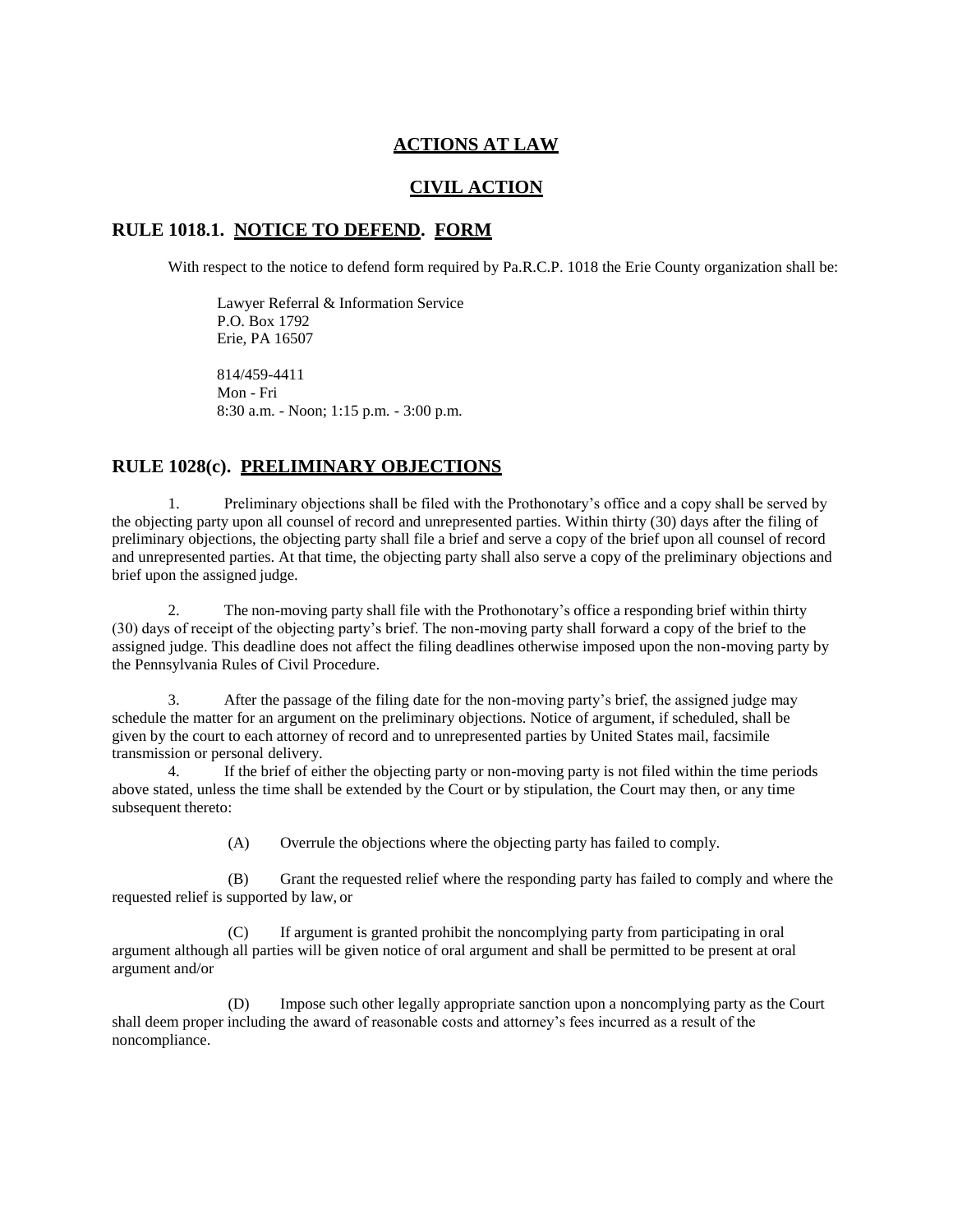# ACTIONS AT LAW

# CIVIL ACTION

## RULE 1018.1. NOTICE TO DEFEND. FORM

With respect to the notice to defend form required by Pa.R.C.P. 1018 the Erie County organization shall be:

Lawyer Referral & Information Service
P.O. Box 1792
Erie, PA 16507

814/459-4411
Mon - Fri
8:30 a.m. - Noon; 1:15 p.m. - 3:00 p.m.

## RULE 1028(c). PRELIMINARY OBJECTIONS

1. Preliminary objections shall be filed with the Prothonotary's office and a copy shall be served by the objecting party upon all counsel of record and unrepresented parties. Within thirty (30) days after the filing of preliminary objections, the objecting party shall file a brief and serve a copy of the brief upon all counsel of record and unrepresented parties. At that time, the objecting party shall also serve a copy of the preliminary objections and brief upon the assigned judge.

2. The non-moving party shall file with the Prothonotary's office a responding brief within thirty (30) days of receipt of the objecting party's brief. The non-moving party shall forward a copy of the brief to the assigned judge. This deadline does not affect the filing deadlines otherwise imposed upon the non-moving party by the Pennsylvania Rules of Civil Procedure.

3. After the passage of the filing date for the non-moving party's brief, the assigned judge may schedule the matter for an argument on the preliminary objections. Notice of argument, if scheduled, shall be given by the court to each attorney of record and to unrepresented parties by United States mail, facsimile transmission or personal delivery.

4. If the brief of either the objecting party or non-moving party is not filed within the time periods above stated, unless the time shall be extended by the Court or by stipulation, the Court may then, or any time subsequent thereto:

(A) Overrule the objections where the objecting party has failed to comply.

(B) Grant the requested relief where the responding party has failed to comply and where the requested relief is supported by law, or

(C) If argument is granted prohibit the noncomplying party from participating in oral argument although all parties will be given notice of oral argument and shall be permitted to be present at oral argument and/or

(D) Impose such other legally appropriate sanction upon a noncomplying party as the Court shall deem proper including the award of reasonable costs and attorney's fees incurred as a result of the noncompliance.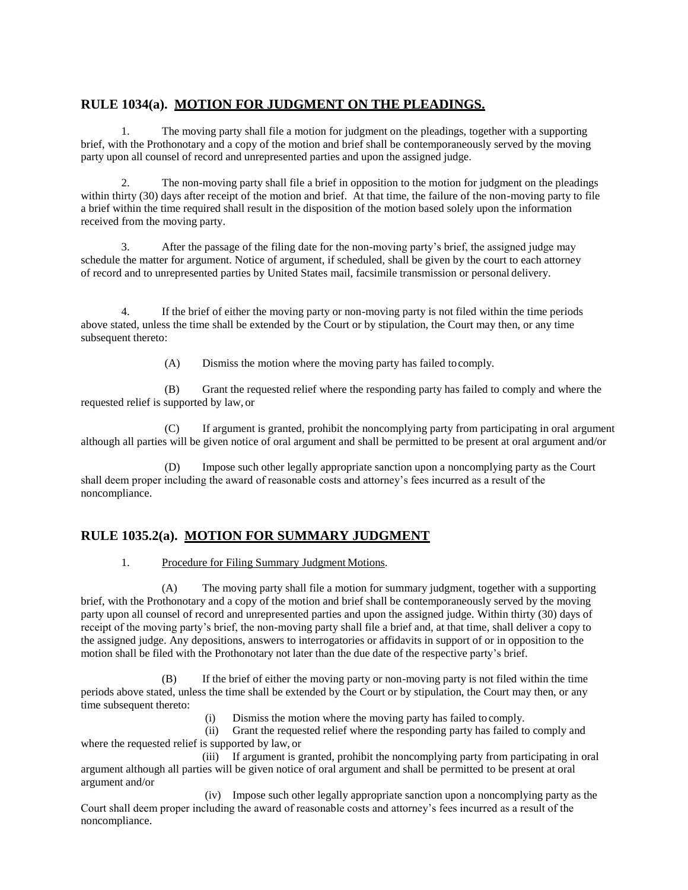## RULE 1034(a). MOTION FOR JUDGMENT ON THE PLEADINGS.

1. The moving party shall file a motion for judgment on the pleadings, together with a supporting brief, with the Prothonotary and a copy of the motion and brief shall be contemporaneously served by the moving party upon all counsel of record and unrepresented parties and upon the assigned judge.

2. The non-moving party shall file a brief in opposition to the motion for judgment on the pleadings within thirty (30) days after receipt of the motion and brief. At that time, the failure of the non-moving party to file a brief within the time required shall result in the disposition of the motion based solely upon the information received from the moving party.

3. After the passage of the filing date for the non-moving party's brief, the assigned judge may schedule the matter for argument. Notice of argument, if scheduled, shall be given by the court to each attorney of record and to unrepresented parties by United States mail, facsimile transmission or personal delivery.

4. If the brief of either the moving party or non-moving party is not filed within the time periods above stated, unless the time shall be extended by the Court or by stipulation, the Court may then, or any time subsequent thereto:

(A) Dismiss the motion where the moving party has failed to comply.

(B) Grant the requested relief where the responding party has failed to comply and where the requested relief is supported by law, or

(C) If argument is granted, prohibit the noncomplying party from participating in oral argument although all parties will be given notice of oral argument and shall be permitted to be present at oral argument and/or

(D) Impose such other legally appropriate sanction upon a noncomplying party as the Court shall deem proper including the award of reasonable costs and attorney's fees incurred as a result of the noncompliance.

## RULE 1035.2(a). MOTION FOR SUMMARY JUDGMENT

1. Procedure for Filing Summary Judgment Motions.

(A) The moving party shall file a motion for summary judgment, together with a supporting brief, with the Prothonotary and a copy of the motion and brief shall be contemporaneously served by the moving party upon all counsel of record and unrepresented parties and upon the assigned judge. Within thirty (30) days of receipt of the moving party's brief, the non-moving party shall file a brief and, at that time, shall deliver a copy to the assigned judge. Any depositions, answers to interrogatories or affidavits in support of or in opposition to the motion shall be filed with the Prothonotary not later than the due date of the respective party's brief.

(B) If the brief of either the moving party or non-moving party is not filed within the time periods above stated, unless the time shall be extended by the Court or by stipulation, the Court may then, or any time subsequent thereto:

(i) Dismiss the motion where the moving party has failed to comply.

(ii) Grant the requested relief where the responding party has failed to comply and where the requested relief is supported by law, or

(iii) If argument is granted, prohibit the noncomplying party from participating in oral argument although all parties will be given notice of oral argument and shall be permitted to be present at oral argument and/or

(iv) Impose such other legally appropriate sanction upon a noncomplying party as the Court shall deem proper including the award of reasonable costs and attorney's fees incurred as a result of the noncompliance.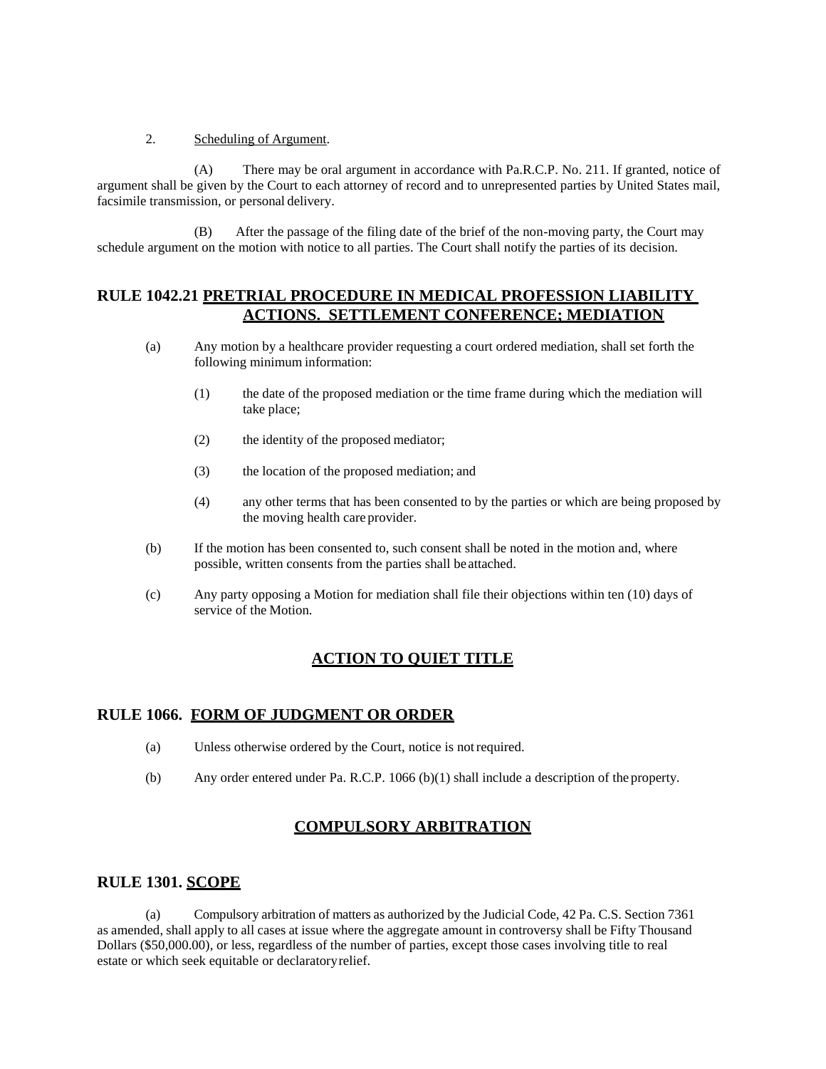2. Scheduling of Argument.

(A) There may be oral argument in accordance with Pa.R.C.P. No. 211. If granted, notice of argument shall be given by the Court to each attorney of record and to unrepresented parties by United States mail, facsimile transmission, or personal delivery.

(B) After the passage of the filing date of the brief of the non-moving party, the Court may schedule argument on the motion with notice to all parties. The Court shall notify the parties of its decision.

## RULE 1042.21 PRETRIAL PROCEDURE IN MEDICAL PROFESSION LIABILITY ACTIONS. SETTLEMENT CONFERENCE; MEDIATION

(a) Any motion by a healthcare provider requesting a court ordered mediation, shall set forth the following minimum information:

(1) the date of the proposed mediation or the time frame during which the mediation will take place;

(2) the identity of the proposed mediator;

(3) the location of the proposed mediation; and

(4) any other terms that has been consented to by the parties or which are being proposed by the moving health care provider.

(b) If the motion has been consented to, such consent shall be noted in the motion and, where possible, written consents from the parties shall be attached.

(c) Any party opposing a Motion for mediation shall file their objections within ten (10) days of service of the Motion.

# ACTION TO QUIET TITLE

## RULE 1066. FORM OF JUDGMENT OR ORDER

(a) Unless otherwise ordered by the Court, notice is not required.

(b) Any order entered under Pa. R.C.P. 1066 (b)(1) shall include a description of the property.

# COMPULSORY ARBITRATION

## RULE 1301. SCOPE

(a) Compulsory arbitration of matters as authorized by the Judicial Code, 42 Pa. C.S. Section 7361 as amended, shall apply to all cases at issue where the aggregate amount in controversy shall be Fifty Thousand Dollars ($50,000.00), or less, regardless of the number of parties, except those cases involving title to real estate or which seek equitable or declaratory relief.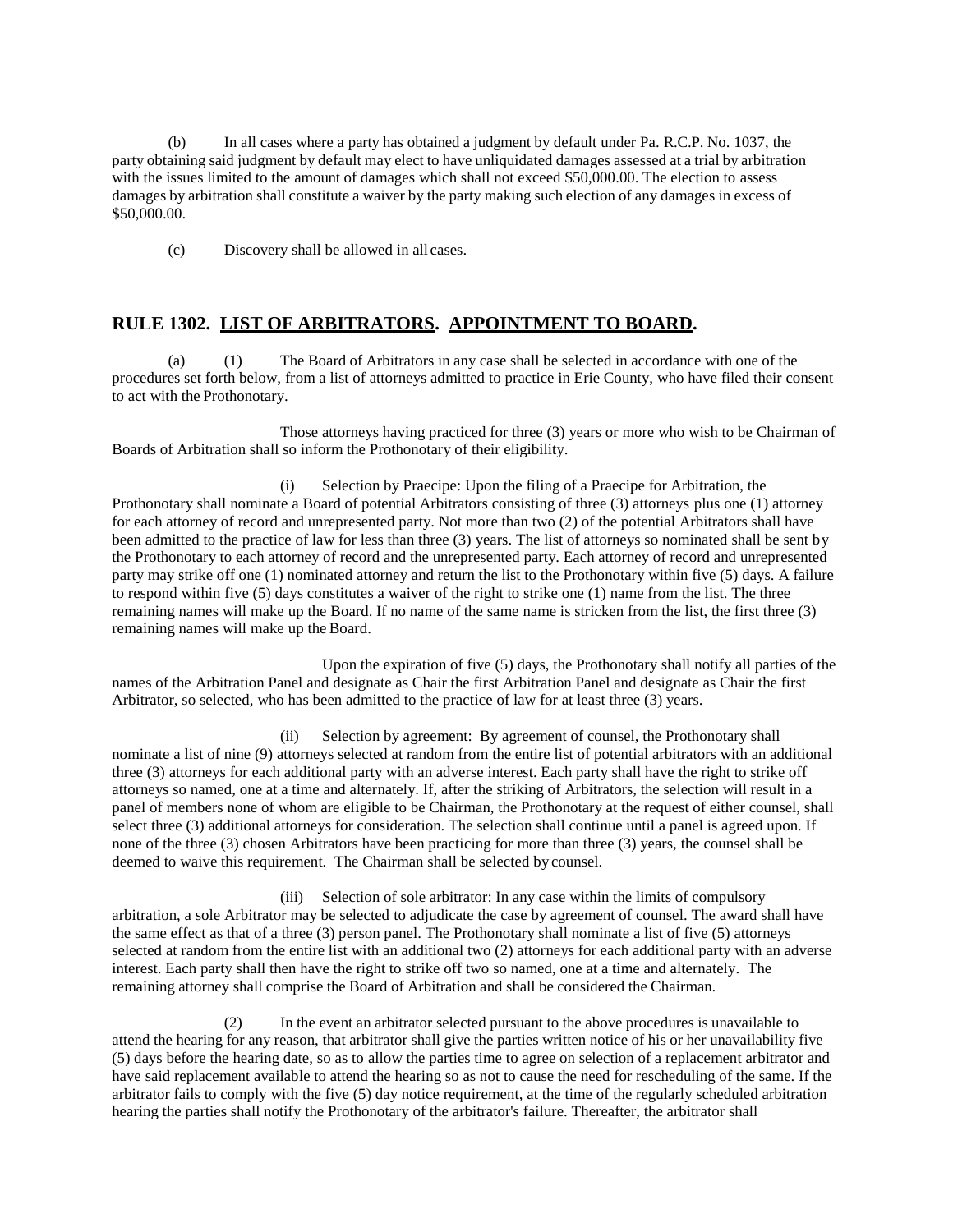(b) In all cases where a party has obtained a judgment by default under Pa. R.C.P. No. 1037, the party obtaining said judgment by default may elect to have unliquidated damages assessed at a trial by arbitration with the issues limited to the amount of damages which shall not exceed $50,000.00. The election to assess damages by arbitration shall constitute a waiver by the party making such election of any damages in excess of $50,000.00.

(c) Discovery shall be allowed in all cases.

## RULE 1302. LIST OF ARBITRATORS. APPOINTMENT TO BOARD.

(a) (1) The Board of Arbitrators in any case shall be selected in accordance with one of the procedures set forth below, from a list of attorneys admitted to practice in Erie County, who have filed their consent to act with the Prothonotary.

Those attorneys having practiced for three (3) years or more who wish to be Chairman of Boards of Arbitration shall so inform the Prothonotary of their eligibility.

(i) Selection by Praecipe: Upon the filing of a Praecipe for Arbitration, the Prothonotary shall nominate a Board of potential Arbitrators consisting of three (3) attorneys plus one (1) attorney for each attorney of record and unrepresented party. Not more than two (2) of the potential Arbitrators shall have been admitted to the practice of law for less than three (3) years. The list of attorneys so nominated shall be sent by the Prothonotary to each attorney of record and the unrepresented party. Each attorney of record and unrepresented party may strike off one (1) nominated attorney and return the list to the Prothonotary within five (5) days. A failure to respond within five (5) days constitutes a waiver of the right to strike one (1) name from the list. The three remaining names will make up the Board. If no name of the same name is stricken from the list, the first three (3) remaining names will make up the Board.

Upon the expiration of five (5) days, the Prothonotary shall notify all parties of the names of the Arbitration Panel and designate as Chair the first Arbitration Panel and designate as Chair the first Arbitrator, so selected, who has been admitted to the practice of law for at least three (3) years.

(ii) Selection by agreement: By agreement of counsel, the Prothonotary shall nominate a list of nine (9) attorneys selected at random from the entire list of potential arbitrators with an additional three (3) attorneys for each additional party with an adverse interest. Each party shall have the right to strike off attorneys so named, one at a time and alternately. If, after the striking of Arbitrators, the selection will result in a panel of members none of whom are eligible to be Chairman, the Prothonotary at the request of either counsel, shall select three (3) additional attorneys for consideration. The selection shall continue until a panel is agreed upon. If none of the three (3) chosen Arbitrators have been practicing for more than three (3) years, the counsel shall be deemed to waive this requirement. The Chairman shall be selected by counsel.

(iii) Selection of sole arbitrator: In any case within the limits of compulsory arbitration, a sole Arbitrator may be selected to adjudicate the case by agreement of counsel. The award shall have the same effect as that of a three (3) person panel. The Prothonotary shall nominate a list of five (5) attorneys selected at random from the entire list with an additional two (2) attorneys for each additional party with an adverse interest. Each party shall then have the right to strike off two so named, one at a time and alternately. The remaining attorney shall comprise the Board of Arbitration and shall be considered the Chairman.

(2) In the event an arbitrator selected pursuant to the above procedures is unavailable to attend the hearing for any reason, that arbitrator shall give the parties written notice of his or her unavailability five (5) days before the hearing date, so as to allow the parties time to agree on selection of a replacement arbitrator and have said replacement available to attend the hearing so as not to cause the need for rescheduling of the same. If the arbitrator fails to comply with the five (5) day notice requirement, at the time of the regularly scheduled arbitration hearing the parties shall notify the Prothonotary of the arbitrator's failure. Thereafter, the arbitrator shall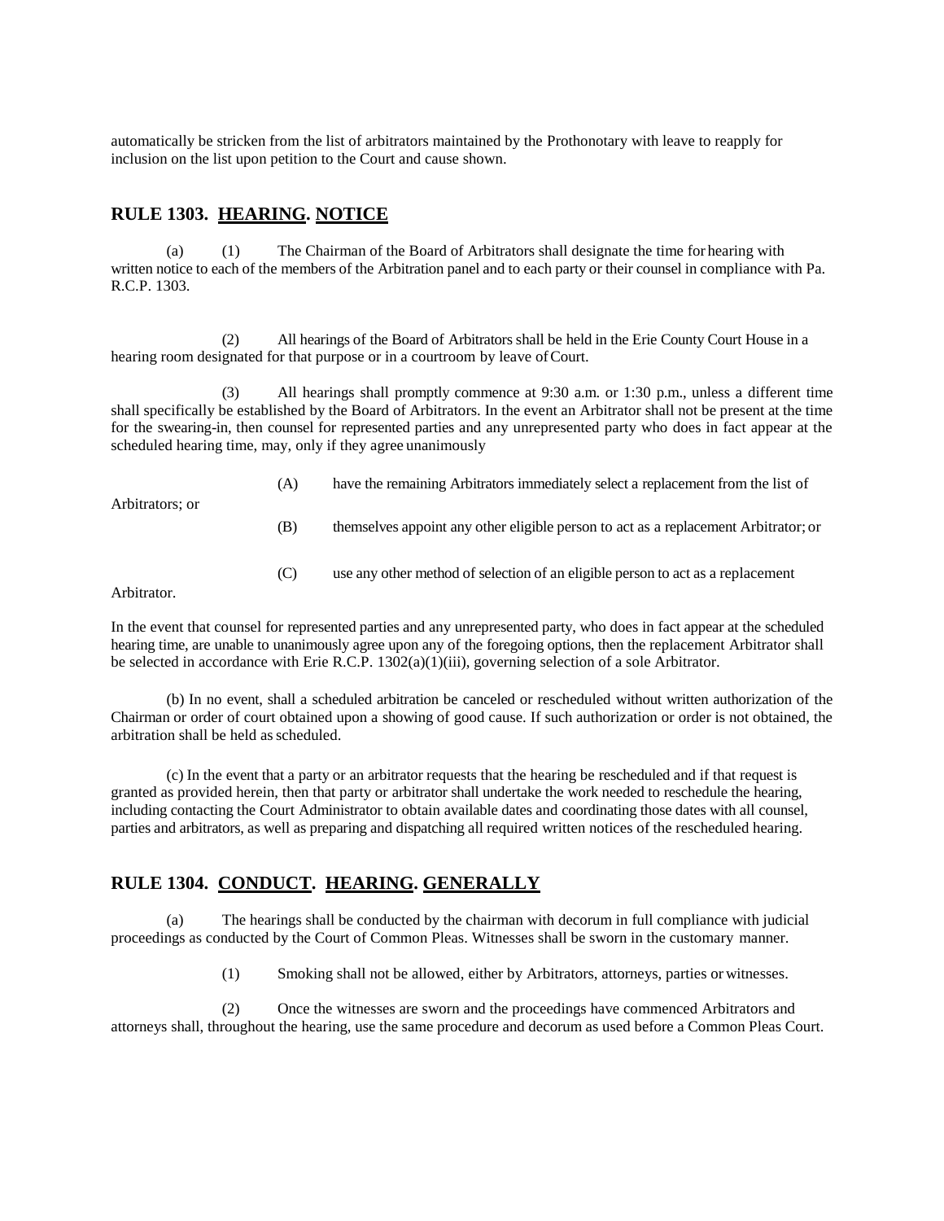automatically be stricken from the list of arbitrators maintained by the Prothonotary with leave to reapply for inclusion on the list upon petition to the Court and cause shown.

## RULE 1303. HEARING. NOTICE

(a) (1) The Chairman of the Board of Arbitrators shall designate the time for hearing with written notice to each of the members of the Arbitration panel and to each party or their counsel in compliance with Pa. R.C.P. 1303.

(2) All hearings of the Board of Arbitrators shall be held in the Erie County Court House in a hearing room designated for that purpose or in a courtroom by leave of Court.

(3) All hearings shall promptly commence at 9:30 a.m. or 1:30 p.m., unless a different time shall specifically be established by the Board of Arbitrators. In the event an Arbitrator shall not be present at the time for the swearing-in, then counsel for represented parties and any unrepresented party who does in fact appear at the scheduled hearing time, may, only if they agree unanimously

(A) have the remaining Arbitrators immediately select a replacement from the list of Arbitrators; or

(B) themselves appoint any other eligible person to act as a replacement Arbitrator; or

(C) use any other method of selection of an eligible person to act as a replacement Arbitrator.

In the event that counsel for represented parties and any unrepresented party, who does in fact appear at the scheduled hearing time, are unable to unanimously agree upon any of the foregoing options, then the replacement Arbitrator shall be selected in accordance with Erie R.C.P. 1302(a)(1)(iii), governing selection of a sole Arbitrator.

(b) In no event, shall a scheduled arbitration be canceled or rescheduled without written authorization of the Chairman or order of court obtained upon a showing of good cause. If such authorization or order is not obtained, the arbitration shall be held as scheduled.

(c) In the event that a party or an arbitrator requests that the hearing be rescheduled and if that request is granted as provided herein, then that party or arbitrator shall undertake the work needed to reschedule the hearing, including contacting the Court Administrator to obtain available dates and coordinating those dates with all counsel, parties and arbitrators, as well as preparing and dispatching all required written notices of the rescheduled hearing.

## RULE 1304. CONDUCT. HEARING. GENERALLY

(a) The hearings shall be conducted by the chairman with decorum in full compliance with judicial proceedings as conducted by the Court of Common Pleas. Witnesses shall be sworn in the customary manner.

(1) Smoking shall not be allowed, either by Arbitrators, attorneys, parties or witnesses.

(2) Once the witnesses are sworn and the proceedings have commenced Arbitrators and attorneys shall, throughout the hearing, use the same procedure and decorum as used before a Common Pleas Court.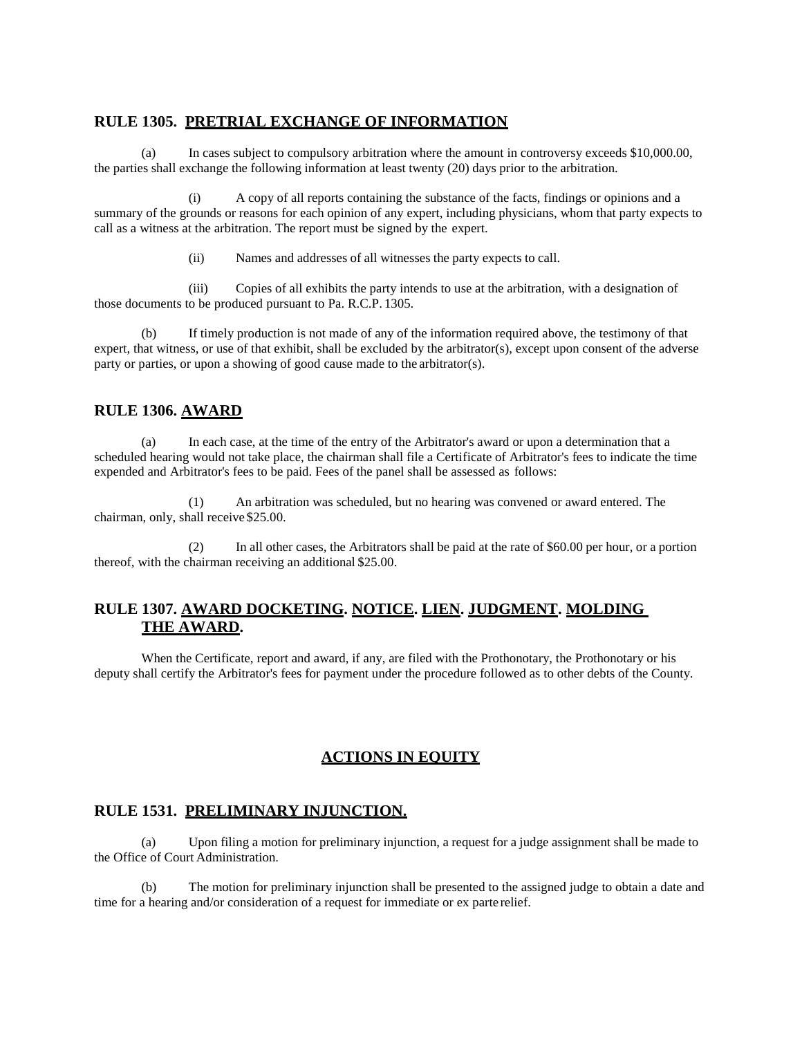## RULE 1305. PRETRIAL EXCHANGE OF INFORMATION

(a) In cases subject to compulsory arbitration where the amount in controversy exceeds $10,000.00, the parties shall exchange the following information at least twenty (20) days prior to the arbitration.

(i) A copy of all reports containing the substance of the facts, findings or opinions and a summary of the grounds or reasons for each opinion of any expert, including physicians, whom that party expects to call as a witness at the arbitration. The report must be signed by the expert.

(ii) Names and addresses of all witnesses the party expects to call.

(iii) Copies of all exhibits the party intends to use at the arbitration, with a designation of those documents to be produced pursuant to Pa. R.C.P. 1305.

(b) If timely production is not made of any of the information required above, the testimony of that expert, that witness, or use of that exhibit, shall be excluded by the arbitrator(s), except upon consent of the adverse party or parties, or upon a showing of good cause made to the arbitrator(s).

## RULE 1306. AWARD

(a) In each case, at the time of the entry of the Arbitrator's award or upon a determination that a scheduled hearing would not take place, the chairman shall file a Certificate of Arbitrator's fees to indicate the time expended and Arbitrator's fees to be paid. Fees of the panel shall be assessed as follows:

(1) An arbitration was scheduled, but no hearing was convened or award entered. The chairman, only, shall receive $25.00.

(2) In all other cases, the Arbitrators shall be paid at the rate of $60.00 per hour, or a portion thereof, with the chairman receiving an additional $25.00.

## RULE 1307. AWARD DOCKETING. NOTICE. LIEN. JUDGMENT. MOLDING THE AWARD.

When the Certificate, report and award, if any, are filed with the Prothonotary, the Prothonotary or his deputy shall certify the Arbitrator's fees for payment under the procedure followed as to other debts of the County.

# ACTIONS IN EQUITY

## RULE 1531. PRELIMINARY INJUNCTION.

(a) Upon filing a motion for preliminary injunction, a request for a judge assignment shall be made to the Office of Court Administration.

(b) The motion for preliminary injunction shall be presented to the assigned judge to obtain a date and time for a hearing and/or consideration of a request for immediate or ex parte relief.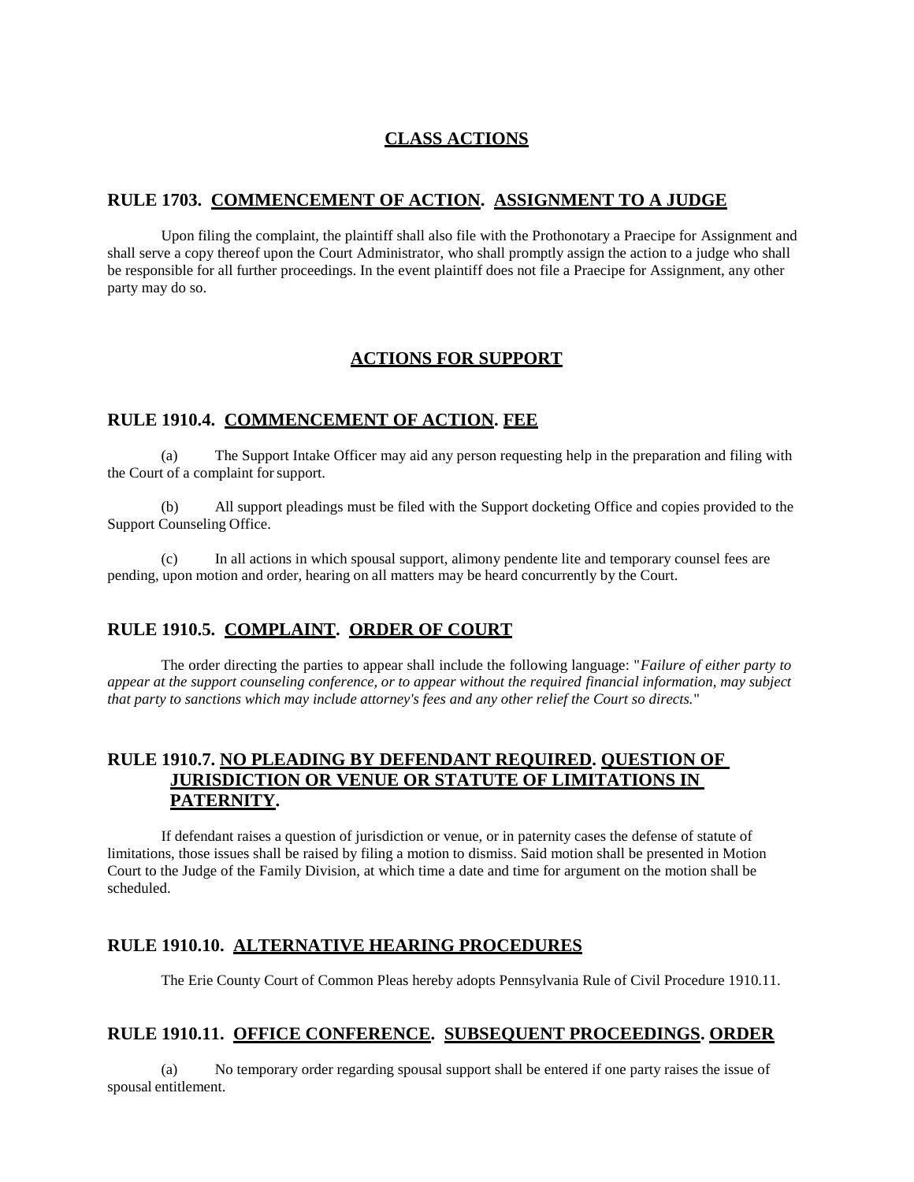## CLASS ACTIONS

### RULE 1703. COMMENCEMENT OF ACTION. ASSIGNMENT TO A JUDGE

Upon filing the complaint, the plaintiff shall also file with the Prothonotary a Praecipe for Assignment and shall serve a copy thereof upon the Court Administrator, who shall promptly assign the action to a judge who shall be responsible for all further proceedings. In the event plaintiff does not file a Praecipe for Assignment, any other party may do so.

## ACTIONS FOR SUPPORT

### RULE 1910.4. COMMENCEMENT OF ACTION. FEE

(a) The Support Intake Officer may aid any person requesting help in the preparation and filing with the Court of a complaint for support.

(b) All support pleadings must be filed with the Support docketing Office and copies provided to the Support Counseling Office.

(c) In all actions in which spousal support, alimony pendente lite and temporary counsel fees are pending, upon motion and order, hearing on all matters may be heard concurrently by the Court.

### RULE 1910.5. COMPLAINT. ORDER OF COURT

The order directing the parties to appear shall include the following language: "*Failure of either party to appear at the support counseling conference, or to appear without the required financial information, may subject that party to sanctions which may include attorney's fees and any other relief the Court so directs.*"

### RULE 1910.7. NO PLEADING BY DEFENDANT REQUIRED. QUESTION OF JURISDICTION OR VENUE OR STATUTE OF LIMITATIONS IN PATERNITY.

If defendant raises a question of jurisdiction or venue, or in paternity cases the defense of statute of limitations, those issues shall be raised by filing a motion to dismiss. Said motion shall be presented in Motion Court to the Judge of the Family Division, at which time a date and time for argument on the motion shall be scheduled.

### RULE 1910.10. ALTERNATIVE HEARING PROCEDURES

The Erie County Court of Common Pleas hereby adopts Pennsylvania Rule of Civil Procedure 1910.11.

### RULE 1910.11. OFFICE CONFERENCE. SUBSEQUENT PROCEEDINGS. ORDER

(a) No temporary order regarding spousal support shall be entered if one party raises the issue of spousal entitlement.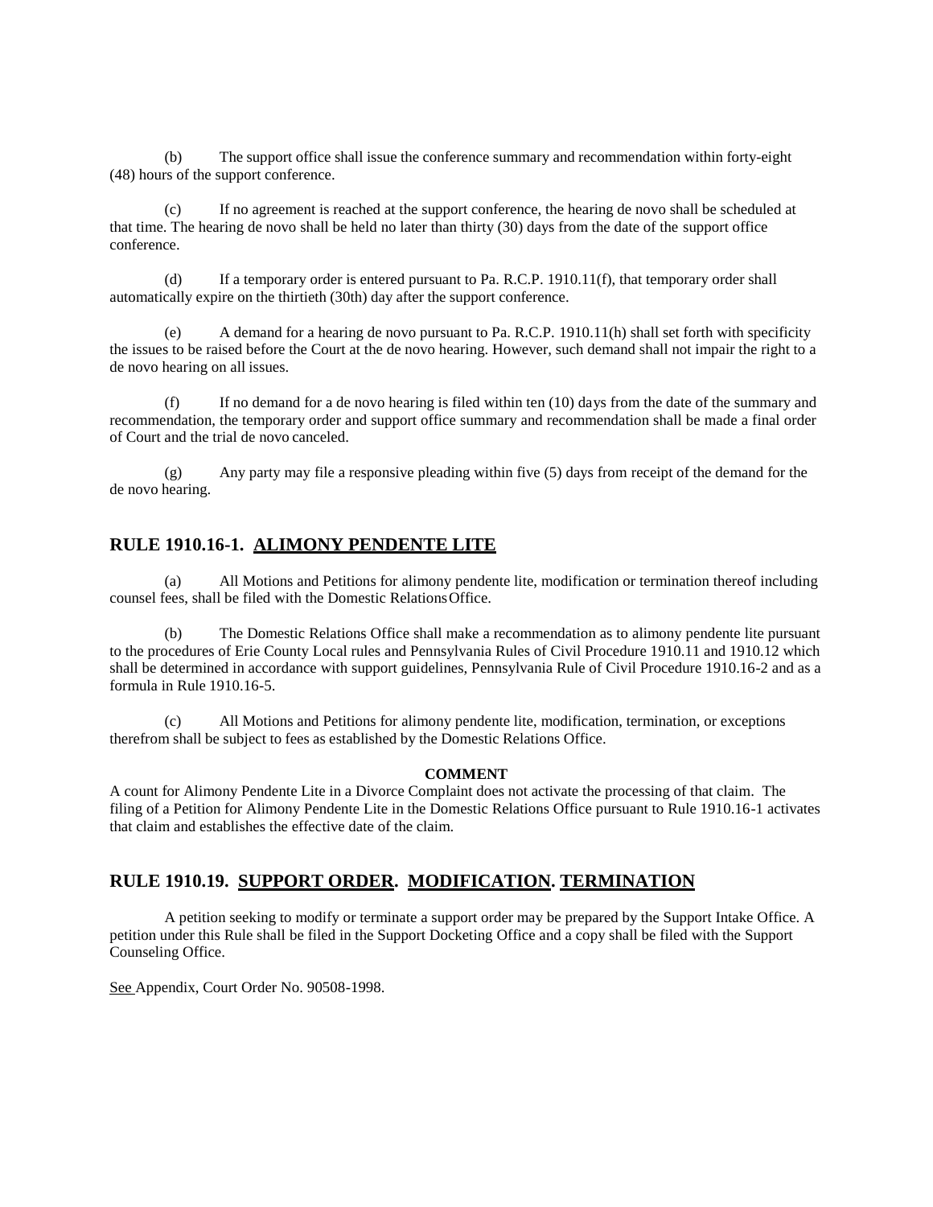(b) The support office shall issue the conference summary and recommendation within forty-eight (48) hours of the support conference.

(c) If no agreement is reached at the support conference, the hearing de novo shall be scheduled at that time. The hearing de novo shall be held no later than thirty (30) days from the date of the support office conference.

(d) If a temporary order is entered pursuant to Pa. R.C.P. 1910.11(f), that temporary order shall automatically expire on the thirtieth (30th) day after the support conference.

(e) A demand for a hearing de novo pursuant to Pa. R.C.P. 1910.11(h) shall set forth with specificity the issues to be raised before the Court at the de novo hearing. However, such demand shall not impair the right to a de novo hearing on all issues.

(f) If no demand for a de novo hearing is filed within ten (10) days from the date of the summary and recommendation, the temporary order and support office summary and recommendation shall be made a final order of Court and the trial de novo canceled.

(g) Any party may file a responsive pleading within five (5) days from receipt of the demand for the de novo hearing.

## RULE 1910.16-1. ALIMONY PENDENTE LITE

(a) All Motions and Petitions for alimony pendente lite, modification or termination thereof including counsel fees, shall be filed with the Domestic Relations Office.

(b) The Domestic Relations Office shall make a recommendation as to alimony pendente lite pursuant to the procedures of Erie County Local rules and Pennsylvania Rules of Civil Procedure 1910.11 and 1910.12 which shall be determined in accordance with support guidelines, Pennsylvania Rule of Civil Procedure 1910.16-2 and as a formula in Rule 1910.16-5.

(c) All Motions and Petitions for alimony pendente lite, modification, termination, or exceptions therefrom shall be subject to fees as established by the Domestic Relations Office.

**COMMENT**

A count for Alimony Pendente Lite in a Divorce Complaint does not activate the processing of that claim. The filing of a Petition for Alimony Pendente Lite in the Domestic Relations Office pursuant to Rule 1910.16-1 activates that claim and establishes the effective date of the claim.

## RULE 1910.19. SUPPORT ORDER. MODIFICATION. TERMINATION

A petition seeking to modify or terminate a support order may be prepared by the Support Intake Office. A petition under this Rule shall be filed in the Support Docketing Office and a copy shall be filed with the Support Counseling Office.

See Appendix, Court Order No. 90508-1998.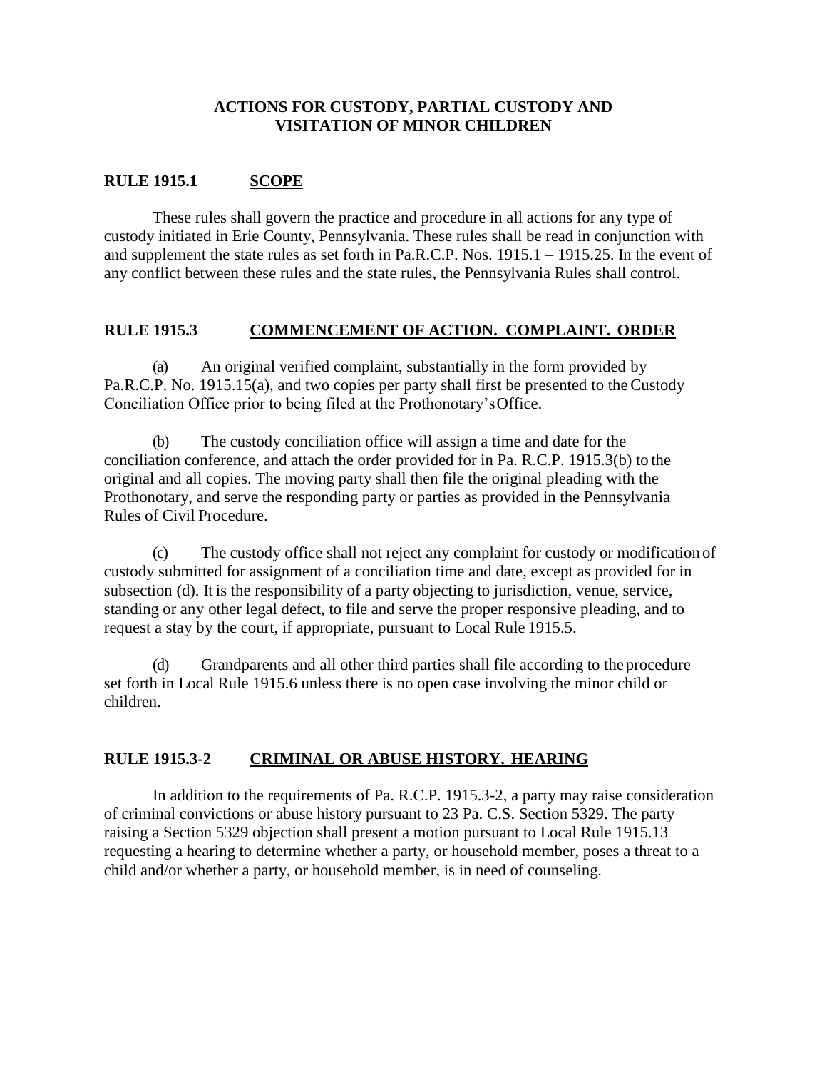## ACTIONS FOR CUSTODY, PARTIAL CUSTODY AND VISITATION OF MINOR CHILDREN

### RULE 1915.1 SCOPE

These rules shall govern the practice and procedure in all actions for any type of custody initiated in Erie County, Pennsylvania. These rules shall be read in conjunction with and supplement the state rules as set forth in Pa.R.C.P. Nos. 1915.1 – 1915.25. In the event of any conflict between these rules and the state rules, the Pennsylvania Rules shall control.

### RULE 1915.3 COMMENCEMENT OF ACTION. COMPLAINT. ORDER

(a) An original verified complaint, substantially in the form provided by Pa.R.C.P. No. 1915.15(a), and two copies per party shall first be presented to the Custody Conciliation Office prior to being filed at the Prothonotary's Office.

(b) The custody conciliation office will assign a time and date for the conciliation conference, and attach the order provided for in Pa. R.C.P. 1915.3(b) to the original and all copies. The moving party shall then file the original pleading with the Prothonotary, and serve the responding party or parties as provided in the Pennsylvania Rules of Civil Procedure.

(c) The custody office shall not reject any complaint for custody or modification of custody submitted for assignment of a conciliation time and date, except as provided for in subsection (d). It is the responsibility of a party objecting to jurisdiction, venue, service, standing or any other legal defect, to file and serve the proper responsive pleading, and to request a stay by the court, if appropriate, pursuant to Local Rule 1915.5.

(d) Grandparents and all other third parties shall file according to the procedure set forth in Local Rule 1915.6 unless there is no open case involving the minor child or children.

### RULE 1915.3-2 CRIMINAL OR ABUSE HISTORY. HEARING

In addition to the requirements of Pa. R.C.P. 1915.3-2, a party may raise consideration of criminal convictions or abuse history pursuant to 23 Pa. C.S. Section 5329. The party raising a Section 5329 objection shall present a motion pursuant to Local Rule 1915.13 requesting a hearing to determine whether a party, or household member, poses a threat to a child and/or whether a party, or household member, is in need of counseling.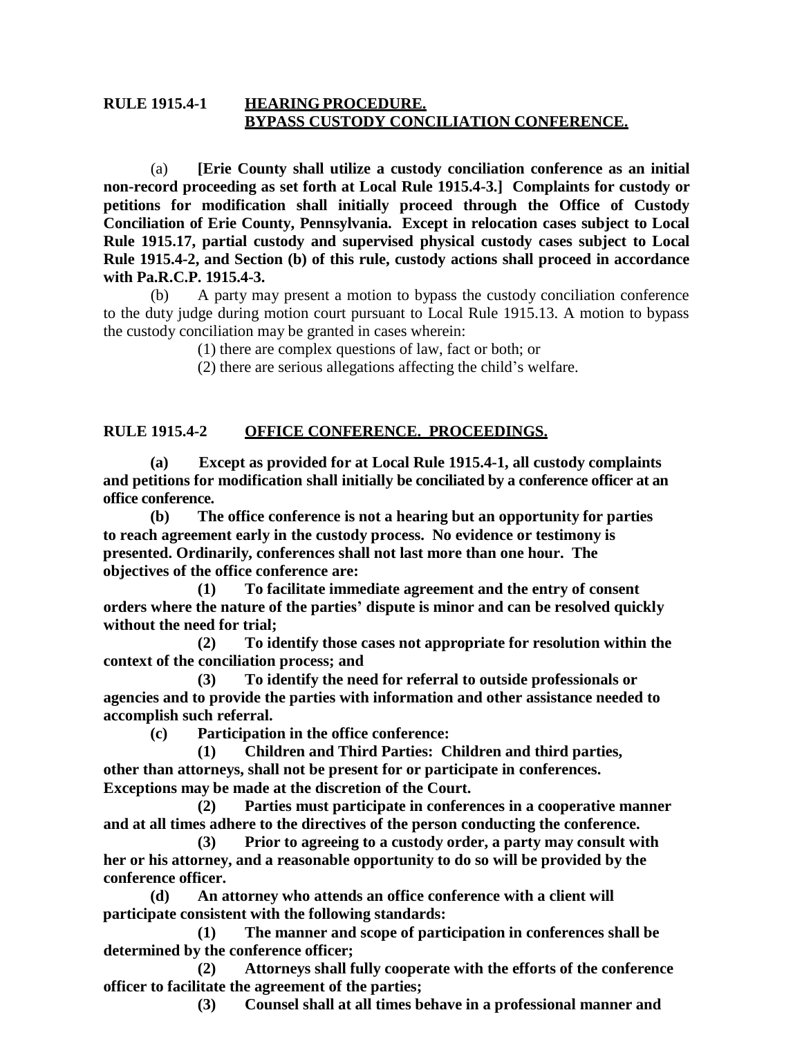**RULE 1915.4-1 HEARING PROCEDURE.**
**BYPASS CUSTODY CONCILIATION CONFERENCE.**

(a) **[Erie County shall utilize a custody conciliation conference as an initial non-record proceeding as set forth at Local Rule 1915.4-3.] Complaints for custody or petitions for modification shall initially proceed through the Office of Custody Conciliation of Erie County, Pennsylvania. Except in relocation cases subject to Local Rule 1915.17, partial custody and supervised physical custody cases subject to Local Rule 1915.4-2, and Section (b) of this rule, custody actions shall proceed in accordance with Pa.R.C.P. 1915.4-3.**

(b) A party may present a motion to bypass the custody conciliation conference to the duty judge during motion court pursuant to Local Rule 1915.13. A motion to bypass the custody conciliation may be granted in cases wherein:

(1) there are complex questions of law, fact or both; or

(2) there are serious allegations affecting the child's welfare.

**RULE 1915.4-2 OFFICE CONFERENCE. PROCEEDINGS.**

**(a) Except as provided for at Local Rule 1915.4-1, all custody complaints and petitions for modification shall initially be conciliated by a conference officer at an office conference.**

**(b) The office conference is not a hearing but an opportunity for parties to reach agreement early in the custody process. No evidence or testimony is presented. Ordinarily, conferences shall not last more than one hour. The objectives of the office conference are:**

**(1) To facilitate immediate agreement and the entry of consent orders where the nature of the parties' dispute is minor and can be resolved quickly without the need for trial;**

**(2) To identify those cases not appropriate for resolution within the context of the conciliation process; and**

**(3) To identify the need for referral to outside professionals or agencies and to provide the parties with information and other assistance needed to accomplish such referral.**

**(c) Participation in the office conference:**

**(1) Children and Third Parties: Children and third parties, other than attorneys, shall not be present for or participate in conferences. Exceptions may be made at the discretion of the Court.**

**(2) Parties must participate in conferences in a cooperative manner and at all times adhere to the directives of the person conducting the conference.**

**(3) Prior to agreeing to a custody order, a party may consult with her or his attorney, and a reasonable opportunity to do so will be provided by the conference officer.**

**(d) An attorney who attends an office conference with a client will participate consistent with the following standards:**

**(1) The manner and scope of participation in conferences shall be determined by the conference officer;**

**(2) Attorneys shall fully cooperate with the efforts of the conference officer to facilitate the agreement of the parties;**

**(3) Counsel shall at all times behave in a professional manner and**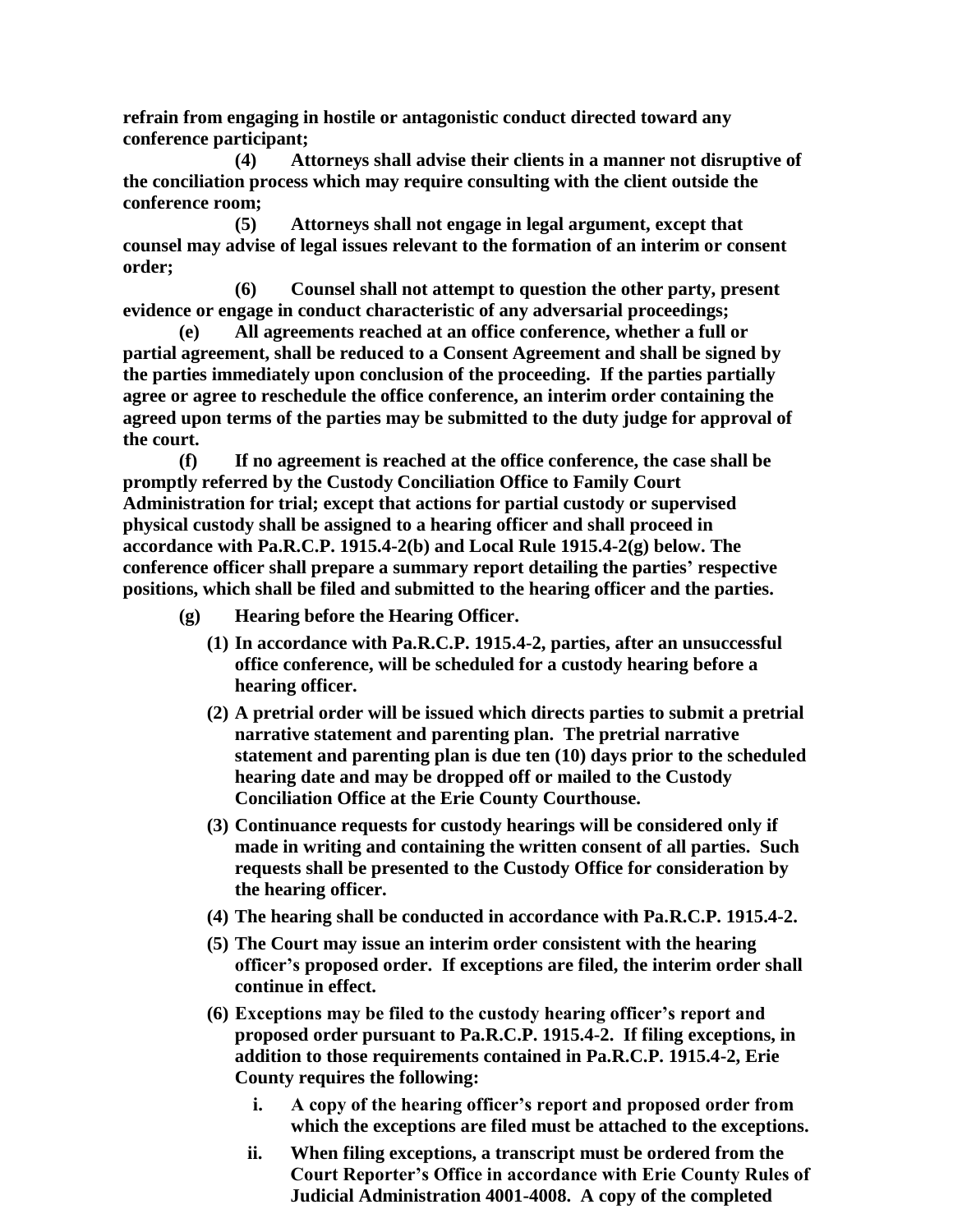**refrain from engaging in hostile or antagonistic conduct directed toward any conference participant;**

**(4) Attorneys shall advise their clients in a manner not disruptive of the conciliation process which may require consulting with the client outside the conference room;**

**(5) Attorneys shall not engage in legal argument, except that counsel may advise of legal issues relevant to the formation of an interim or consent order;**

**(6) Counsel shall not attempt to question the other party, present evidence or engage in conduct characteristic of any adversarial proceedings;**

**(e) All agreements reached at an office conference, whether a full or partial agreement, shall be reduced to a Consent Agreement and shall be signed by the parties immediately upon conclusion of the proceeding. If the parties partially agree or agree to reschedule the office conference, an interim order containing the agreed upon terms of the parties may be submitted to the duty judge for approval of the court.**

**(f) If no agreement is reached at the office conference, the case shall be promptly referred by the Custody Conciliation Office to Family Court Administration for trial; except that actions for partial custody or supervised physical custody shall be assigned to a hearing officer and shall proceed in accordance with Pa.R.C.P. 1915.4-2(b) and Local Rule 1915.4-2(g) below. The conference officer shall prepare a summary report detailing the parties' respective positions, which shall be filed and submitted to the hearing officer and the parties.**

**(g) Hearing before the Hearing Officer.**

**(1) In accordance with Pa.R.C.P. 1915.4-2, parties, after an unsuccessful office conference, will be scheduled for a custody hearing before a hearing officer.**

**(2) A pretrial order will be issued which directs parties to submit a pretrial narrative statement and parenting plan. The pretrial narrative statement and parenting plan is due ten (10) days prior to the scheduled hearing date and may be dropped off or mailed to the Custody Conciliation Office at the Erie County Courthouse.**

**(3) Continuance requests for custody hearings will be considered only if made in writing and containing the written consent of all parties. Such requests shall be presented to the Custody Office for consideration by the hearing officer.**

**(4) The hearing shall be conducted in accordance with Pa.R.C.P. 1915.4-2.**

**(5) The Court may issue an interim order consistent with the hearing officer's proposed order. If exceptions are filed, the interim order shall continue in effect.**

**(6) Exceptions may be filed to the custody hearing officer's report and proposed order pursuant to Pa.R.C.P. 1915.4-2. If filing exceptions, in addition to those requirements contained in Pa.R.C.P. 1915.4-2, Erie County requires the following:**

**i. A copy of the hearing officer's report and proposed order from which the exceptions are filed must be attached to the exceptions.**

**ii. When filing exceptions, a transcript must be ordered from the Court Reporter's Office in accordance with Erie County Rules of Judicial Administration 4001-4008. A copy of the completed**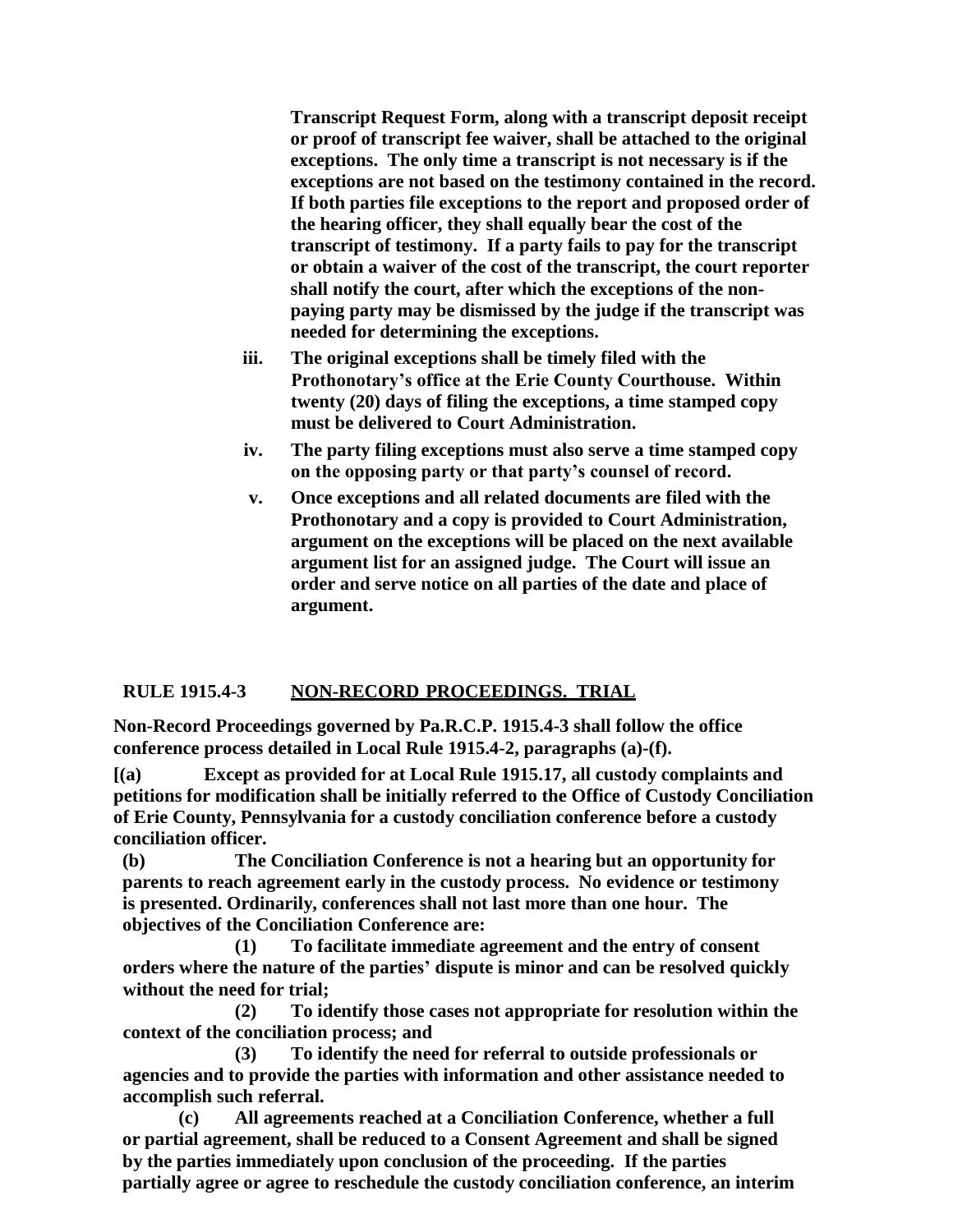**Transcript Request Form, along with a transcript deposit receipt or proof of transcript fee waiver, shall be attached to the original exceptions. The only time a transcript is not necessary is if the exceptions are not based on the testimony contained in the record. If both parties file exceptions to the report and proposed order of the hearing officer, they shall equally bear the cost of the transcript of testimony. If a party fails to pay for the transcript or obtain a waiver of the cost of the transcript, the court reporter shall notify the court, after which the exceptions of the non-paying party may be dismissed by the judge if the transcript was needed for determining the exceptions.**

**iii. The original exceptions shall be timely filed with the Prothonotary's office at the Erie County Courthouse. Within twenty (20) days of filing the exceptions, a time stamped copy must be delivered to Court Administration.**

**iv. The party filing exceptions must also serve a time stamped copy on the opposing party or that party's counsel of record.**

**v. Once exceptions and all related documents are filed with the Prothonotary and a copy is provided to Court Administration, argument on the exceptions will be placed on the next available argument list for an assigned judge. The Court will issue an order and serve notice on all parties of the date and place of argument.**

## RULE 1915.4-3 NON-RECORD PROCEEDINGS. TRIAL

**Non-Record Proceedings governed by Pa.R.C.P. 1915.4-3 shall follow the office conference process detailed in Local Rule 1915.4-2, paragraphs (a)-(f).**

**[(a) Except as provided for at Local Rule 1915.17, all custody complaints and petitions for modification shall be initially referred to the Office of Custody Conciliation of Erie County, Pennsylvania for a custody conciliation conference before a custody conciliation officer.**

**(b) The Conciliation Conference is not a hearing but an opportunity for parents to reach agreement early in the custody process. No evidence or testimony is presented. Ordinarily, conferences shall not last more than one hour. The objectives of the Conciliation Conference are:**

**(1) To facilitate immediate agreement and the entry of consent orders where the nature of the parties' dispute is minor and can be resolved quickly without the need for trial;**

**(2) To identify those cases not appropriate for resolution within the context of the conciliation process; and**

**(3) To identify the need for referral to outside professionals or agencies and to provide the parties with information and other assistance needed to accomplish such referral.**

**(c) All agreements reached at a Conciliation Conference, whether a full or partial agreement, shall be reduced to a Consent Agreement and shall be signed by the parties immediately upon conclusion of the proceeding. If the parties partially agree or agree to reschedule the custody conciliation conference, an interim**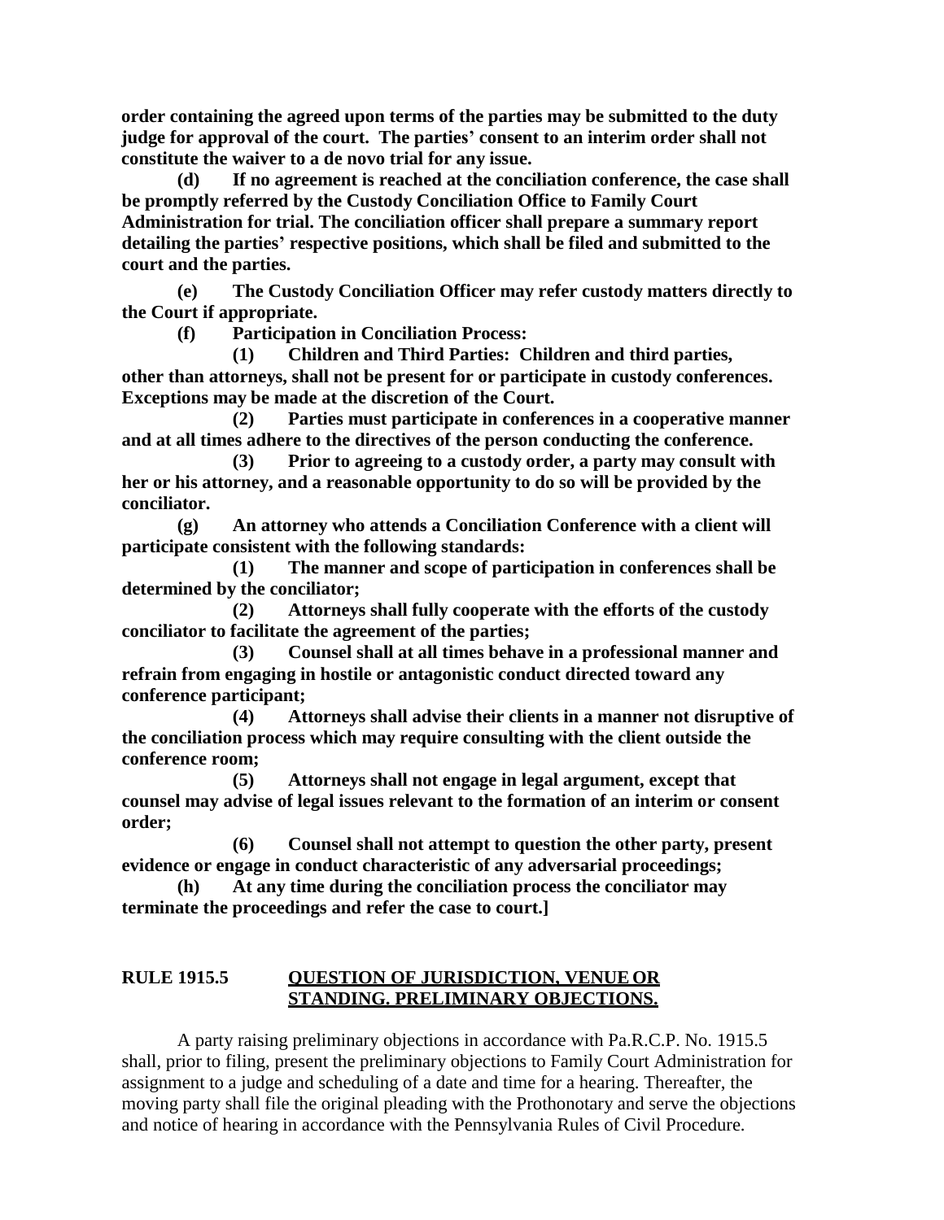**order containing the agreed upon terms of the parties may be submitted to the duty judge for approval of the court. The parties' consent to an interim order shall not constitute the waiver to a de novo trial for any issue.**

**(d) If no agreement is reached at the conciliation conference, the case shall be promptly referred by the Custody Conciliation Office to Family Court Administration for trial. The conciliation officer shall prepare a summary report detailing the parties' respective positions, which shall be filed and submitted to the court and the parties.**

**(e) The Custody Conciliation Officer may refer custody matters directly to the Court if appropriate.**

**(f) Participation in Conciliation Process:**

**(1) Children and Third Parties: Children and third parties, other than attorneys, shall not be present for or participate in custody conferences. Exceptions may be made at the discretion of the Court.**

**(2) Parties must participate in conferences in a cooperative manner and at all times adhere to the directives of the person conducting the conference.**

**(3) Prior to agreeing to a custody order, a party may consult with her or his attorney, and a reasonable opportunity to do so will be provided by the conciliator.**

**(g) An attorney who attends a Conciliation Conference with a client will participate consistent with the following standards:**

**(1) The manner and scope of participation in conferences shall be determined by the conciliator;**

**(2) Attorneys shall fully cooperate with the efforts of the custody conciliator to facilitate the agreement of the parties;**

**(3) Counsel shall at all times behave in a professional manner and refrain from engaging in hostile or antagonistic conduct directed toward any conference participant;**

**(4) Attorneys shall advise their clients in a manner not disruptive of the conciliation process which may require consulting with the client outside the conference room;**

**(5) Attorneys shall not engage in legal argument, except that counsel may advise of legal issues relevant to the formation of an interim or consent order;**

**(6) Counsel shall not attempt to question the other party, present evidence or engage in conduct characteristic of any adversarial proceedings;**

**(h) At any time during the conciliation process the conciliator may terminate the proceedings and refer the case to court.]**

**RULE 1915.5 <u>QUESTION OF JURISDICTION, VENUE OR STANDING. PRELIMINARY OBJECTIONS.</u>**

A party raising preliminary objections in accordance with Pa.R.C.P. No. 1915.5 shall, prior to filing, present the preliminary objections to Family Court Administration for assignment to a judge and scheduling of a date and time for a hearing. Thereafter, the moving party shall file the original pleading with the Prothonotary and serve the objections and notice of hearing in accordance with the Pennsylvania Rules of Civil Procedure.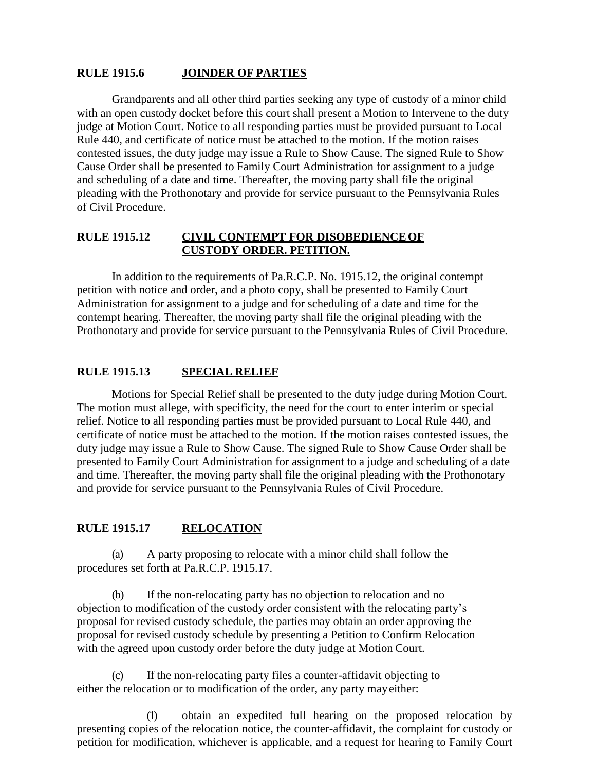## RULE 1915.6 JOINDER OF PARTIES

Grandparents and all other third parties seeking any type of custody of a minor child with an open custody docket before this court shall present a Motion to Intervene to the duty judge at Motion Court. Notice to all responding parties must be provided pursuant to Local Rule 440, and certificate of notice must be attached to the motion. If the motion raises contested issues, the duty judge may issue a Rule to Show Cause. The signed Rule to Show Cause Order shall be presented to Family Court Administration for assignment to a judge and scheduling of a date and time. Thereafter, the moving party shall file the original pleading with the Prothonotary and provide for service pursuant to the Pennsylvania Rules of Civil Procedure.

## RULE 1915.12 CIVIL CONTEMPT FOR DISOBEDIENCE OF CUSTODY ORDER. PETITION.

In addition to the requirements of Pa.R.C.P. No. 1915.12, the original contempt petition with notice and order, and a photo copy, shall be presented to Family Court Administration for assignment to a judge and for scheduling of a date and time for the contempt hearing. Thereafter, the moving party shall file the original pleading with the Prothonotary and provide for service pursuant to the Pennsylvania Rules of Civil Procedure.

## RULE 1915.13 SPECIAL RELIEF

Motions for Special Relief shall be presented to the duty judge during Motion Court. The motion must allege, with specificity, the need for the court to enter interim or special relief. Notice to all responding parties must be provided pursuant to Local Rule 440, and certificate of notice must be attached to the motion. If the motion raises contested issues, the duty judge may issue a Rule to Show Cause. The signed Rule to Show Cause Order shall be presented to Family Court Administration for assignment to a judge and scheduling of a date and time. Thereafter, the moving party shall file the original pleading with the Prothonotary and provide for service pursuant to the Pennsylvania Rules of Civil Procedure.

## RULE 1915.17 RELOCATION

(a) A party proposing to relocate with a minor child shall follow the procedures set forth at Pa.R.C.P. 1915.17.

(b) If the non-relocating party has no objection to relocation and no objection to modification of the custody order consistent with the relocating party's proposal for revised custody schedule, the parties may obtain an order approving the proposal for revised custody schedule by presenting a Petition to Confirm Relocation with the agreed upon custody order before the duty judge at Motion Court.

(c) If the non-relocating party files a counter-affidavit objecting to either the relocation or to modification of the order, any party may either:

(1) obtain an expedited full hearing on the proposed relocation by presenting copies of the relocation notice, the counter-affidavit, the complaint for custody or petition for modification, whichever is applicable, and a request for hearing to Family Court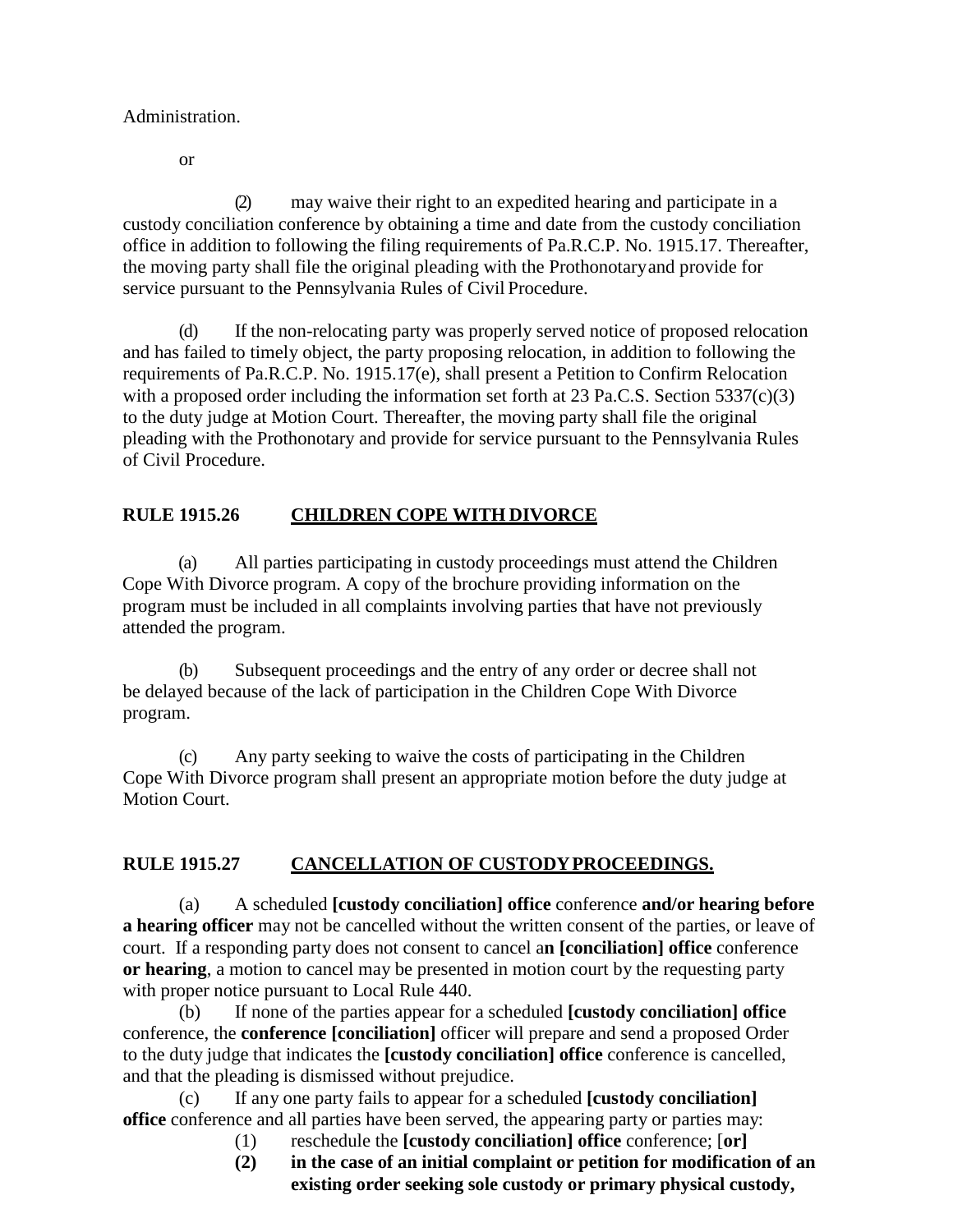Administration.

or

(2) may waive their right to an expedited hearing and participate in a custody conciliation conference by obtaining a time and date from the custody conciliation office in addition to following the filing requirements of Pa.R.C.P. No. 1915.17. Thereafter, the moving party shall file the original pleading with the Prothonotary and provide for service pursuant to the Pennsylvania Rules of Civil Procedure.

(d) If the non-relocating party was properly served notice of proposed relocation and has failed to timely object, the party proposing relocation, in addition to following the requirements of Pa.R.C.P. No. 1915.17(e), shall present a Petition to Confirm Relocation with a proposed order including the information set forth at 23 Pa.C.S. Section 5337(c)(3) to the duty judge at Motion Court. Thereafter, the moving party shall file the original pleading with the Prothonotary and provide for service pursuant to the Pennsylvania Rules of Civil Procedure.

## RULE 1915.26 <u>CHILDREN COPE WITH DIVORCE</u>

(a) All parties participating in custody proceedings must attend the Children Cope With Divorce program. A copy of the brochure providing information on the program must be included in all complaints involving parties that have not previously attended the program.

(b) Subsequent proceedings and the entry of any order or decree shall not be delayed because of the lack of participation in the Children Cope With Divorce program.

(c) Any party seeking to waive the costs of participating in the Children Cope With Divorce program shall present an appropriate motion before the duty judge at Motion Court.

## RULE 1915.27 <u>CANCELLATION OF CUSTODY PROCEEDINGS.</u>

(a) A scheduled **[custody conciliation] office** conference **and/or hearing before a hearing officer** may not be cancelled without the written consent of the parties, or leave of court. If a responding party does not consent to cancel a**n [conciliation] office** conference **or hearing**, a motion to cancel may be presented in motion court by the requesting party with proper notice pursuant to Local Rule 440.

(b) If none of the parties appear for a scheduled **[custody conciliation] office** conference, the **conference [conciliation]** officer will prepare and send a proposed Order to the duty judge that indicates the **[custody conciliation] office** conference is cancelled, and that the pleading is dismissed without prejudice.

(c) If any one party fails to appear for a scheduled **[custody conciliation] office** conference and all parties have been served, the appearing party or parties may:

(1) reschedule the **[custody conciliation] office** conference; [**or]**

**(2) in the case of an initial complaint or petition for modification of an existing order seeking sole custody or primary physical custody,**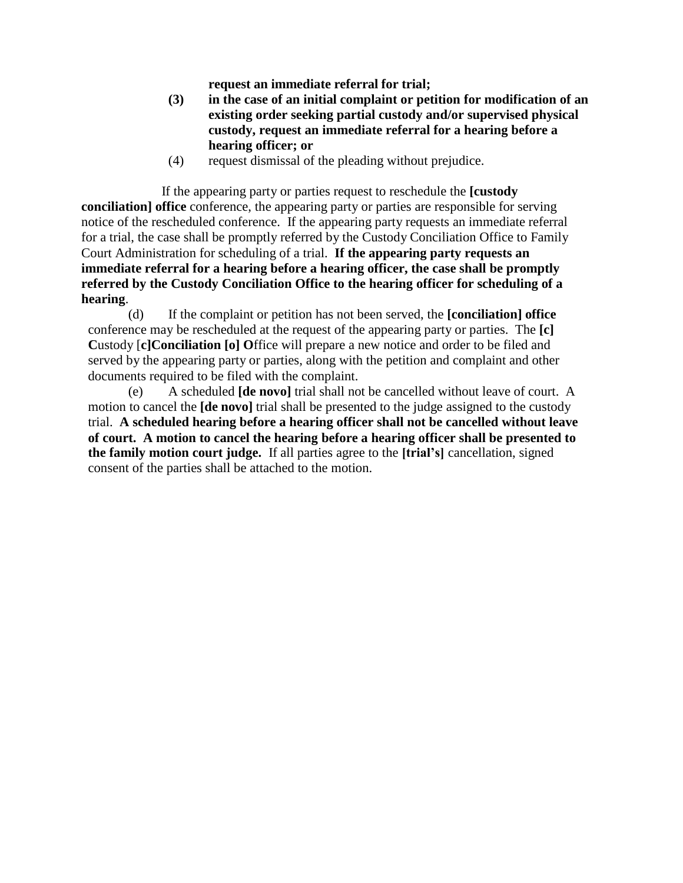**request an immediate referral for trial;**

**(3) in the case of an initial complaint or petition for modification of an existing order seeking partial custody and/or supervised physical custody, request an immediate referral for a hearing before a hearing officer; or**

(4) request dismissal of the pleading without prejudice.

If the appearing party or parties request to reschedule the **[custody conciliation] office** conference, the appearing party or parties are responsible for serving notice of the rescheduled conference. If the appearing party requests an immediate referral for a trial, the case shall be promptly referred by the Custody Conciliation Office to Family Court Administration for scheduling of a trial. **If the appearing party requests an immediate referral for a hearing before a hearing officer, the case shall be promptly referred by the Custody Conciliation Office to the hearing officer for scheduling of a hearing**.

(d) If the complaint or petition has not been served, the **[conciliation] office** conference may be rescheduled at the request of the appearing party or parties. The **[c] C**ustody [**c]Conciliation [o] O**ffice will prepare a new notice and order to be filed and served by the appearing party or parties, along with the petition and complaint and other documents required to be filed with the complaint.

(e) A scheduled **[de novo]** trial shall not be cancelled without leave of court. A motion to cancel the **[de novo]** trial shall be presented to the judge assigned to the custody trial. **A scheduled hearing before a hearing officer shall not be cancelled without leave of court. A motion to cancel the hearing before a hearing officer shall be presented to the family motion court judge.** If all parties agree to the **[trial's]** cancellation, signed consent of the parties shall be attached to the motion.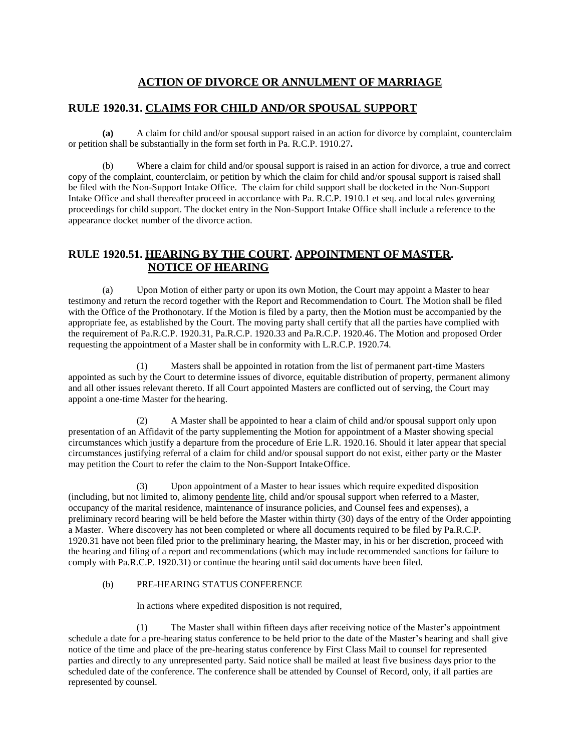# ACTION OF DIVORCE OR ANNULMENT OF MARRIAGE

## RULE 1920.31. CLAIMS FOR CHILD AND/OR SPOUSAL SUPPORT

**(a)** A claim for child and/or spousal support raised in an action for divorce by complaint, counterclaim or petition shall be substantially in the form set forth in Pa. R.C.P. 1910.27**.**

(b) Where a claim for child and/or spousal support is raised in an action for divorce, a true and correct copy of the complaint, counterclaim, or petition by which the claim for child and/or spousal support is raised shall be filed with the Non-Support Intake Office. The claim for child support shall be docketed in the Non-Support Intake Office and shall thereafter proceed in accordance with Pa. R.C.P. 1910.1 et seq. and local rules governing proceedings for child support. The docket entry in the Non-Support Intake Office shall include a reference to the appearance docket number of the divorce action.

## RULE 1920.51. HEARING BY THE COURT. APPOINTMENT OF MASTER. NOTICE OF HEARING

(a) Upon Motion of either party or upon its own Motion, the Court may appoint a Master to hear testimony and return the record together with the Report and Recommendation to Court. The Motion shall be filed with the Office of the Prothonotary. If the Motion is filed by a party, then the Motion must be accompanied by the appropriate fee, as established by the Court. The moving party shall certify that all the parties have complied with the requirement of Pa.R.C.P. 1920.31, Pa.R.C.P. 1920.33 and Pa.R.C.P. 1920.46. The Motion and proposed Order requesting the appointment of a Master shall be in conformity with L.R.C.P. 1920.74.

(1) Masters shall be appointed in rotation from the list of permanent part-time Masters appointed as such by the Court to determine issues of divorce, equitable distribution of property, permanent alimony and all other issues relevant thereto. If all Court appointed Masters are conflicted out of serving, the Court may appoint a one-time Master for the hearing.

(2) A Master shall be appointed to hear a claim of child and/or spousal support only upon presentation of an Affidavit of the party supplementing the Motion for appointment of a Master showing special circumstances which justify a departure from the procedure of Erie L.R. 1920.16. Should it later appear that special circumstances justifying referral of a claim for child and/or spousal support do not exist, either party or the Master may petition the Court to refer the claim to the Non-Support Intake Office.

(3) Upon appointment of a Master to hear issues which require expedited disposition (including, but not limited to, alimony pendente lite, child and/or spousal support when referred to a Master, occupancy of the marital residence, maintenance of insurance policies, and Counsel fees and expenses), a preliminary record hearing will be held before the Master within thirty (30) days of the entry of the Order appointing a Master. Where discovery has not been completed or where all documents required to be filed by Pa.R.C.P. 1920.31 have not been filed prior to the preliminary hearing, the Master may, in his or her discretion, proceed with the hearing and filing of a report and recommendations (which may include recommended sanctions for failure to comply with Pa.R.C.P. 1920.31) or continue the hearing until said documents have been filed.

(b) PRE-HEARING STATUS CONFERENCE

In actions where expedited disposition is not required,

(1) The Master shall within fifteen days after receiving notice of the Master's appointment schedule a date for a pre-hearing status conference to be held prior to the date of the Master's hearing and shall give notice of the time and place of the pre-hearing status conference by First Class Mail to counsel for represented parties and directly to any unrepresented party. Said notice shall be mailed at least five business days prior to the scheduled date of the conference. The conference shall be attended by Counsel of Record, only, if all parties are represented by counsel.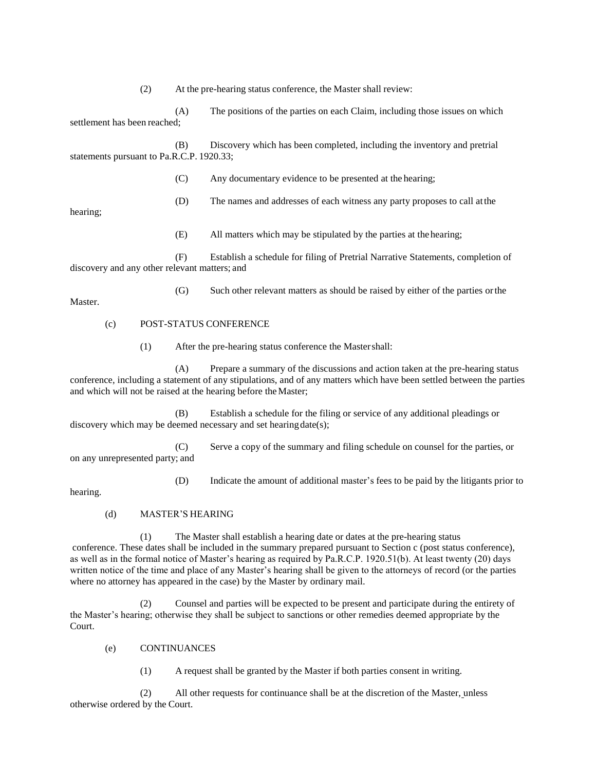(2) At the pre-hearing status conference, the Master shall review:

(A) The positions of the parties on each Claim, including those issues on which settlement has been reached;

(B) Discovery which has been completed, including the inventory and pretrial statements pursuant to Pa.R.C.P. 1920.33;

(C) Any documentary evidence to be presented at the hearing;

(D) The names and addresses of each witness any party proposes to call at the hearing;

(E) All matters which may be stipulated by the parties at the hearing;

(F) Establish a schedule for filing of Pretrial Narrative Statements, completion of discovery and any other relevant matters; and

(G) Such other relevant matters as should be raised by either of the parties or the Master.

(c) POST-STATUS CONFERENCE

(1) After the pre-hearing status conference the Master shall:

(A) Prepare a summary of the discussions and action taken at the pre-hearing status conference, including a statement of any stipulations, and of any matters which have been settled between the parties and which will not be raised at the hearing before the Master;

(B) Establish a schedule for the filing or service of any additional pleadings or discovery which may be deemed necessary and set hearing date(s);

(C) Serve a copy of the summary and filing schedule on counsel for the parties, or on any unrepresented party; and

(D) Indicate the amount of additional master's fees to be paid by the litigants prior to hearing.

(d) MASTER'S HEARING

(1) The Master shall establish a hearing date or dates at the pre-hearing status conference. These dates shall be included in the summary prepared pursuant to Section c (post status conference), as well as in the formal notice of Master's hearing as required by Pa.R.C.P. 1920.51(b). At least twenty (20) days written notice of the time and place of any Master's hearing shall be given to the attorneys of record (or the parties where no attorney has appeared in the case) by the Master by ordinary mail.

(2) Counsel and parties will be expected to be present and participate during the entirety of the Master's hearing; otherwise they shall be subject to sanctions or other remedies deemed appropriate by the Court.

(e) CONTINUANCES

(1) A request shall be granted by the Master if both parties consent in writing.

(2) All other requests for continuance shall be at the discretion of the Master, unless otherwise ordered by the Court.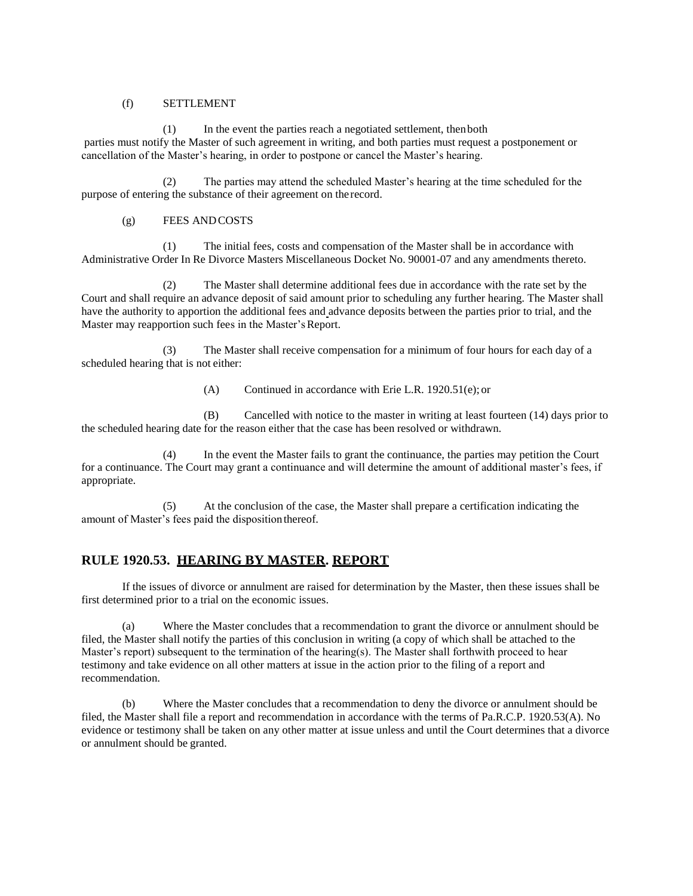(f) SETTLEMENT

(1) In the event the parties reach a negotiated settlement, then both parties must notify the Master of such agreement in writing, and both parties must request a postponement or cancellation of the Master's hearing, in order to postpone or cancel the Master's hearing.

(2) The parties may attend the scheduled Master's hearing at the time scheduled for the purpose of entering the substance of their agreement on the record.

(g) FEES AND COSTS

(1) The initial fees, costs and compensation of the Master shall be in accordance with Administrative Order In Re Divorce Masters Miscellaneous Docket No. 90001-07 and any amendments thereto.

(2) The Master shall determine additional fees due in accordance with the rate set by the Court and shall require an advance deposit of said amount prior to scheduling any further hearing. The Master shall have the authority to apportion the additional fees and advance deposits between the parties prior to trial, and the Master may reapportion such fees in the Master's Report.

(3) The Master shall receive compensation for a minimum of four hours for each day of a scheduled hearing that is not either:

(A) Continued in accordance with Erie L.R. 1920.51(e); or

(B) Cancelled with notice to the master in writing at least fourteen (14) days prior to the scheduled hearing date for the reason either that the case has been resolved or withdrawn.

(4) In the event the Master fails to grant the continuance, the parties may petition the Court for a continuance. The Court may grant a continuance and will determine the amount of additional master's fees, if appropriate.

(5) At the conclusion of the case, the Master shall prepare a certification indicating the amount of Master's fees paid the disposition thereof.

## RULE 1920.53. <u>HEARING BY MASTER</u>. <u>REPORT</u>

If the issues of divorce or annulment are raised for determination by the Master, then these issues shall be first determined prior to a trial on the economic issues.

(a) Where the Master concludes that a recommendation to grant the divorce or annulment should be filed, the Master shall notify the parties of this conclusion in writing (a copy of which shall be attached to the Master's report) subsequent to the termination of the hearing(s). The Master shall forthwith proceed to hear testimony and take evidence on all other matters at issue in the action prior to the filing of a report and recommendation.

(b) Where the Master concludes that a recommendation to deny the divorce or annulment should be filed, the Master shall file a report and recommendation in accordance with the terms of Pa.R.C.P. 1920.53(A). No evidence or testimony shall be taken on any other matter at issue unless and until the Court determines that a divorce or annulment should be granted.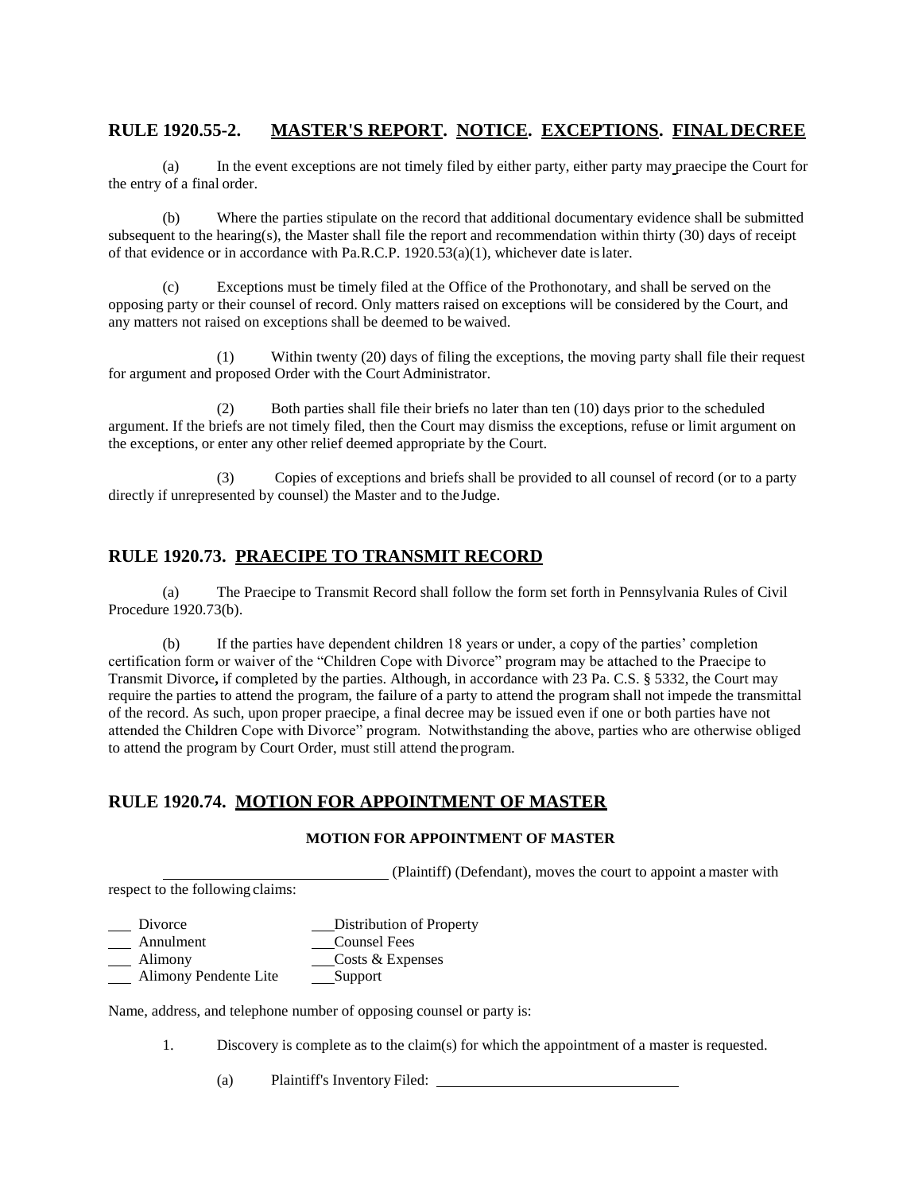## RULE 1920.55-2. MASTER'S REPORT. NOTICE. EXCEPTIONS. FINAL DECREE

(a) In the event exceptions are not timely filed by either party, either party may praecipe the Court for the entry of a final order.

(b) Where the parties stipulate on the record that additional documentary evidence shall be submitted subsequent to the hearing(s), the Master shall file the report and recommendation within thirty (30) days of receipt of that evidence or in accordance with Pa.R.C.P. 1920.53(a)(1), whichever date is later.

(c) Exceptions must be timely filed at the Office of the Prothonotary, and shall be served on the opposing party or their counsel of record. Only matters raised on exceptions will be considered by the Court, and any matters not raised on exceptions shall be deemed to be waived.

(1) Within twenty (20) days of filing the exceptions, the moving party shall file their request for argument and proposed Order with the Court Administrator.

(2) Both parties shall file their briefs no later than ten (10) days prior to the scheduled argument. If the briefs are not timely filed, then the Court may dismiss the exceptions, refuse or limit argument on the exceptions, or enter any other relief deemed appropriate by the Court.

(3) Copies of exceptions and briefs shall be provided to all counsel of record (or to a party directly if unrepresented by counsel) the Master and to the Judge.

## RULE 1920.73. PRAECIPE TO TRANSMIT RECORD

(a) The Praecipe to Transmit Record shall follow the form set forth in Pennsylvania Rules of Civil Procedure 1920.73(b).

(b) If the parties have dependent children 18 years or under, a copy of the parties' completion certification form or waiver of the "Children Cope with Divorce" program may be attached to the Praecipe to Transmit Divorce**,** if completed by the parties. Although, in accordance with 23 Pa. C.S. § 5332, the Court may require the parties to attend the program, the failure of a party to attend the program shall not impede the transmittal of the record. As such, upon proper praecipe, a final decree may be issued even if one or both parties have not attended the Children Cope with Divorce" program. Notwithstanding the above, parties who are otherwise obliged to attend the program by Court Order, must still attend the program.

## RULE 1920.74. MOTION FOR APPOINTMENT OF MASTER

**MOTION FOR APPOINTMENT OF MASTER**

______________________________ (Plaintiff) (Defendant), moves the court to appoint a master with respect to the following claims:

| | |
|---|---|
| ___ Divorce | ___ Distribution of Property |
| ___ Annulment | ___ Counsel Fees |
| ___ Alimony | ___ Costs & Expenses |
| ___ Alimony Pendente Lite | ___ Support |

Name, address, and telephone number of opposing counsel or party is:

1. Discovery is complete as to the claim(s) for which the appointment of a master is requested.

   (a) Plaintiff's Inventory Filed: ______________________________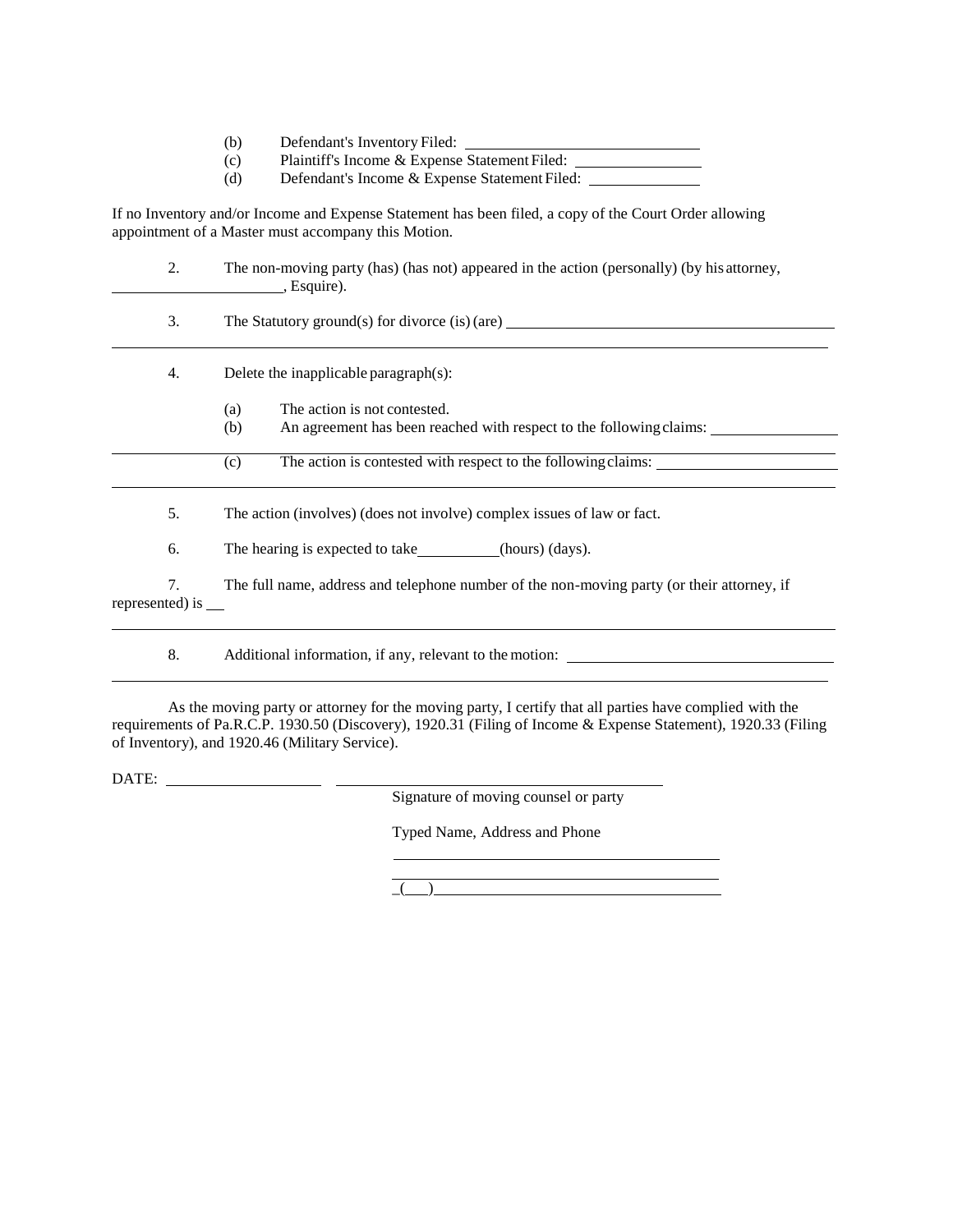(b) Defendant's Inventory Filed: ______________________________
(c) Plaintiff's Income & Expense Statement Filed: ________________
(d) Defendant's Income & Expense Statement Filed: ______________

If no Inventory and/or Income and Expense Statement has been filed, a copy of the Court Order allowing appointment of a Master must accompany this Motion.

2. The non-moving party (has) (has not) appeared in the action (personally) (by his attorney, ______________________, Esquire).

3. The Statutory ground(s) for divorce (is) (are) ____________________________________________
_____________________________________________________________________________________

4. Delete the inapplicable paragraph(s):

(a) The action is not contested.
(b) An agreement has been reached with respect to the following claims: ________________
_____________________________________________________________________________________
(c) The action is contested with respect to the following claims: _______________________
_____________________________________________________________________________________

5. The action (involves) (does not involve) complex issues of law or fact.

6. The hearing is expected to take__________(hours) (days).

7. The full name, address and telephone number of the non-moving party (or their attorney, if represented) is __
_____________________________________________________________________________________

8. Additional information, if any, relevant to the motion: __________________________________
_____________________________________________________________________________________

As the moving party or attorney for the moving party, I certify that all parties have complied with the requirements of Pa.R.C.P. 1930.50 (Discovery), 1920.31 (Filing of Income & Expense Statement), 1920.33 (Filing of Inventory), and 1920.46 (Military Service).

DATE: ____________________ ________________________________________
Signature of moving counsel or party

Typed Name, Address and Phone

________________________________________
________________________________________
_(___)____________________________________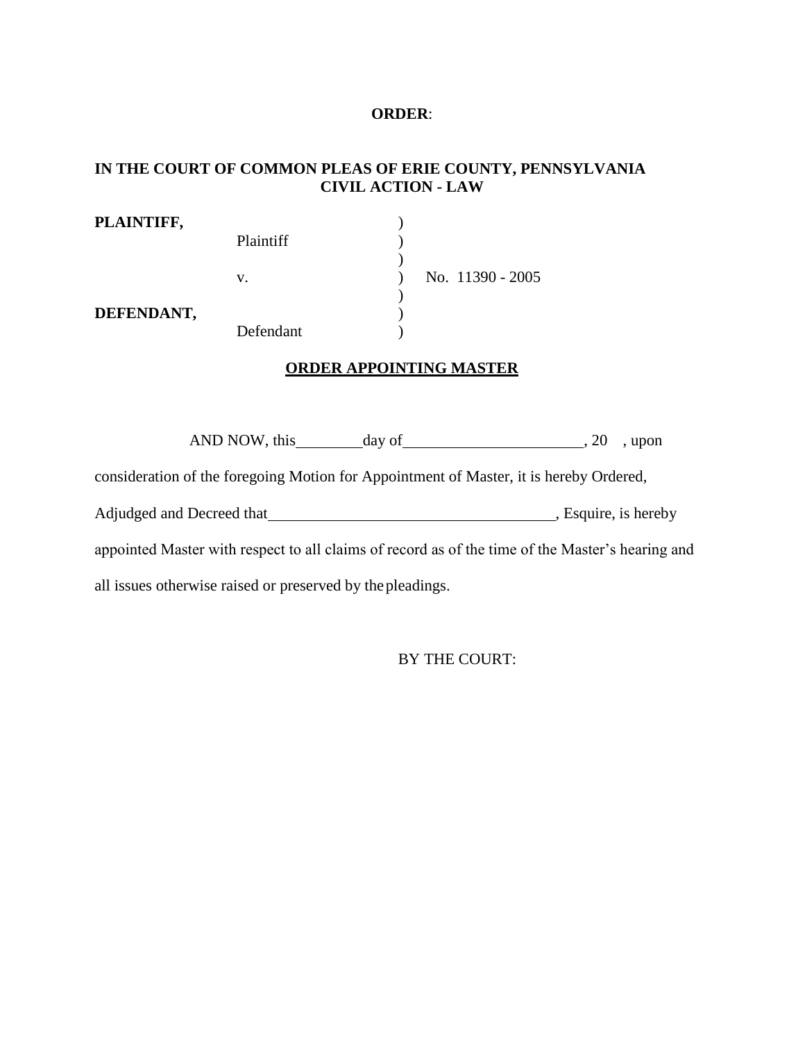**ORDER**:

**IN THE COURT OF COMMON PLEAS OF ERIE COUNTY, PENNSYLVANIA**
**CIVIL ACTION - LAW**

| | | | |
|---|---|---|---|
| **PLAINTIFF,** | | ) | |
| | Plaintiff | ) | |
| | | ) | |
| | v. | ) | No. 11390 - 2005 |
| | | ) | |
| **DEFENDANT,** | | ) | |
| | Defendant | ) | |

**ORDER APPOINTING MASTER**

AND NOW, this\_\_\_\_\_\_\_\_day of\_\_\_\_\_\_\_\_\_\_\_\_\_\_\_\_\_\_\_\_\_\_, 20 , upon consideration of the foregoing Motion for Appointment of Master, it is hereby Ordered, Adjudged and Decreed that\_\_\_\_\_\_\_\_\_\_\_\_\_\_\_\_\_\_\_\_\_\_\_\_\_\_\_\_\_\_\_\_\_\_\_\_, Esquire, is hereby appointed Master with respect to all claims of record as of the time of the Master's hearing and all issues otherwise raised or preserved by the pleadings.

BY THE COURT: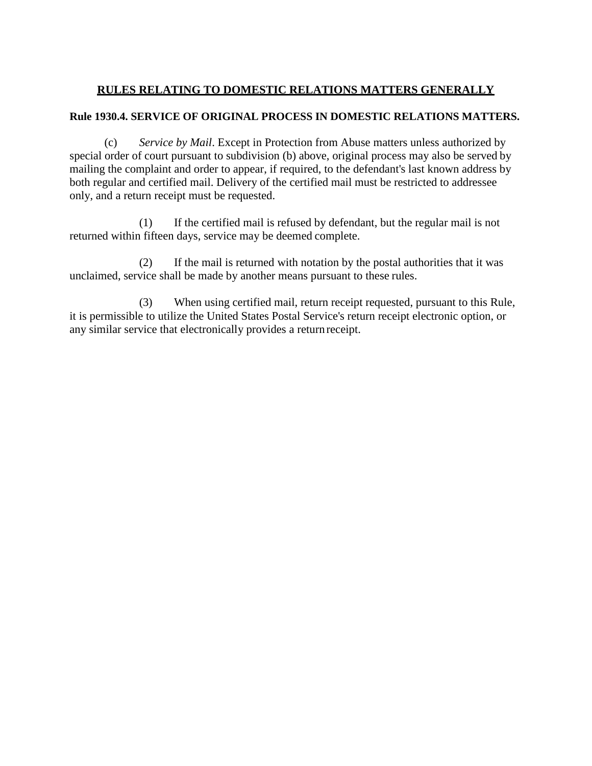## RULES RELATING TO DOMESTIC RELATIONS MATTERS GENERALLY

**Rule 1930.4. SERVICE OF ORIGINAL PROCESS IN DOMESTIC RELATIONS MATTERS.**

(c) *Service by Mail*. Except in Protection from Abuse matters unless authorized by special order of court pursuant to subdivision (b) above, original process may also be served by mailing the complaint and order to appear, if required, to the defendant's last known address by both regular and certified mail. Delivery of the certified mail must be restricted to addressee only, and a return receipt must be requested.

(1) If the certified mail is refused by defendant, but the regular mail is not returned within fifteen days, service may be deemed complete.

(2) If the mail is returned with notation by the postal authorities that it was unclaimed, service shall be made by another means pursuant to these rules.

(3) When using certified mail, return receipt requested, pursuant to this Rule, it is permissible to utilize the United States Postal Service's return receipt electronic option, or any similar service that electronically provides a return receipt.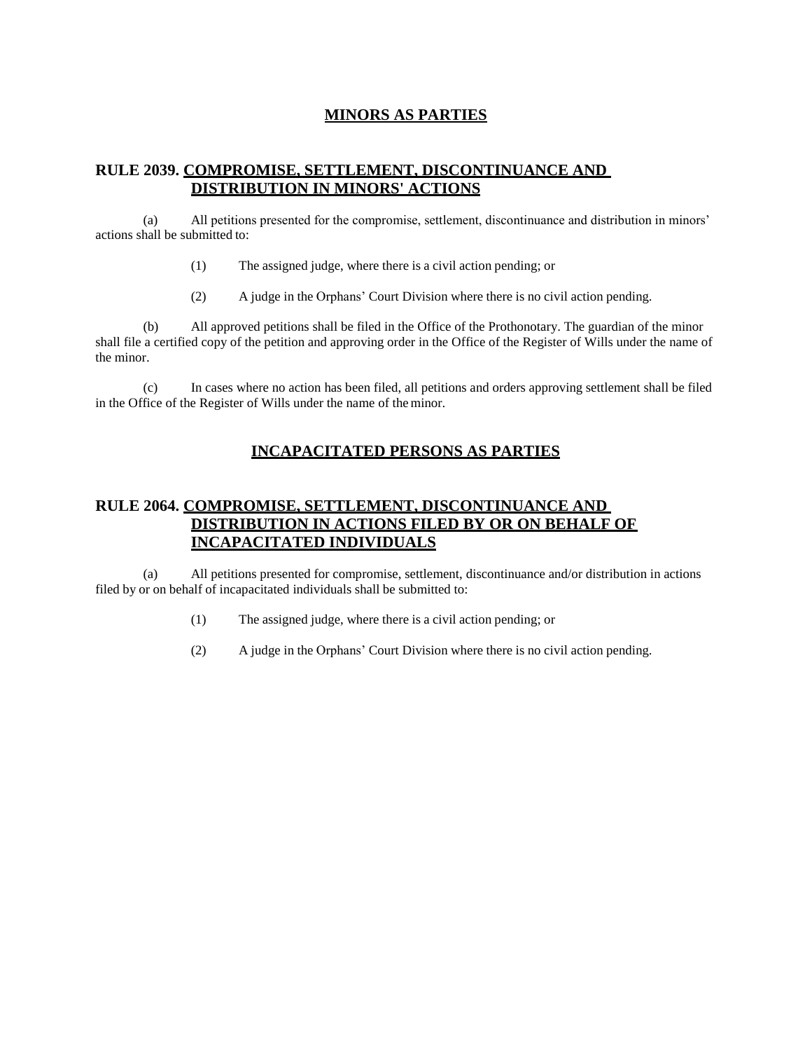## MINORS AS PARTIES

### RULE 2039. COMPROMISE, SETTLEMENT, DISCONTINUANCE AND DISTRIBUTION IN MINORS' ACTIONS

(a) All petitions presented for the compromise, settlement, discontinuance and distribution in minors' actions shall be submitted to:

(1) The assigned judge, where there is a civil action pending; or

(2) A judge in the Orphans' Court Division where there is no civil action pending.

(b) All approved petitions shall be filed in the Office of the Prothonotary. The guardian of the minor shall file a certified copy of the petition and approving order in the Office of the Register of Wills under the name of the minor.

(c) In cases where no action has been filed, all petitions and orders approving settlement shall be filed in the Office of the Register of Wills under the name of the minor.

## INCAPACITATED PERSONS AS PARTIES

### RULE 2064. COMPROMISE, SETTLEMENT, DISCONTINUANCE AND DISTRIBUTION IN ACTIONS FILED BY OR ON BEHALF OF INCAPACITATED INDIVIDUALS

(a) All petitions presented for compromise, settlement, discontinuance and/or distribution in actions filed by or on behalf of incapacitated individuals shall be submitted to:

(1) The assigned judge, where there is a civil action pending; or

(2) A judge in the Orphans' Court Division where there is no civil action pending.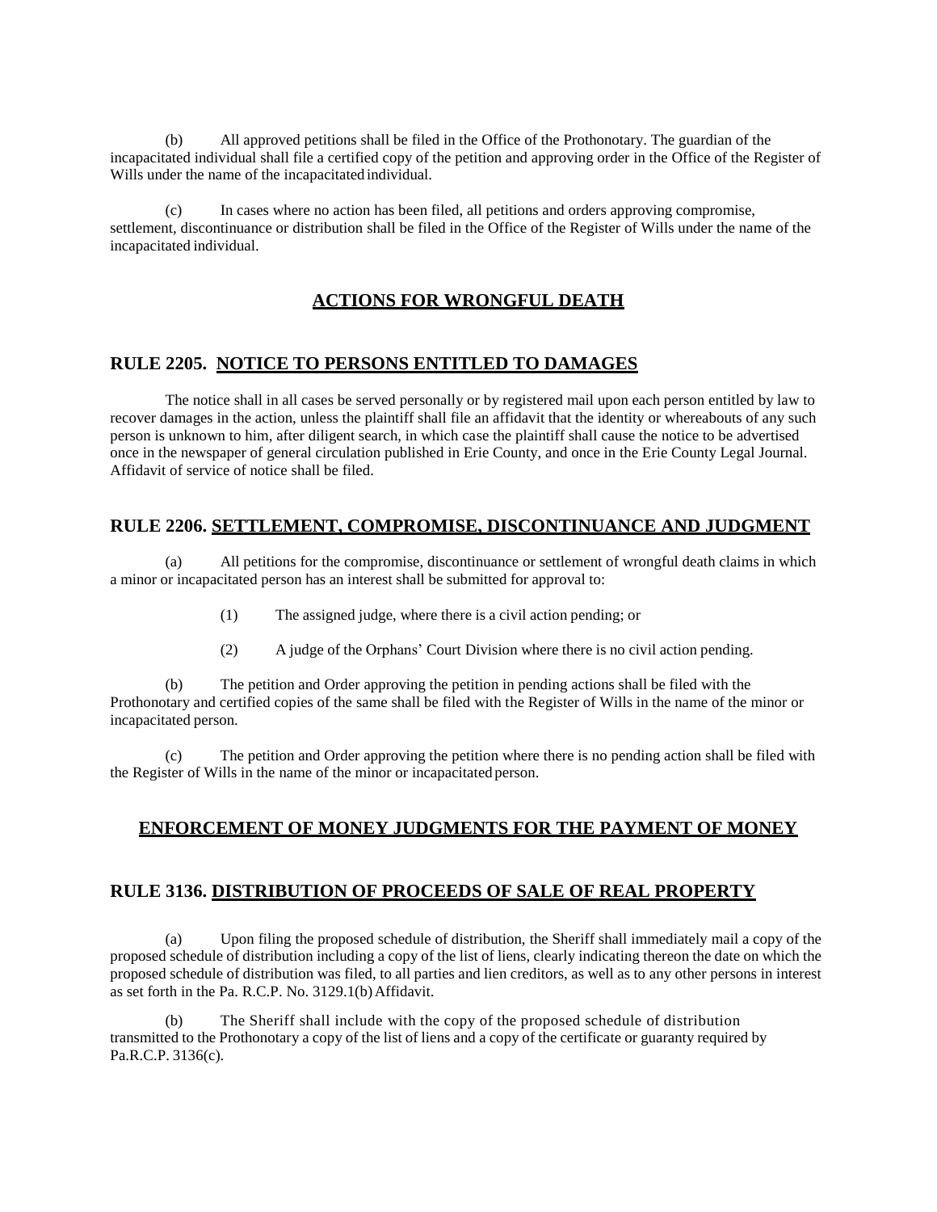(b) All approved petitions shall be filed in the Office of the Prothonotary. The guardian of the incapacitated individual shall file a certified copy of the petition and approving order in the Office of the Register of Wills under the name of the incapacitated individual.

(c) In cases where no action has been filed, all petitions and orders approving compromise, settlement, discontinuance or distribution shall be filed in the Office of the Register of Wills under the name of the incapacitated individual.

## ACTIONS FOR WRONGFUL DEATH

### RULE 2205. NOTICE TO PERSONS ENTITLED TO DAMAGES

The notice shall in all cases be served personally or by registered mail upon each person entitled by law to recover damages in the action, unless the plaintiff shall file an affidavit that the identity or whereabouts of any such person is unknown to him, after diligent search, in which case the plaintiff shall cause the notice to be advertised once in the newspaper of general circulation published in Erie County, and once in the Erie County Legal Journal. Affidavit of service of notice shall be filed.

### RULE 2206. SETTLEMENT, COMPROMISE, DISCONTINUANCE AND JUDGMENT

(a) All petitions for the compromise, discontinuance or settlement of wrongful death claims in which a minor or incapacitated person has an interest shall be submitted for approval to:

(1) The assigned judge, where there is a civil action pending; or

(2) A judge of the Orphans' Court Division where there is no civil action pending.

(b) The petition and Order approving the petition in pending actions shall be filed with the Prothonotary and certified copies of the same shall be filed with the Register of Wills in the name of the minor or incapacitated person.

(c) The petition and Order approving the petition where there is no pending action shall be filed with the Register of Wills in the name of the minor or incapacitated person.

## ENFORCEMENT OF MONEY JUDGMENTS FOR THE PAYMENT OF MONEY

### RULE 3136. DISTRIBUTION OF PROCEEDS OF SALE OF REAL PROPERTY

(a) Upon filing the proposed schedule of distribution, the Sheriff shall immediately mail a copy of the proposed schedule of distribution including a copy of the list of liens, clearly indicating thereon the date on which the proposed schedule of distribution was filed, to all parties and lien creditors, as well as to any other persons in interest as set forth in the Pa. R.C.P. No. 3129.1(b) Affidavit.

(b) The Sheriff shall include with the copy of the proposed schedule of distribution transmitted to the Prothonotary a copy of the list of liens and a copy of the certificate or guaranty required by Pa.R.C.P. 3136(c).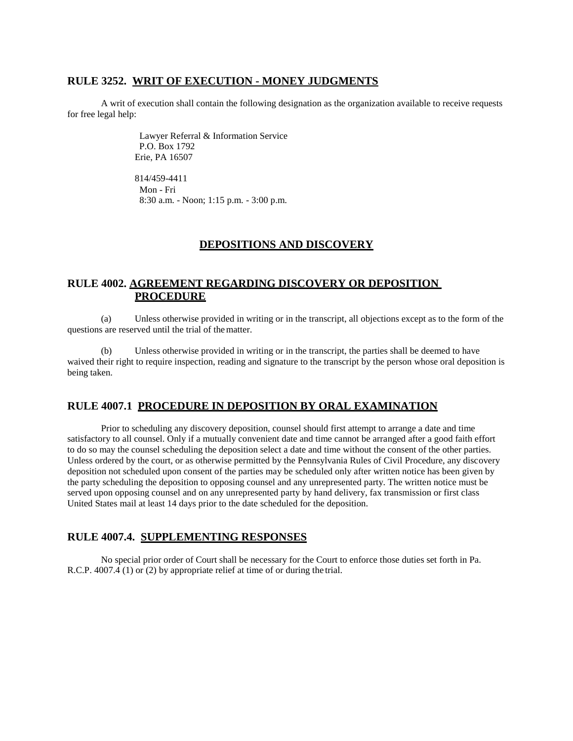## RULE 3252. WRIT OF EXECUTION - MONEY JUDGMENTS

A writ of execution shall contain the following designation as the organization available to receive requests for free legal help:

Lawyer Referral & Information Service
P.O. Box 1792
Erie, PA 16507

814/459-4411
Mon - Fri
8:30 a.m. - Noon; 1:15 p.m. - 3:00 p.m.

# DEPOSITIONS AND DISCOVERY

## RULE 4002. AGREEMENT REGARDING DISCOVERY OR DEPOSITION PROCEDURE

(a) Unless otherwise provided in writing or in the transcript, all objections except as to the form of the questions are reserved until the trial of the matter.

(b) Unless otherwise provided in writing or in the transcript, the parties shall be deemed to have waived their right to require inspection, reading and signature to the transcript by the person whose oral deposition is being taken.

## RULE 4007.1 PROCEDURE IN DEPOSITION BY ORAL EXAMINATION

Prior to scheduling any discovery deposition, counsel should first attempt to arrange a date and time satisfactory to all counsel. Only if a mutually convenient date and time cannot be arranged after a good faith effort to do so may the counsel scheduling the deposition select a date and time without the consent of the other parties. Unless ordered by the court, or as otherwise permitted by the Pennsylvania Rules of Civil Procedure, any discovery deposition not scheduled upon consent of the parties may be scheduled only after written notice has been given by the party scheduling the deposition to opposing counsel and any unrepresented party. The written notice must be served upon opposing counsel and on any unrepresented party by hand delivery, fax transmission or first class United States mail at least 14 days prior to the date scheduled for the deposition.

## RULE 4007.4. SUPPLEMENTING RESPONSES

No special prior order of Court shall be necessary for the Court to enforce those duties set forth in Pa. R.C.P. 4007.4 (1) or (2) by appropriate relief at time of or during the trial.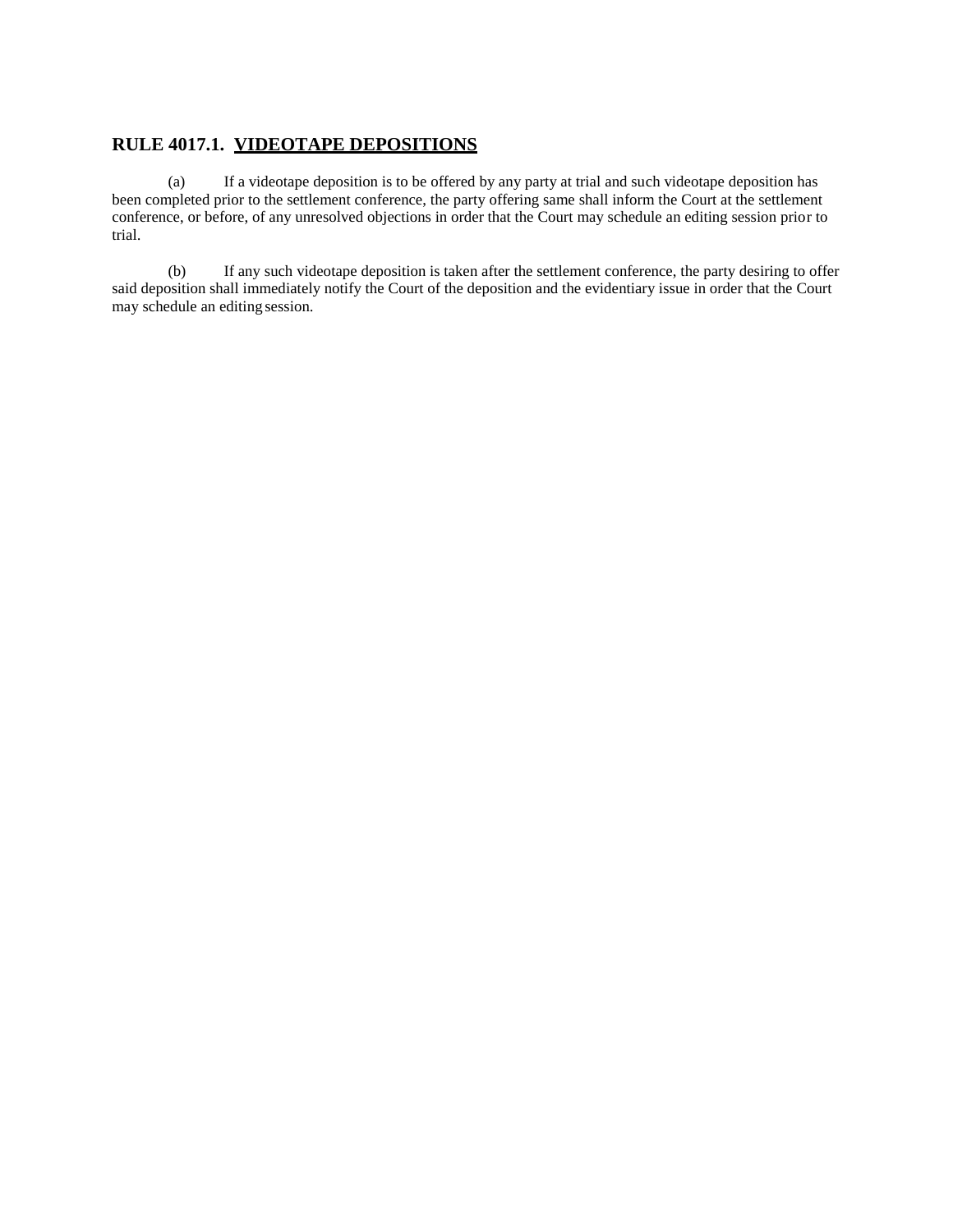## RULE 4017.1. VIDEOTAPE DEPOSITIONS

(a) If a videotape deposition is to be offered by any party at trial and such videotape deposition has been completed prior to the settlement conference, the party offering same shall inform the Court at the settlement conference, or before, of any unresolved objections in order that the Court may schedule an editing session prior to trial.

(b) If any such videotape deposition is taken after the settlement conference, the party desiring to offer said deposition shall immediately notify the Court of the deposition and the evidentiary issue in order that the Court may schedule an editing session.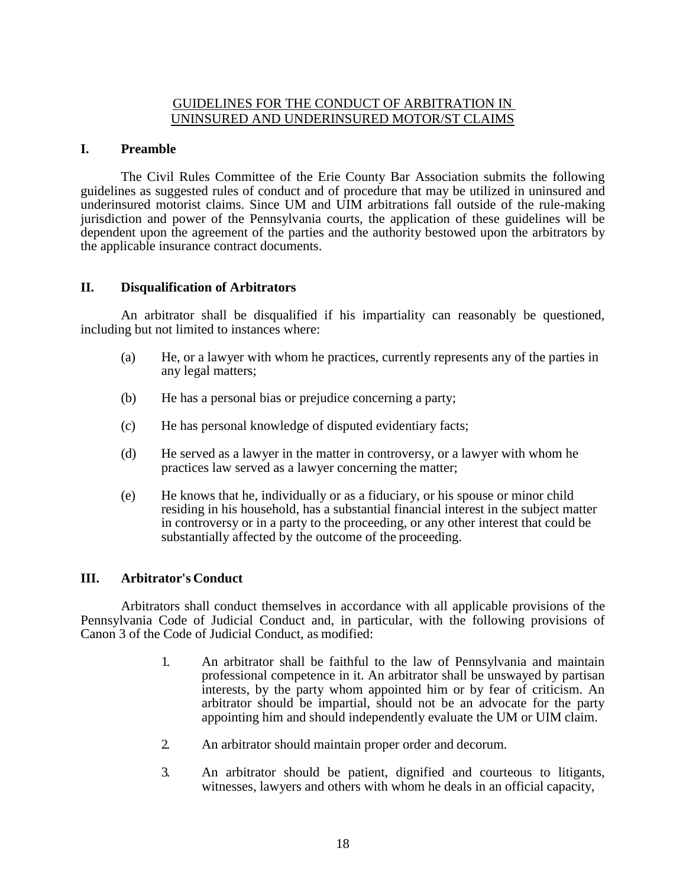## GUIDELINES FOR THE CONDUCT OF ARBITRATION IN UNINSURED AND UNDERINSURED MOTOR/ST CLAIMS

### I. Preamble

The Civil Rules Committee of the Erie County Bar Association submits the following guidelines as suggested rules of conduct and of procedure that may be utilized in uninsured and underinsured motorist claims. Since UM and UIM arbitrations fall outside of the rule-making jurisdiction and power of the Pennsylvania courts, the application of these guidelines will be dependent upon the agreement of the parties and the authority bestowed upon the arbitrators by the applicable insurance contract documents.

### II. Disqualification of Arbitrators

An arbitrator shall be disqualified if his impartiality can reasonably be questioned, including but not limited to instances where:

(a) He, or a lawyer with whom he practices, currently represents any of the parties in any legal matters;

(b) He has a personal bias or prejudice concerning a party;

(c) He has personal knowledge of disputed evidentiary facts;

(d) He served as a lawyer in the matter in controversy, or a lawyer with whom he practices law served as a lawyer concerning the matter;

(e) He knows that he, individually or as a fiduciary, or his spouse or minor child residing in his household, has a substantial financial interest in the subject matter in controversy or in a party to the proceeding, or any other interest that could be substantially affected by the outcome of the proceeding.

### III. Arbitrator's Conduct

Arbitrators shall conduct themselves in accordance with all applicable provisions of the Pennsylvania Code of Judicial Conduct and, in particular, with the following provisions of Canon 3 of the Code of Judicial Conduct, as modified:

1. An arbitrator shall be faithful to the law of Pennsylvania and maintain professional competence in it. An arbitrator shall be unswayed by partisan interests, by the party whom appointed him or by fear of criticism. An arbitrator should be impartial, should not be an advocate for the party appointing him and should independently evaluate the UM or UIM claim.

2. An arbitrator should maintain proper order and decorum.

3. An arbitrator should be patient, dignified and courteous to litigants, witnesses, lawyers and others with whom he deals in an official capacity,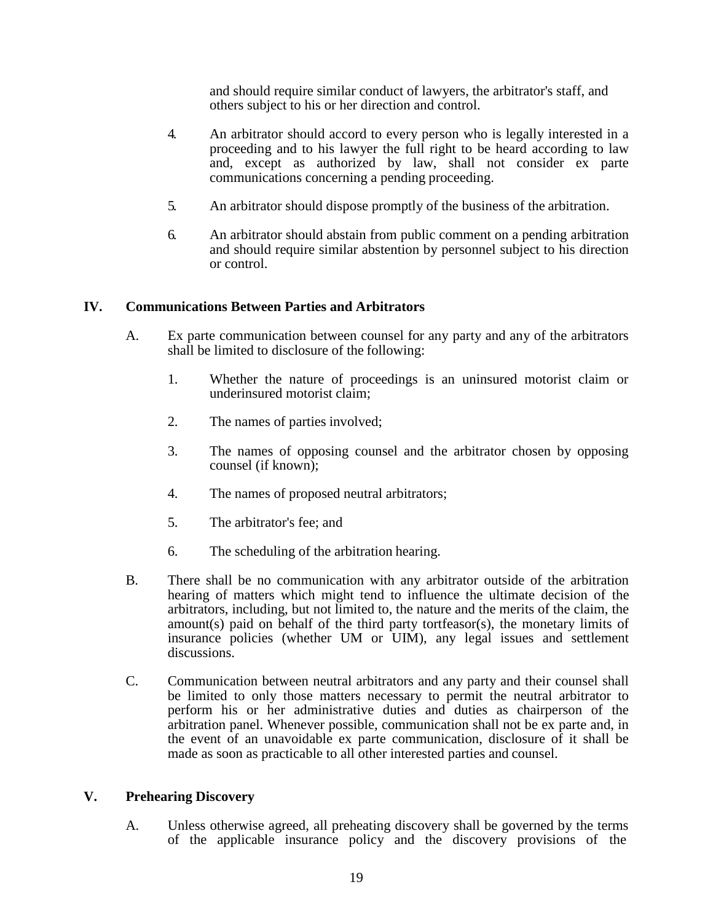and should require similar conduct of lawyers, the arbitrator's staff, and others subject to his or her direction and control.

4. An arbitrator should accord to every person who is legally interested in a proceeding and to his lawyer the full right to be heard according to law and, except as authorized by law, shall not consider ex parte communications concerning a pending proceeding.

5. An arbitrator should dispose promptly of the business of the arbitration.

6. An arbitrator should abstain from public comment on a pending arbitration and should require similar abstention by personnel subject to his direction or control.

## IV. Communications Between Parties and Arbitrators

A. Ex parte communication between counsel for any party and any of the arbitrators shall be limited to disclosure of the following:

1. Whether the nature of proceedings is an uninsured motorist claim or underinsured motorist claim;

2. The names of parties involved;

3. The names of opposing counsel and the arbitrator chosen by opposing counsel (if known);

4. The names of proposed neutral arbitrators;

5. The arbitrator's fee; and

6. The scheduling of the arbitration hearing.

B. There shall be no communication with any arbitrator outside of the arbitration hearing of matters which might tend to influence the ultimate decision of the arbitrators, including, but not limited to, the nature and the merits of the claim, the amount(s) paid on behalf of the third party tortfeasor(s), the monetary limits of insurance policies (whether UM or UIM), any legal issues and settlement discussions.

C. Communication between neutral arbitrators and any party and their counsel shall be limited to only those matters necessary to permit the neutral arbitrator to perform his or her administrative duties and duties as chairperson of the arbitration panel. Whenever possible, communication shall not be ex parte and, in the event of an unavoidable ex parte communication, disclosure of it shall be made as soon as practicable to all other interested parties and counsel.

## V. Prehearing Discovery

A. Unless otherwise agreed, all preheating discovery shall be governed by the terms of the applicable insurance policy and the discovery provisions of the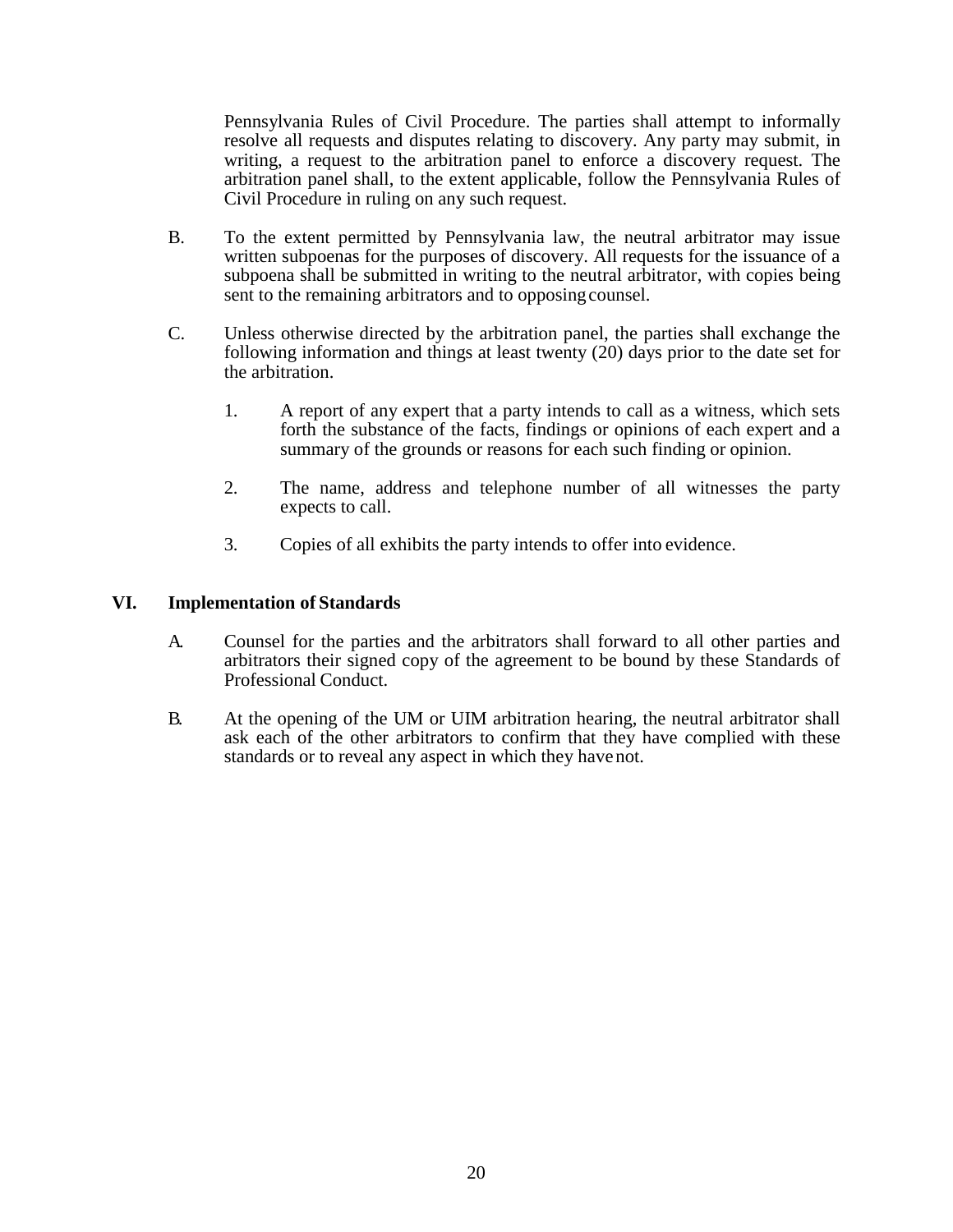Pennsylvania Rules of Civil Procedure. The parties shall attempt to informally resolve all requests and disputes relating to discovery. Any party may submit, in writing, a request to the arbitration panel to enforce a discovery request. The arbitration panel shall, to the extent applicable, follow the Pennsylvania Rules of Civil Procedure in ruling on any such request.

B. To the extent permitted by Pennsylvania law, the neutral arbitrator may issue written subpoenas for the purposes of discovery. All requests for the issuance of a subpoena shall be submitted in writing to the neutral arbitrator, with copies being sent to the remaining arbitrators and to opposing counsel.

C. Unless otherwise directed by the arbitration panel, the parties shall exchange the following information and things at least twenty (20) days prior to the date set for the arbitration.

1. A report of any expert that a party intends to call as a witness, which sets forth the substance of the facts, findings or opinions of each expert and a summary of the grounds or reasons for each such finding or opinion.

2. The name, address and telephone number of all witnesses the party expects to call.

3. Copies of all exhibits the party intends to offer into evidence.

## VI. Implementation of Standards

A. Counsel for the parties and the arbitrators shall forward to all other parties and arbitrators their signed copy of the agreement to be bound by these Standards of Professional Conduct.

B. At the opening of the UM or UIM arbitration hearing, the neutral arbitrator shall ask each of the other arbitrators to confirm that they have complied with these standards or to reveal any aspect in which they have not.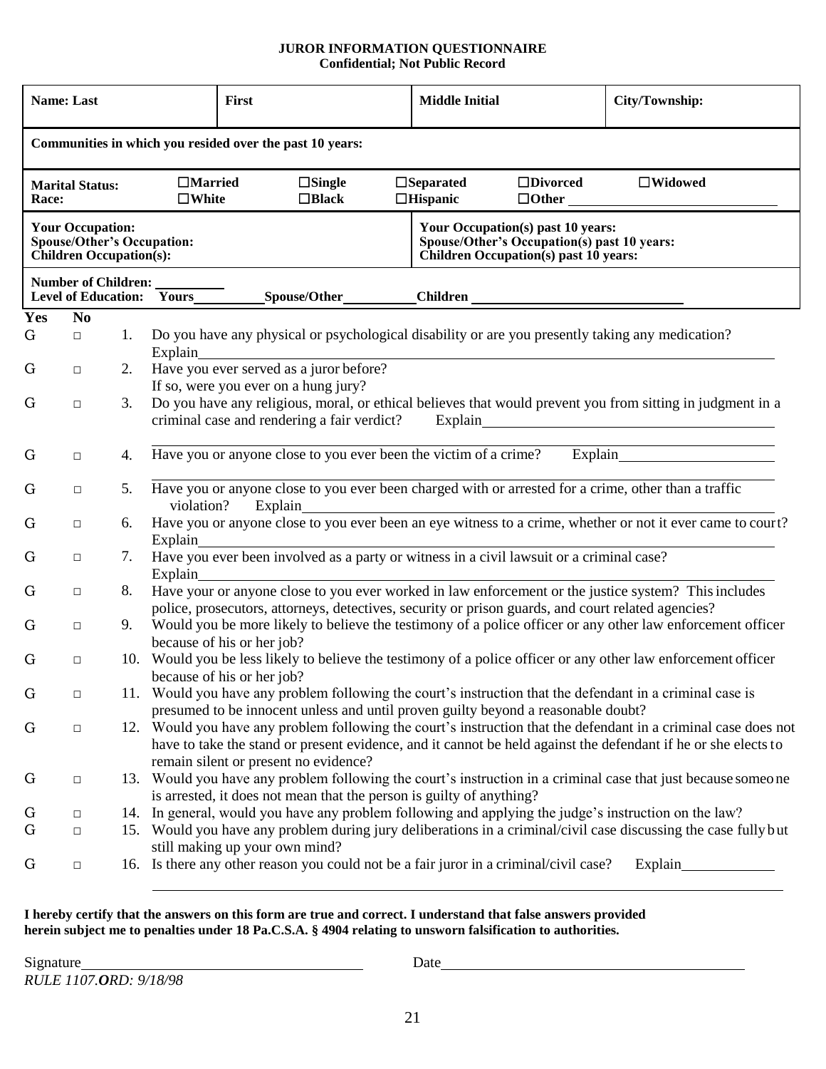**JUROR INFORMATION QUESTIONNAIRE**
**Confidential; Not Public Record**

| **Name: Last** | **First** | **Middle Initial** | **City/Township:** |
|---|---|---|---|
| **Communities in which you resided over the past 10 years:** | | | |

**Marital Status:** ☐Married ☐Single ☐Separated ☐Divorced ☐Widowed
**Race:** ☐White ☐Black ☐Hispanic ☐Other ____________

| **Your Occupation:**<br>**Spouse/Other's Occupation:**<br>**Children Occupation(s):** | **Your Occupation(s) past 10 years:**<br>**Spouse/Other's Occupation(s) past 10 years:**<br>**Children Occupation(s) past 10 years:** |
|---|---|

**Number of Children:** ________
**Level of Education: Yours** ________ **Spouse/Other** ________ **Children** ____________

| **Yes** | **No** | | |
|---|---|---|---|
| G | □ | 1. | Do you have any physical or psychological disability or are you presently taking any medication? Explain________ |
| G | □ | 2. | Have you ever served as a juror before? If so, were you ever on a hung jury? |
| G | □ | 3. | Do you have any religious, moral, or ethical believes that would prevent you from sitting in judgment in a criminal case and rendering a fair verdict? Explain________ |
| G | □ | 4. | Have you or anyone close to you ever been the victim of a crime? Explain________ |
| G | □ | 5. | Have you or anyone close to you ever been charged with or arrested for a crime, other than a traffic violation? Explain________ |
| G | □ | 6. | Have you or anyone close to you ever been an eye witness to a crime, whether or not it ever came to court? Explain________ |
| G | □ | 7. | Have you ever been involved as a party or witness in a civil lawsuit or a criminal case? Explain________ |
| G | □ | 8. | Have your or anyone close to you ever worked in law enforcement or the justice system? This includes police, prosecutors, attorneys, detectives, security or prison guards, and court related agencies? |
| G | □ | 9. | Would you be more likely to believe the testimony of a police officer or any other law enforcement officer because of his or her job? |
| G | □ | 10. | Would you be less likely to believe the testimony of a police officer or any other law enforcement officer because of his or her job? |
| G | □ | 11. | Would you have any problem following the court's instruction that the defendant in a criminal case is presumed to be innocent unless and until proven guilty beyond a reasonable doubt? |
| G | □ | 12. | Would you have any problem following the court's instruction that the defendant in a criminal case does not have to take the stand or present evidence, and it cannot be held against the defendant if he or she elects to remain silent or present no evidence? |
| G | □ | 13. | Would you have any problem following the court's instruction in a criminal case that just because someone is arrested, it does not mean that the person is guilty of anything? |
| G | □ | 14. | In general, would you have any problem following and applying the judge's instruction on the law? |
| G | □ | 15. | Would you have any problem during jury deliberations in a criminal/civil case discussing the case fully but still making up your own mind? |
| G | □ | 16. | Is there any other reason you could not be a fair juror in a criminal/civil case? Explain________ |

**I hereby certify that the answers on this form are true and correct. I understand that false answers provided herein subject me to penalties under 18 Pa.C.S.A. § 4904 relating to unsworn falsification to authorities.**

Signature________________________ Date________________________

*RULE 1107.**O**RD: 9/18/98*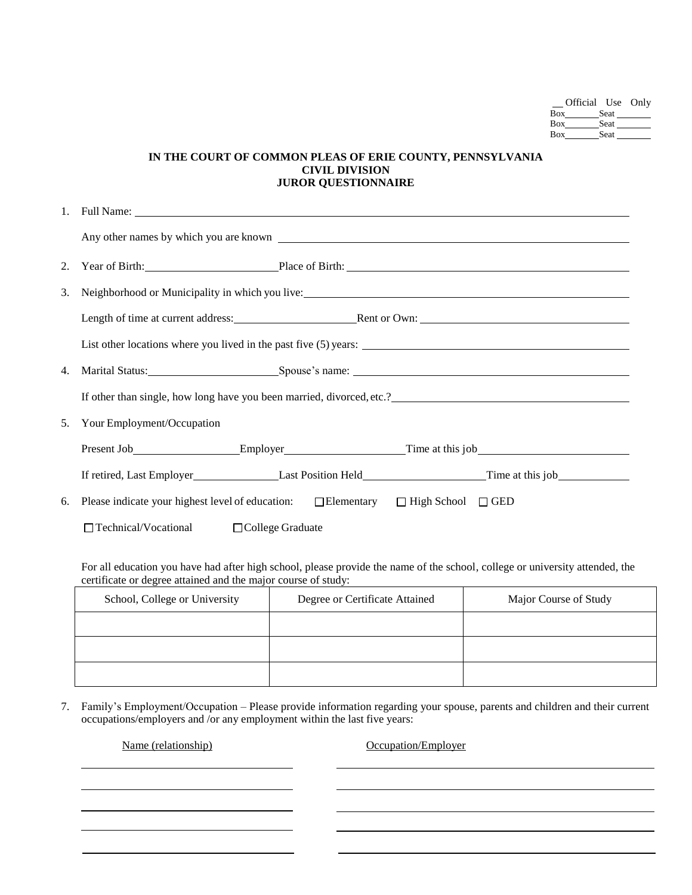\_\_ Official Use Only
Box\_\_\_\_\_\_\_ Seat \_\_\_\_\_\_\_
Box\_\_\_\_\_\_\_ Seat \_\_\_\_\_\_\_
Box\_\_\_\_\_\_\_ Seat \_\_\_\_\_\_\_

**IN THE COURT OF COMMON PLEAS OF ERIE COUNTY, PENNSYLVANIA**
**CIVIL DIVISION**
**JUROR QUESTIONNAIRE**

1. Full Name: \_\_\_\_\_\_\_\_\_\_\_\_\_\_\_\_\_\_\_\_\_\_\_\_\_\_\_\_\_\_\_\_\_\_\_\_\_\_\_\_

   Any other names by which you are known \_\_\_\_\_\_\_\_\_\_\_\_\_\_\_\_\_\_\_\_\_\_\_\_\_\_\_\_\_\_

2. Year of Birth: \_\_\_\_\_\_\_\_\_\_\_\_\_\_\_\_ Place of Birth: \_\_\_\_\_\_\_\_\_\_\_\_\_\_\_\_\_\_\_\_\_\_\_\_

3. Neighborhood or Municipality in which you live: \_\_\_\_\_\_\_\_\_\_\_\_\_\_\_\_\_\_\_\_\_\_\_\_\_\_\_\_

   Length of time at current address: \_\_\_\_\_\_\_\_\_\_\_\_\_\_\_\_ Rent or Own: \_\_\_\_\_\_\_\_\_\_\_\_\_\_\_\_\_\_\_\_

   List other locations where you lived in the past five (5) years: \_\_\_\_\_\_\_\_\_\_\_\_\_\_\_\_\_\_\_\_\_\_\_\_

4. Marital Status: \_\_\_\_\_\_\_\_\_\_\_\_\_\_\_\_ Spouse's name: \_\_\_\_\_\_\_\_\_\_\_\_\_\_\_\_\_\_\_\_\_\_\_\_

   If other than single, how long have you been married, divorced, etc.? \_\_\_\_\_\_\_\_\_\_\_\_\_\_\_\_\_\_\_\_

5. Your Employment/Occupation

   Present Job \_\_\_\_\_\_\_\_\_\_\_\_\_\_ Employer \_\_\_\_\_\_\_\_\_\_\_\_\_\_\_\_ Time at this job \_\_\_\_\_\_\_\_\_\_\_\_\_\_\_\_

   If retired, Last Employer \_\_\_\_\_\_\_\_\_\_\_\_ Last Position Held \_\_\_\_\_\_\_\_\_\_\_\_\_\_\_\_ Time at this job \_\_\_\_\_\_\_\_\_\_

6. Please indicate your highest level of education: ☐ Elementary ☐ High School ☐ GED

   ☐ Technical/Vocational ☐ College Graduate

   For all education you have had after high school, please provide the name of the school, college or university attended, the certificate or degree attained and the major course of study:

| School, College or University | Degree or Certificate Attained | Major Course of Study |
|---|---|---|
| | | |
| | | |
| | | |

7. Family's Employment/Occupation – Please provide information regarding your spouse, parents and children and their current occupations/employers and /or any employment within the last five years:

| Name (relationship) | Occupation/Employer |
|---|---|
| | |
| | |
| | |
| | |
| | |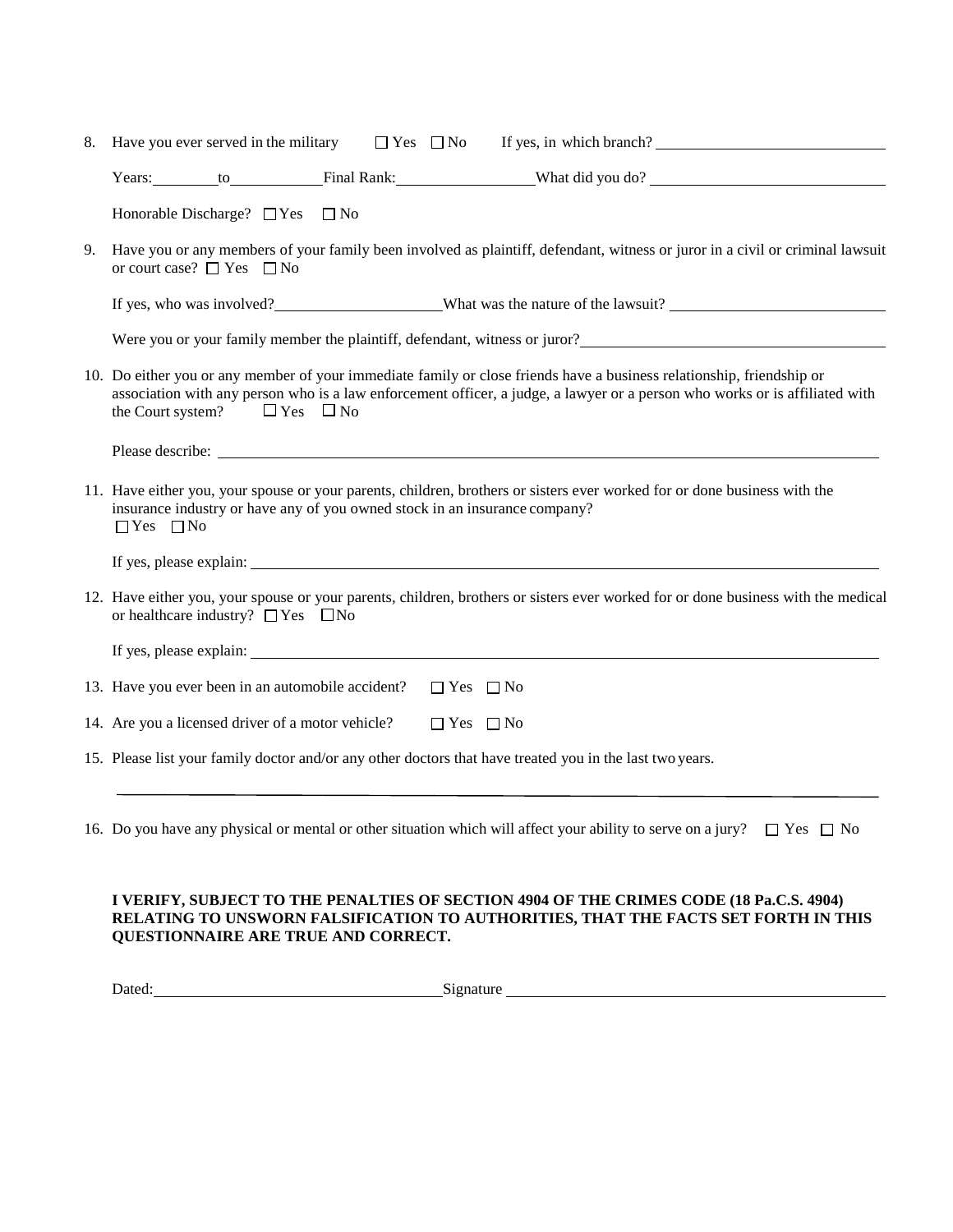8. Have you ever served in the military ☐ Yes ☐ No If yes, in which branch? ____________________

   Years: ________ to ________ Final Rank: ____________ What did you do? ____________________

   Honorable Discharge? ☐ Yes ☐ No

9. Have you or any members of your family been involved as plaintiff, defendant, witness or juror in a civil or criminal lawsuit or court case? ☐ Yes ☐ No

   If yes, who was involved? ____________________ What was the nature of the lawsuit? ____________________

   Were you or your family member the plaintiff, defendant, witness or juror? ____________________

10. Do either you or any member of your immediate family or close friends have a business relationship, friendship or association with any person who is a law enforcement officer, a judge, a lawyer or a person who works or is affiliated with the Court system? ☐ Yes ☐ No

    Please describe: ____________________

11. Have either you, your spouse or your parents, children, brothers or sisters ever worked for or done business with the insurance industry or have any of you owned stock in an insurance company?
    ☐ Yes ☐ No

    If yes, please explain: ____________________

12. Have either you, your spouse or your parents, children, brothers or sisters ever worked for or done business with the medical or healthcare industry? ☐ Yes ☐ No

    If yes, please explain: ____________________

13. Have you ever been in an automobile accident? ☐ Yes ☐ No

14. Are you a licensed driver of a motor vehicle? ☐ Yes ☐ No

15. Please list your family doctor and/or any other doctors that have treated you in the last two years.

    ____________________

16. Do you have any physical or mental or other situation which will affect your ability to serve on a jury? ☐ Yes ☐ No

**I VERIFY, SUBJECT TO THE PENALTIES OF SECTION 4904 OF THE CRIMES CODE (18 Pa.C.S. 4904) RELATING TO UNSWORN FALSIFICATION TO AUTHORITIES, THAT THE FACTS SET FORTH IN THIS QUESTIONNAIRE ARE TRUE AND CORRECT.**

Dated: ____________________ Signature ____________________